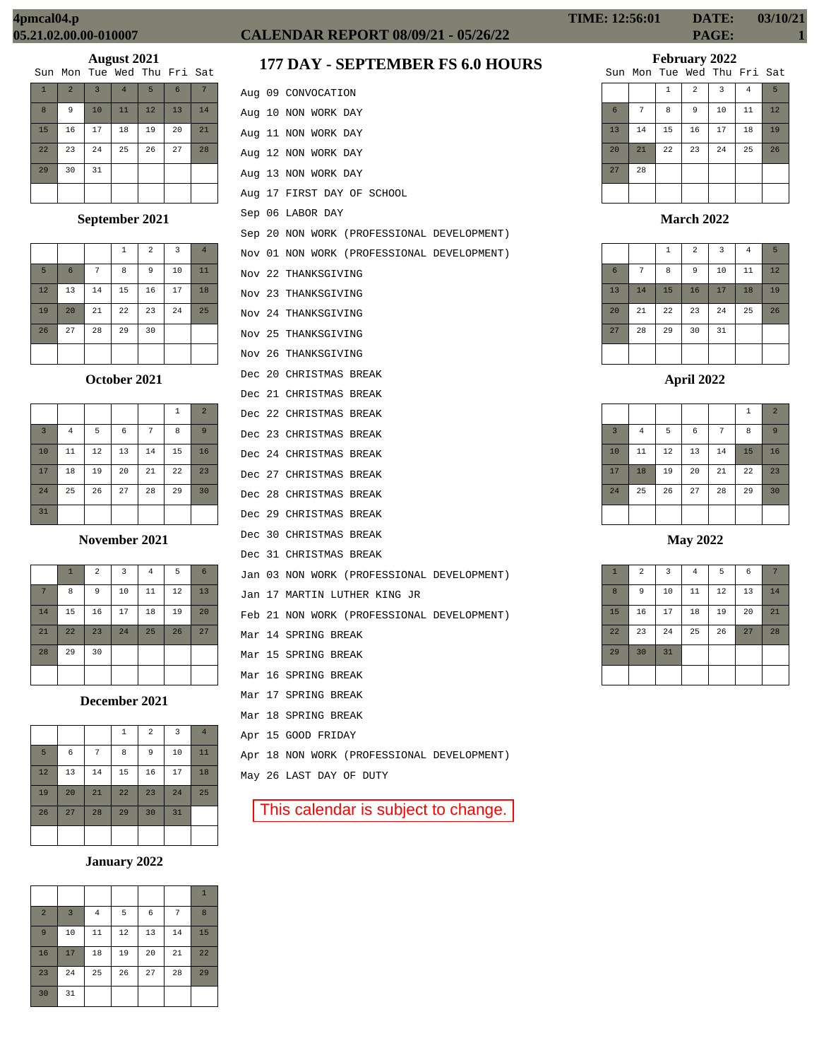4pmcal04.p
05.21.02.00.00-010007

# CALENDAR REPORT 08/09/21 - 05/26/22

TIME: 12:56:01 DATE: 03/10/21

## 177 DAY - SEPTEMBER FS 6.0 HOURS

### August 2021

| Sun | Mon | Tue | Wed | Thu | Fri | Sat |
|---|---|---|---|---|---|---|
| 1 | 2 | 3 | 4 | 5 | 6 | 7 |
| 8 | 9 | 10 | 11 | 12 | 13 | 14 |
| 15 | 16 | 17 | 18 | 19 | 20 | 21 |
| 22 | 23 | 24 | 25 | 26 | 27 | 28 |
| 29 | 30 | 31 | | | | |

### September 2021

| Sun | Mon | Tue | Wed | Thu | Fri | Sat |
|---|---|---|---|---|---|---|
| | | | 1 | 2 | 3 | 4 |
| 5 | 6 | 7 | 8 | 9 | 10 | 11 |
| 12 | 13 | 14 | 15 | 16 | 17 | 18 |
| 19 | 20 | 21 | 22 | 23 | 24 | 25 |
| 26 | 27 | 28 | 29 | 30 | | |

### October 2021

| Sun | Mon | Tue | Wed | Thu | Fri | Sat |
|---|---|---|---|---|---|---|
| | | | | | 1 | 2 |
| 3 | 4 | 5 | 6 | 7 | 8 | 9 |
| 10 | 11 | 12 | 13 | 14 | 15 | 16 |
| 17 | 18 | 19 | 20 | 21 | 22 | 23 |
| 24 | 25 | 26 | 27 | 28 | 29 | 30 |
| 31 | | | | | | |

### November 2021

| Sun | Mon | Tue | Wed | Thu | Fri | Sat |
|---|---|---|---|---|---|---|
| | 1 | 2 | 3 | 4 | 5 | 6 |
| 7 | 8 | 9 | 10 | 11 | 12 | 13 |
| 14 | 15 | 16 | 17 | 18 | 19 | 20 |
| 21 | 22 | 23 | 24 | 25 | 26 | 27 |
| 28 | 29 | 30 | | | | |

### December 2021

| Sun | Mon | Tue | Wed | Thu | Fri | Sat |
|---|---|---|---|---|---|---|
| | | | 1 | 2 | 3 | 4 |
| 5 | 6 | 7 | 8 | 9 | 10 | 11 |
| 12 | 13 | 14 | 15 | 16 | 17 | 18 |
| 19 | 20 | 21 | 22 | 23 | 24 | 25 |
| 26 | 27 | 28 | 29 | 30 | 31 | |

### January 2022

| Sun | Mon | Tue | Wed | Thu | Fri | Sat |
|---|---|---|---|---|---|---|
| | | | | | | 1 |
| 2 | 3 | 4 | 5 | 6 | 7 | 8 |
| 9 | 10 | 11 | 12 | 13 | 14 | 15 |
| 16 | 17 | 18 | 19 | 20 | 21 | 22 |
| 23 | 24 | 25 | 26 | 27 | 28 | 29 |
| 30 | 31 | | | | | |

### February 2022

| Sun | Mon | Tue | Wed | Thu | Fri | Sat |
|---|---|---|---|---|---|---|
| | | 1 | 2 | 3 | 4 | 5 |
| 6 | 7 | 8 | 9 | 10 | 11 | 12 |
| 13 | 14 | 15 | 16 | 17 | 18 | 19 |
| 20 | 21 | 22 | 23 | 24 | 25 | 26 |
| 27 | 28 | | | | | |

### March 2022

| Sun | Mon | Tue | Wed | Thu | Fri | Sat |
|---|---|---|---|---|---|---|
| | | 1 | 2 | 3 | 4 | 5 |
| 6 | 7 | 8 | 9 | 10 | 11 | 12 |
| 13 | 14 | 15 | 16 | 17 | 18 | 19 |
| 20 | 21 | 22 | 23 | 24 | 25 | 26 |
| 27 | 28 | 29 | 30 | 31 | | |

### April 2022

| Sun | Mon | Tue | Wed | Thu | Fri | Sat |
|---|---|---|---|---|---|---|
| | | | | | 1 | 2 |
| 3 | 4 | 5 | 6 | 7 | 8 | 9 |
| 10 | 11 | 12 | 13 | 14 | 15 | 16 |
| 17 | 18 | 19 | 20 | 21 | 22 | 23 |
| 24 | 25 | 26 | 27 | 28 | 29 | 30 |

### May 2022

| Sun | Mon | Tue | Wed | Thu | Fri | Sat |
|---|---|---|---|---|---|---|
| 1 | 2 | 3 | 4 | 5 | 6 | 7 |
| 8 | 9 | 10 | 11 | 12 | 13 | 14 |
| 15 | 16 | 17 | 18 | 19 | 20 | 21 |
| 22 | 23 | 24 | 25 | 26 | 27 | 28 |
| 29 | 30 | 31 | | | | |

Aug 09 CONVOCATION
Aug 10 NON WORK DAY
Aug 11 NON WORK DAY
Aug 12 NON WORK DAY
Aug 13 NON WORK DAY
Aug 17 FIRST DAY OF SCHOOL
Sep 06 LABOR DAY
Sep 20 NON WORK (PROFESSIONAL DEVELOPMENT)
Nov 01 NON WORK (PROFESSIONAL DEVELOPMENT)
Nov 22 THANKSGIVING
Nov 23 THANKSGIVING
Nov 24 THANKSGIVING
Nov 25 THANKSGIVING
Nov 26 THANKSGIVING
Dec 20 CHRISTMAS BREAK
Dec 21 CHRISTMAS BREAK
Dec 22 CHRISTMAS BREAK
Dec 23 CHRISTMAS BREAK
Dec 24 CHRISTMAS BREAK
Dec 27 CHRISTMAS BREAK
Dec 28 CHRISTMAS BREAK
Dec 29 CHRISTMAS BREAK
Dec 30 CHRISTMAS BREAK
Dec 31 CHRISTMAS BREAK
Jan 03 NON WORK (PROFESSIONAL DEVELOPMENT)
Jan 17 MARTIN LUTHER KING JR
Feb 21 NON WORK (PROFESSIONAL DEVELOPMENT)
Mar 14 SPRING BREAK
Mar 15 SPRING BREAK
Mar 16 SPRING BREAK
Mar 17 SPRING BREAK
Mar 18 SPRING BREAK
Apr 15 GOOD FRIDAY
Apr 18 NON WORK (PROFESSIONAL DEVELOPMENT)
May 26 LAST DAY OF DUTY

This calendar is subject to change.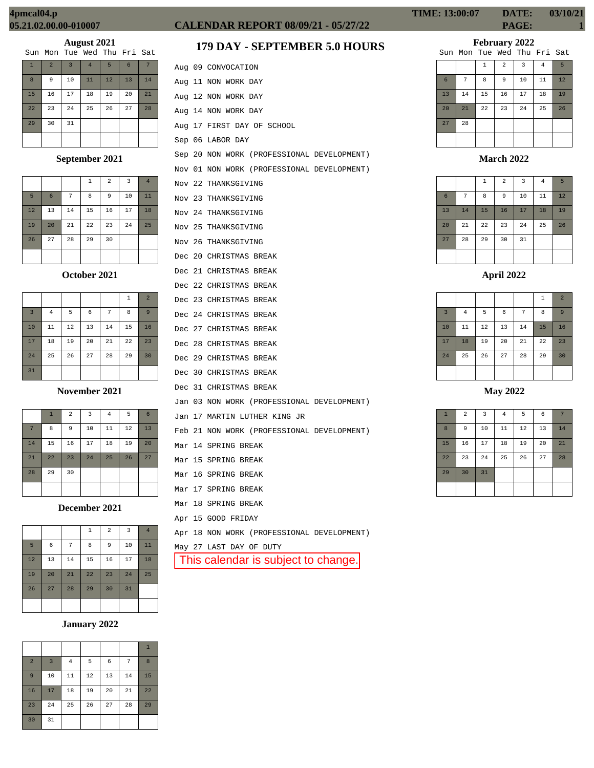# CALENDAR REPORT 08/09/21 - 05/27/22

## 179 DAY - SEPTEMBER 5.0 HOURS

### August 2021

| Sun | Mon | Tue | Wed | Thu | Fri | Sat |
|---|---|---|---|---|---|---|
| 1 | 2 | 3 | 4 | 5 | 6 | 7 |
| 8 | 9 | 10 | 11 | 12 | 13 | 14 |
| 15 | 16 | 17 | 18 | 19 | 20 | 21 |
| 22 | 23 | 24 | 25 | 26 | 27 | 28 |
| 29 | 30 | 31 | | | | |

### September 2021

| Sun | Mon | Tue | Wed | Thu | Fri | Sat |
|---|---|---|---|---|---|---|
| | | | 1 | 2 | 3 | 4 |
| 5 | 6 | 7 | 8 | 9 | 10 | 11 |
| 12 | 13 | 14 | 15 | 16 | 17 | 18 |
| 19 | 20 | 21 | 22 | 23 | 24 | 25 |
| 26 | 27 | 28 | 29 | 30 | | |

### October 2021

| Sun | Mon | Tue | Wed | Thu | Fri | Sat |
|---|---|---|---|---|---|---|
| | | | | | 1 | 2 |
| 3 | 4 | 5 | 6 | 7 | 8 | 9 |
| 10 | 11 | 12 | 13 | 14 | 15 | 16 |
| 17 | 18 | 19 | 20 | 21 | 22 | 23 |
| 24 | 25 | 26 | 27 | 28 | 29 | 30 |
| 31 | | | | | | |

### November 2021

| Sun | Mon | Tue | Wed | Thu | Fri | Sat |
|---|---|---|---|---|---|---|
| | 1 | 2 | 3 | 4 | 5 | 6 |
| 7 | 8 | 9 | 10 | 11 | 12 | 13 |
| 14 | 15 | 16 | 17 | 18 | 19 | 20 |
| 21 | 22 | 23 | 24 | 25 | 26 | 27 |
| 28 | 29 | 30 | | | | |

### December 2021

| Sun | Mon | Tue | Wed | Thu | Fri | Sat |
|---|---|---|---|---|---|---|
| | | | 1 | 2 | 3 | 4 |
| 5 | 6 | 7 | 8 | 9 | 10 | 11 |
| 12 | 13 | 14 | 15 | 16 | 17 | 18 |
| 19 | 20 | 21 | 22 | 23 | 24 | 25 |
| 26 | 27 | 28 | 29 | 30 | 31 | |

### January 2022

| Sun | Mon | Tue | Wed | Thu | Fri | Sat |
|---|---|---|---|---|---|---|
| | | | | | | 1 |
| 2 | 3 | 4 | 5 | 6 | 7 | 8 |
| 9 | 10 | 11 | 12 | 13 | 14 | 15 |
| 16 | 17 | 18 | 19 | 20 | 21 | 22 |
| 23 | 24 | 25 | 26 | 27 | 28 | 29 |
| 30 | 31 | | | | | |

### Schedule

- Aug 09 CONVOCATION
- Aug 11 NON WORK DAY
- Aug 12 NON WORK DAY
- Aug 14 NON WORK DAY
- Aug 17 FIRST DAY OF SCHOOL
- Sep 06 LABOR DAY
- Sep 20 NON WORK (PROFESSIONAL DEVELOPMENT)
- Nov 01 NON WORK (PROFESSIONAL DEVELOPMENT)
- Nov 22 THANKSGIVING
- Nov 23 THANKSGIVING
- Nov 24 THANKSGIVING
- Nov 25 THANKSGIVING
- Nov 26 THANKSGIVING
- Dec 20 CHRISTMAS BREAK
- Dec 21 CHRISTMAS BREAK
- Dec 22 CHRISTMAS BREAK
- Dec 23 CHRISTMAS BREAK
- Dec 24 CHRISTMAS BREAK
- Dec 27 CHRISTMAS BREAK
- Dec 28 CHRISTMAS BREAK
- Dec 29 CHRISTMAS BREAK
- Dec 30 CHRISTMAS BREAK
- Dec 31 CHRISTMAS BREAK
- Jan 03 NON WORK (PROFESSIONAL DEVELOPMENT)
- Jan 17 MARTIN LUTHER KING JR
- Feb 21 NON WORK (PROFESSIONAL DEVELOPMENT)
- Mar 14 SPRING BREAK
- Mar 15 SPRING BREAK
- Mar 16 SPRING BREAK
- Mar 17 SPRING BREAK
- Mar 18 SPRING BREAK
- Apr 15 GOOD FRIDAY
- Apr 18 NON WORK (PROFESSIONAL DEVELOPMENT)
- May 27 LAST DAY OF DUTY

This calendar is subject to change.

### February 2022

| Sun | Mon | Tue | Wed | Thu | Fri | Sat |
|---|---|---|---|---|---|---|
| | | 1 | 2 | 3 | 4 | 5 |
| 6 | 7 | 8 | 9 | 10 | 11 | 12 |
| 13 | 14 | 15 | 16 | 17 | 18 | 19 |
| 20 | 21 | 22 | 23 | 24 | 25 | 26 |
| 27 | 28 | | | | | |

### March 2022

| Sun | Mon | Tue | Wed | Thu | Fri | Sat |
|---|---|---|---|---|---|---|
| | | 1 | 2 | 3 | 4 | 5 |
| 6 | 7 | 8 | 9 | 10 | 11 | 12 |
| 13 | 14 | 15 | 16 | 17 | 18 | 19 |
| 20 | 21 | 22 | 23 | 24 | 25 | 26 |
| 27 | 28 | 29 | 30 | 31 | | |

### April 2022

| Sun | Mon | Tue | Wed | Thu | Fri | Sat |
|---|---|---|---|---|---|---|
| | | | | | 1 | 2 |
| 3 | 4 | 5 | 6 | 7 | 8 | 9 |
| 10 | 11 | 12 | 13 | 14 | 15 | 16 |
| 17 | 18 | 19 | 20 | 21 | 22 | 23 |
| 24 | 25 | 26 | 27 | 28 | 29 | 30 |

### May 2022

| Sun | Mon | Tue | Wed | Thu | Fri | Sat |
|---|---|---|---|---|---|---|
| 1 | 2 | 3 | 4 | 5 | 6 | 7 |
| 8 | 9 | 10 | 11 | 12 | 13 | 14 |
| 15 | 16 | 17 | 18 | 19 | 20 | 21 |
| 22 | 23 | 24 | 25 | 26 | 27 | 28 |
| 29 | 30 | 31 | | | | |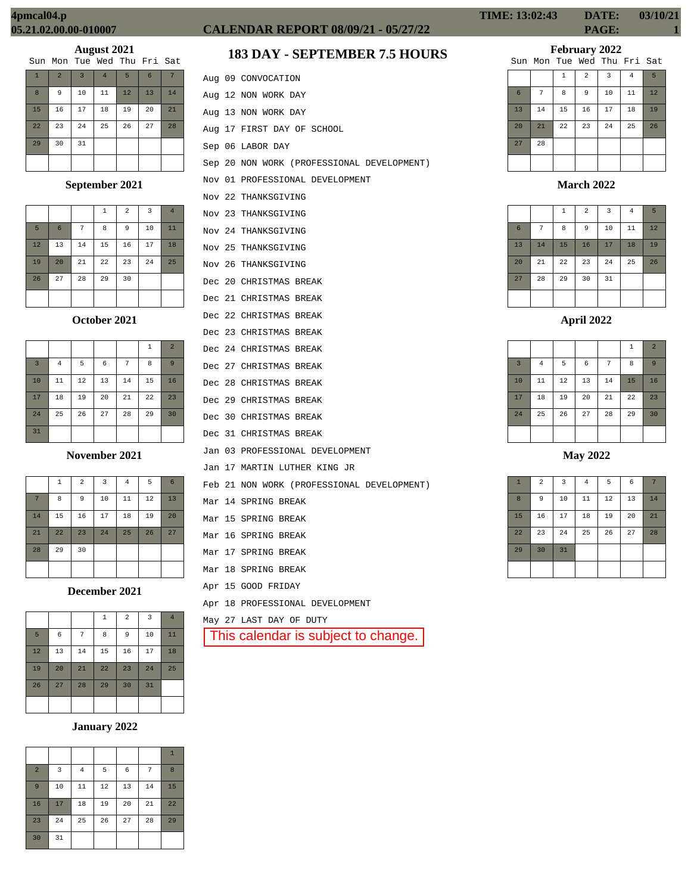4pmcal04.p
05.21.02.00.00-010007

# CALENDAR REPORT 08/09/21 - 05/27/22

TIME: 13:02:43 DATE: 03/10/21

## 183 DAY - SEPTEMBER 7.5 HOURS

Aug 09 CONVOCATION
Aug 12 NON WORK DAY
Aug 13 NON WORK DAY
Aug 17 FIRST DAY OF SCHOOL
Sep 06 LABOR DAY
Sep 20 NON WORK (PROFESSIONAL DEVELOPMENT)
Nov 01 PROFESSIONAL DEVELOPMENT
Nov 22 THANKSGIVING
Nov 23 THANKSGIVING
Nov 24 THANKSGIVING
Nov 25 THANKSGIVING
Nov 26 THANKSGIVING
Dec 20 CHRISTMAS BREAK
Dec 21 CHRISTMAS BREAK
Dec 22 CHRISTMAS BREAK
Dec 23 CHRISTMAS BREAK
Dec 24 CHRISTMAS BREAK
Dec 27 CHRISTMAS BREAK
Dec 28 CHRISTMAS BREAK
Dec 29 CHRISTMAS BREAK
Dec 30 CHRISTMAS BREAK
Dec 31 CHRISTMAS BREAK
Jan 03 PROFESSIONAL DEVELOPMENT
Jan 17 MARTIN LUTHER KING JR
Feb 21 NON WORK (PROFESSIONAL DEVELOPMENT)
Mar 14 SPRING BREAK
Mar 15 SPRING BREAK
Mar 16 SPRING BREAK
Mar 17 SPRING BREAK
Mar 18 SPRING BREAK
Apr 15 GOOD FRIDAY
Apr 18 PROFESSIONAL DEVELOPMENT
May 27 LAST DAY OF DUTY

This calendar is subject to change.

### August 2021

| Sun | Mon | Tue | Wed | Thu | Fri | Sat |
|---|---|---|---|---|---|---|
| 1 | 2 | 3 | 4 | 5 | 6 | 7 |
| 8 | 9 | 10 | 11 | 12 | 13 | 14 |
| 15 | 16 | 17 | 18 | 19 | 20 | 21 |
| 22 | 23 | 24 | 25 | 26 | 27 | 28 |
| 29 | 30 | 31 | | | | |

### September 2021

| Sun | Mon | Tue | Wed | Thu | Fri | Sat |
|---|---|---|---|---|---|---|
| | | | 1 | 2 | 3 | 4 |
| 5 | 6 | 7 | 8 | 9 | 10 | 11 |
| 12 | 13 | 14 | 15 | 16 | 17 | 18 |
| 19 | 20 | 21 | 22 | 23 | 24 | 25 |
| 26 | 27 | 28 | 29 | 30 | | |

### October 2021

| Sun | Mon | Tue | Wed | Thu | Fri | Sat |
|---|---|---|---|---|---|---|
| | | | | | 1 | 2 |
| 3 | 4 | 5 | 6 | 7 | 8 | 9 |
| 10 | 11 | 12 | 13 | 14 | 15 | 16 |
| 17 | 18 | 19 | 20 | 21 | 22 | 23 |
| 24 | 25 | 26 | 27 | 28 | 29 | 30 |
| 31 | | | | | | |

### November 2021

| Sun | Mon | Tue | Wed | Thu | Fri | Sat |
|---|---|---|---|---|---|---|
| | 1 | 2 | 3 | 4 | 5 | 6 |
| 7 | 8 | 9 | 10 | 11 | 12 | 13 |
| 14 | 15 | 16 | 17 | 18 | 19 | 20 |
| 21 | 22 | 23 | 24 | 25 | 26 | 27 |
| 28 | 29 | 30 | | | | |

### December 2021

| Sun | Mon | Tue | Wed | Thu | Fri | Sat |
|---|---|---|---|---|---|---|
| | | | 1 | 2 | 3 | 4 |
| 5 | 6 | 7 | 8 | 9 | 10 | 11 |
| 12 | 13 | 14 | 15 | 16 | 17 | 18 |
| 19 | 20 | 21 | 22 | 23 | 24 | 25 |
| 26 | 27 | 28 | 29 | 30 | 31 | |

### January 2022

| Sun | Mon | Tue | Wed | Thu | Fri | Sat |
|---|---|---|---|---|---|---|
| | | | | | | 1 |
| 2 | 3 | 4 | 5 | 6 | 7 | 8 |
| 9 | 10 | 11 | 12 | 13 | 14 | 15 |
| 16 | 17 | 18 | 19 | 20 | 21 | 22 |
| 23 | 24 | 25 | 26 | 27 | 28 | 29 |
| 30 | 31 | | | | | |

### February 2022

| Sun | Mon | Tue | Wed | Thu | Fri | Sat |
|---|---|---|---|---|---|---|
| | | 1 | 2 | 3 | 4 | 5 |
| 6 | 7 | 8 | 9 | 10 | 11 | 12 |
| 13 | 14 | 15 | 16 | 17 | 18 | 19 |
| 20 | 21 | 22 | 23 | 24 | 25 | 26 |
| 27 | 28 | | | | | |

### March 2022

| Sun | Mon | Tue | Wed | Thu | Fri | Sat |
|---|---|---|---|---|---|---|
| | | 1 | 2 | 3 | 4 | 5 |
| 6 | 7 | 8 | 9 | 10 | 11 | 12 |
| 13 | 14 | 15 | 16 | 17 | 18 | 19 |
| 20 | 21 | 22 | 23 | 24 | 25 | 26 |
| 27 | 28 | 29 | 30 | 31 | | |

### April 2022

| Sun | Mon | Tue | Wed | Thu | Fri | Sat |
|---|---|---|---|---|---|---|
| | | | | | 1 | 2 |
| 3 | 4 | 5 | 6 | 7 | 8 | 9 |
| 10 | 11 | 12 | 13 | 14 | 15 | 16 |
| 17 | 18 | 19 | 20 | 21 | 22 | 23 |
| 24 | 25 | 26 | 27 | 28 | 29 | 30 |

### May 2022

| Sun | Mon | Tue | Wed | Thu | Fri | Sat |
|---|---|---|---|---|---|---|
| 1 | 2 | 3 | 4 | 5 | 6 | 7 |
| 8 | 9 | 10 | 11 | 12 | 13 | 14 |
| 15 | 16 | 17 | 18 | 19 | 20 | 21 |
| 22 | 23 | 24 | 25 | 26 | 27 | 28 |
| 29 | 30 | 31 | | | | |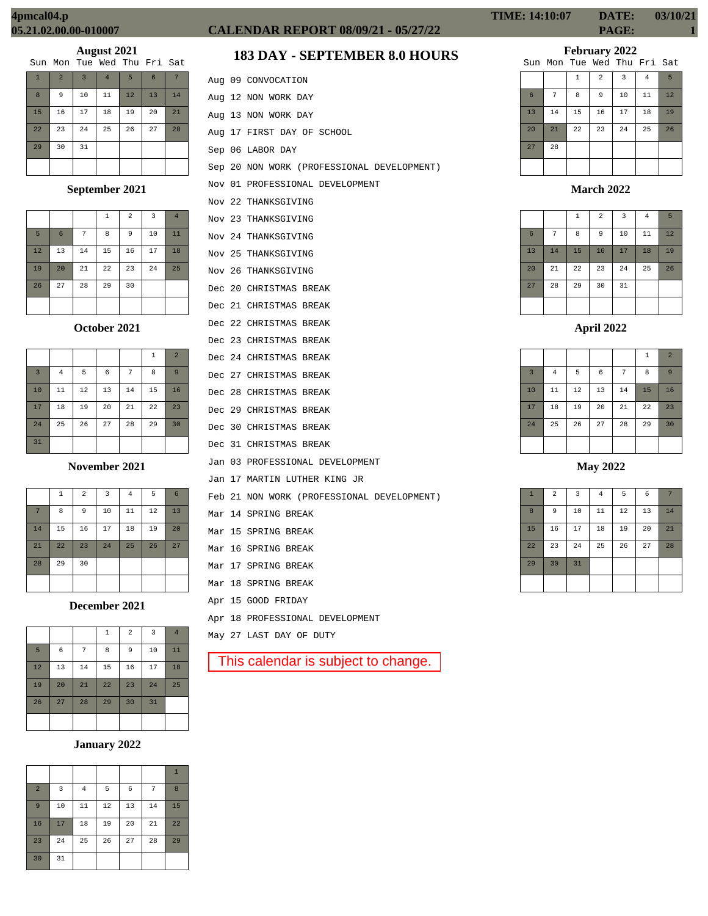4pmcal04.p
05.21.02.00.00-010007

# CALENDAR REPORT 08/09/21 - 05/27/22

TIME: 14:10:07 DATE: 03/10/21

## 183 DAY - SEPTEMBER 8.0 HOURS

### August 2021

| Sun | Mon | Tue | Wed | Thu | Fri | Sat |
|---|---|---|---|---|---|---|
| 1 | 2 | 3 | 4 | 5 | 6 | 7 |
| 8 | 9 | 10 | 11 | 12 | 13 | 14 |
| 15 | 16 | 17 | 18 | 19 | 20 | 21 |
| 22 | 23 | 24 | 25 | 26 | 27 | 28 |
| 29 | 30 | 31 | | | | |

### September 2021

| Sun | Mon | Tue | Wed | Thu | Fri | Sat |
|---|---|---|---|---|---|---|
| | | | 1 | 2 | 3 | 4 |
| 5 | 6 | 7 | 8 | 9 | 10 | 11 |
| 12 | 13 | 14 | 15 | 16 | 17 | 18 |
| 19 | 20 | 21 | 22 | 23 | 24 | 25 |
| 26 | 27 | 28 | 29 | 30 | | |

### October 2021

| Sun | Mon | Tue | Wed | Thu | Fri | Sat |
|---|---|---|---|---|---|---|
| | | | | | 1 | 2 |
| 3 | 4 | 5 | 6 | 7 | 8 | 9 |
| 10 | 11 | 12 | 13 | 14 | 15 | 16 |
| 17 | 18 | 19 | 20 | 21 | 22 | 23 |
| 24 | 25 | 26 | 27 | 28 | 29 | 30 |
| 31 | | | | | | |

### November 2021

| Sun | Mon | Tue | Wed | Thu | Fri | Sat |
|---|---|---|---|---|---|---|
| | 1 | 2 | 3 | 4 | 5 | 6 |
| 7 | 8 | 9 | 10 | 11 | 12 | 13 |
| 14 | 15 | 16 | 17 | 18 | 19 | 20 |
| 21 | 22 | 23 | 24 | 25 | 26 | 27 |
| 28 | 29 | 30 | | | | |

### December 2021

| Sun | Mon | Tue | Wed | Thu | Fri | Sat |
|---|---|---|---|---|---|---|
| | | | 1 | 2 | 3 | 4 |
| 5 | 6 | 7 | 8 | 9 | 10 | 11 |
| 12 | 13 | 14 | 15 | 16 | 17 | 18 |
| 19 | 20 | 21 | 22 | 23 | 24 | 25 |
| 26 | 27 | 28 | 29 | 30 | 31 | |

### January 2022

| Sun | Mon | Tue | Wed | Thu | Fri | Sat |
|---|---|---|---|---|---|---|
| | | | | | | 1 |
| 2 | 3 | 4 | 5 | 6 | 7 | 8 |
| 9 | 10 | 11 | 12 | 13 | 14 | 15 |
| 16 | 17 | 18 | 19 | 20 | 21 | 22 |
| 23 | 24 | 25 | 26 | 27 | 28 | 29 |
| 30 | 31 | | | | | |

### February 2022

| Sun | Mon | Tue | Wed | Thu | Fri | Sat |
|---|---|---|---|---|---|---|
| | | 1 | 2 | 3 | 4 | 5 |
| 6 | 7 | 8 | 9 | 10 | 11 | 12 |
| 13 | 14 | 15 | 16 | 17 | 18 | 19 |
| 20 | 21 | 22 | 23 | 24 | 25 | 26 |
| 27 | 28 | | | | | |

### March 2022

| Sun | Mon | Tue | Wed | Thu | Fri | Sat |
|---|---|---|---|---|---|---|
| | | 1 | 2 | 3 | 4 | 5 |
| 6 | 7 | 8 | 9 | 10 | 11 | 12 |
| 13 | 14 | 15 | 16 | 17 | 18 | 19 |
| 20 | 21 | 22 | 23 | 24 | 25 | 26 |
| 27 | 28 | 29 | 30 | 31 | | |

### April 2022

| Sun | Mon | Tue | Wed | Thu | Fri | Sat |
|---|---|---|---|---|---|---|
| | | | | | 1 | 2 |
| 3 | 4 | 5 | 6 | 7 | 8 | 9 |
| 10 | 11 | 12 | 13 | 14 | 15 | 16 |
| 17 | 18 | 19 | 20 | 21 | 22 | 23 |
| 24 | 25 | 26 | 27 | 28 | 29 | 30 |

### May 2022

| Sun | Mon | Tue | Wed | Thu | Fri | Sat |
|---|---|---|---|---|---|---|
| 1 | 2 | 3 | 4 | 5 | 6 | 7 |
| 8 | 9 | 10 | 11 | 12 | 13 | 14 |
| 15 | 16 | 17 | 18 | 19 | 20 | 21 |
| 22 | 23 | 24 | 25 | 26 | 27 | 28 |
| 29 | 30 | 31 | | | | |

Aug 09 CONVOCATION
Aug 12 NON WORK DAY
Aug 13 NON WORK DAY
Aug 17 FIRST DAY OF SCHOOL
Sep 06 LABOR DAY
Sep 20 NON WORK (PROFESSIONAL DEVELOPMENT)
Nov 01 PROFESSIONAL DEVELOPMENT
Nov 22 THANKSGIVING
Nov 23 THANKSGIVING
Nov 24 THANKSGIVING
Nov 25 THANKSGIVING
Nov 26 THANKSGIVING
Dec 20 CHRISTMAS BREAK
Dec 21 CHRISTMAS BREAK
Dec 22 CHRISTMAS BREAK
Dec 23 CHRISTMAS BREAK
Dec 24 CHRISTMAS BREAK
Dec 27 CHRISTMAS BREAK
Dec 28 CHRISTMAS BREAK
Dec 29 CHRISTMAS BREAK
Dec 30 CHRISTMAS BREAK
Dec 31 CHRISTMAS BREAK
Jan 03 PROFESSIONAL DEVELOPMENT
Jan 17 MARTIN LUTHER KING JR
Feb 21 NON WORK (PROFESSIONAL DEVELOPMENT)
Mar 14 SPRING BREAK
Mar 15 SPRING BREAK
Mar 16 SPRING BREAK
Mar 17 SPRING BREAK
Mar 18 SPRING BREAK
Apr 15 GOOD FRIDAY
Apr 18 PROFESSIONAL DEVELOPMENT
May 27 LAST DAY OF DUTY

This calendar is subject to change.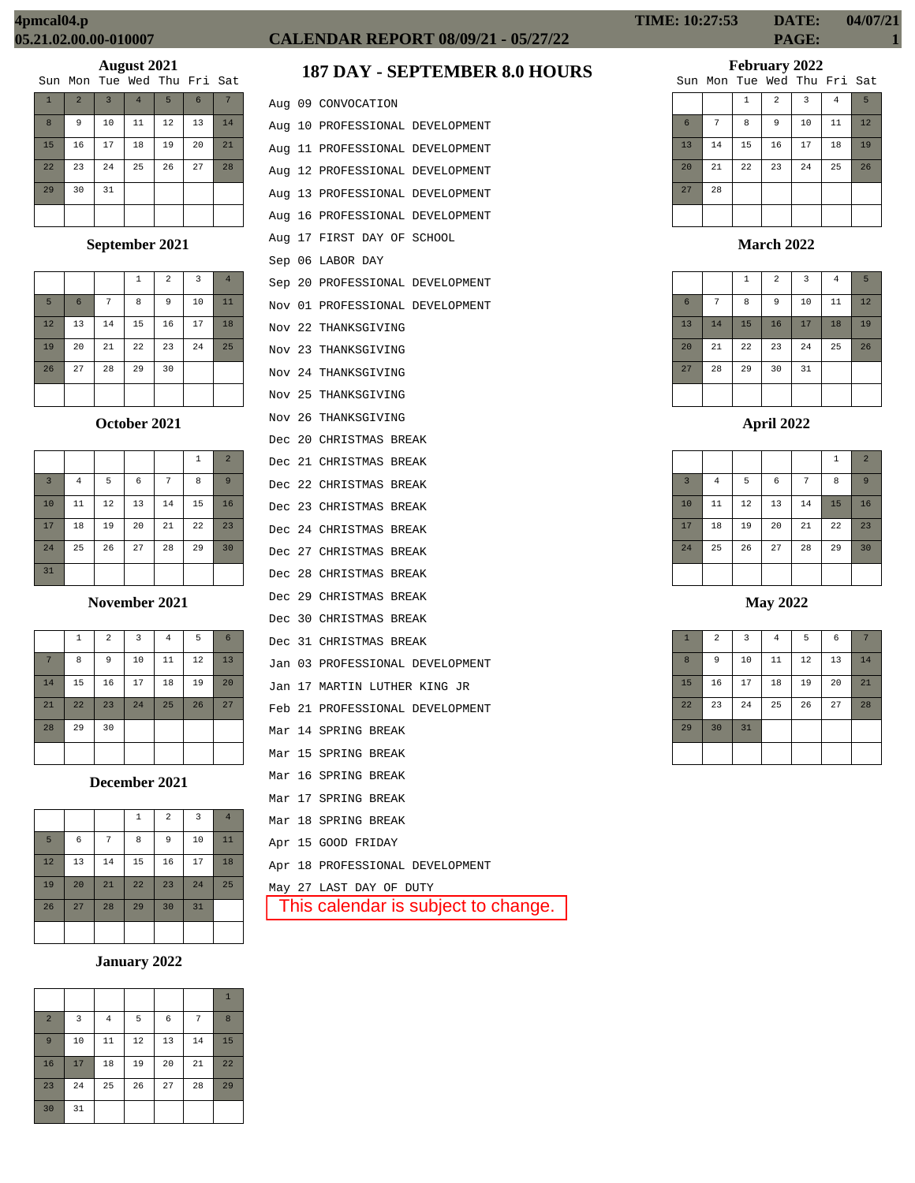4pmcal04.p
05.21.02.00.00-010007

# CALENDAR REPORT 08/09/21 - 05/27/22

TIME: 10:27:53 DATE: 04/07/21

## 187 DAY - SEPTEMBER 8.0 HOURS

Aug 09 CONVOCATION
Aug 10 PROFESSIONAL DEVELOPMENT
Aug 11 PROFESSIONAL DEVELOPMENT
Aug 12 PROFESSIONAL DEVELOPMENT
Aug 13 PROFESSIONAL DEVELOPMENT
Aug 16 PROFESSIONAL DEVELOPMENT
Aug 17 FIRST DAY OF SCHOOL
Sep 06 LABOR DAY
Sep 20 PROFESSIONAL DEVELOPMENT
Nov 01 PROFESSIONAL DEVELOPMENT
Nov 22 THANKSGIVING
Nov 23 THANKSGIVING
Nov 24 THANKSGIVING
Nov 25 THANKSGIVING
Nov 26 THANKSGIVING
Dec 20 CHRISTMAS BREAK
Dec 21 CHRISTMAS BREAK
Dec 22 CHRISTMAS BREAK
Dec 23 CHRISTMAS BREAK
Dec 24 CHRISTMAS BREAK
Dec 27 CHRISTMAS BREAK
Dec 28 CHRISTMAS BREAK
Dec 29 CHRISTMAS BREAK
Dec 30 CHRISTMAS BREAK
Dec 31 CHRISTMAS BREAK
Jan 03 PROFESSIONAL DEVELOPMENT
Jan 17 MARTIN LUTHER KING JR
Feb 21 PROFESSIONAL DEVELOPMENT
Mar 14 SPRING BREAK
Mar 15 SPRING BREAK
Mar 16 SPRING BREAK
Mar 17 SPRING BREAK
Mar 18 SPRING BREAK
Apr 15 GOOD FRIDAY
Apr 18 PROFESSIONAL DEVELOPMENT
May 27 LAST DAY OF DUTY

This calendar is subject to change.

### August 2021

| Sun | Mon | Tue | Wed | Thu | Fri | Sat |
|---|---|---|---|---|---|---|
| 1 | 2 | 3 | 4 | 5 | 6 | 7 |
| 8 | 9 | 10 | 11 | 12 | 13 | 14 |
| 15 | 16 | 17 | 18 | 19 | 20 | 21 |
| 22 | 23 | 24 | 25 | 26 | 27 | 28 |
| 29 | 30 | 31 | | | | |

### September 2021

| Sun | Mon | Tue | Wed | Thu | Fri | Sat |
|---|---|---|---|---|---|---|
| | | | 1 | 2 | 3 | 4 |
| 5 | 6 | 7 | 8 | 9 | 10 | 11 |
| 12 | 13 | 14 | 15 | 16 | 17 | 18 |
| 19 | 20 | 21 | 22 | 23 | 24 | 25 |
| 26 | 27 | 28 | 29 | 30 | | |

### October 2021

| Sun | Mon | Tue | Wed | Thu | Fri | Sat |
|---|---|---|---|---|---|---|
| | | | | | 1 | 2 |
| 3 | 4 | 5 | 6 | 7 | 8 | 9 |
| 10 | 11 | 12 | 13 | 14 | 15 | 16 |
| 17 | 18 | 19 | 20 | 21 | 22 | 23 |
| 24 | 25 | 26 | 27 | 28 | 29 | 30 |
| 31 | | | | | | |

### November 2021

| Sun | Mon | Tue | Wed | Thu | Fri | Sat |
|---|---|---|---|---|---|---|
| | 1 | 2 | 3 | 4 | 5 | 6 |
| 7 | 8 | 9 | 10 | 11 | 12 | 13 |
| 14 | 15 | 16 | 17 | 18 | 19 | 20 |
| 21 | 22 | 23 | 24 | 25 | 26 | 27 |
| 28 | 29 | 30 | | | | |

### December 2021

| Sun | Mon | Tue | Wed | Thu | Fri | Sat |
|---|---|---|---|---|---|---|
| | | | 1 | 2 | 3 | 4 |
| 5 | 6 | 7 | 8 | 9 | 10 | 11 |
| 12 | 13 | 14 | 15 | 16 | 17 | 18 |
| 19 | 20 | 21 | 22 | 23 | 24 | 25 |
| 26 | 27 | 28 | 29 | 30 | 31 | |

### January 2022

| Sun | Mon | Tue | Wed | Thu | Fri | Sat |
|---|---|---|---|---|---|---|
| | | | | | | 1 |
| 2 | 3 | 4 | 5 | 6 | 7 | 8 |
| 9 | 10 | 11 | 12 | 13 | 14 | 15 |
| 16 | 17 | 18 | 19 | 20 | 21 | 22 |
| 23 | 24 | 25 | 26 | 27 | 28 | 29 |
| 30 | 31 | | | | | |

### February 2022

| Sun | Mon | Tue | Wed | Thu | Fri | Sat |
|---|---|---|---|---|---|---|
| | | 1 | 2 | 3 | 4 | 5 |
| 6 | 7 | 8 | 9 | 10 | 11 | 12 |
| 13 | 14 | 15 | 16 | 17 | 18 | 19 |
| 20 | 21 | 22 | 23 | 24 | 25 | 26 |
| 27 | 28 | | | | | |

### March 2022

| Sun | Mon | Tue | Wed | Thu | Fri | Sat |
|---|---|---|---|---|---|---|
| | | 1 | 2 | 3 | 4 | 5 |
| 6 | 7 | 8 | 9 | 10 | 11 | 12 |
| 13 | 14 | 15 | 16 | 17 | 18 | 19 |
| 20 | 21 | 22 | 23 | 24 | 25 | 26 |
| 27 | 28 | 29 | 30 | 31 | | |

### April 2022

| Sun | Mon | Tue | Wed | Thu | Fri | Sat |
|---|---|---|---|---|---|---|
| | | | | | 1 | 2 |
| 3 | 4 | 5 | 6 | 7 | 8 | 9 |
| 10 | 11 | 12 | 13 | 14 | 15 | 16 |
| 17 | 18 | 19 | 20 | 21 | 22 | 23 |
| 24 | 25 | 26 | 27 | 28 | 29 | 30 |

### May 2022

| Sun | Mon | Tue | Wed | Thu | Fri | Sat |
|---|---|---|---|---|---|---|
| 1 | 2 | 3 | 4 | 5 | 6 | 7 |
| 8 | 9 | 10 | 11 | 12 | 13 | 14 |
| 15 | 16 | 17 | 18 | 19 | 20 | 21 |
| 22 | 23 | 24 | 25 | 26 | 27 | 28 |
| 29 | 30 | 31 | | | | |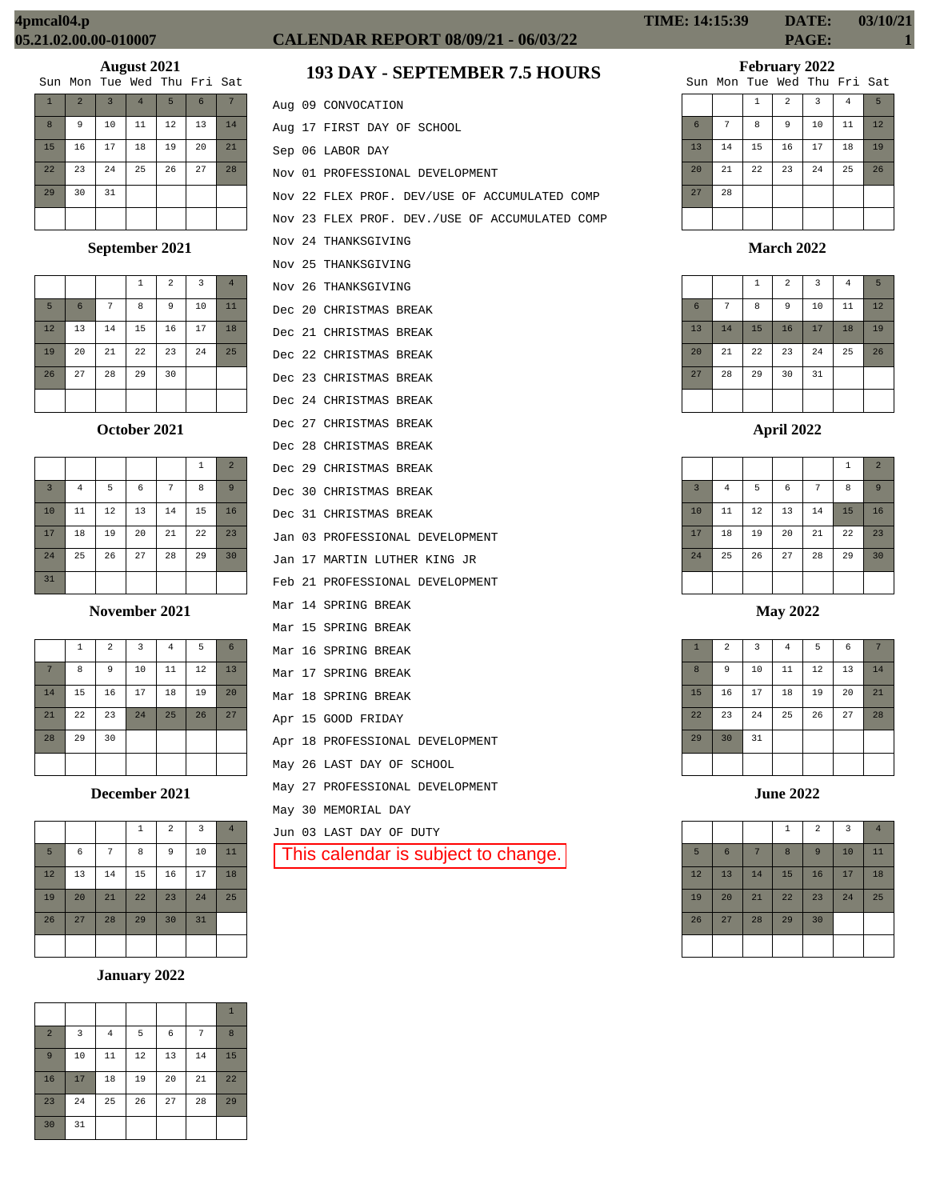# CALENDAR REPORT 08/09/21 - 06/03/22

## 193 DAY - SEPTEMBER 7.5 HOURS

Aug 09 CONVOCATION
Aug 17 FIRST DAY OF SCHOOL
Sep 06 LABOR DAY
Nov 01 PROFESSIONAL DEVELOPMENT
Nov 22 FLEX PROF. DEV/USE OF ACCUMULATED COMP
Nov 23 FLEX PROF. DEV./USE OF ACCUMULATED COMP
Nov 24 THANKSGIVING
Nov 25 THANKSGIVING
Nov 26 THANKSGIVING
Dec 20 CHRISTMAS BREAK
Dec 21 CHRISTMAS BREAK
Dec 22 CHRISTMAS BREAK
Dec 23 CHRISTMAS BREAK
Dec 24 CHRISTMAS BREAK
Dec 27 CHRISTMAS BREAK
Dec 28 CHRISTMAS BREAK
Dec 29 CHRISTMAS BREAK
Dec 30 CHRISTMAS BREAK
Dec 31 CHRISTMAS BREAK
Jan 03 PROFESSIONAL DEVELOPMENT
Jan 17 MARTIN LUTHER KING JR
Feb 21 PROFESSIONAL DEVELOPMENT
Mar 14 SPRING BREAK
Mar 15 SPRING BREAK
Mar 16 SPRING BREAK
Mar 17 SPRING BREAK
Mar 18 SPRING BREAK
Apr 15 GOOD FRIDAY
Apr 18 PROFESSIONAL DEVELOPMENT
May 26 LAST DAY OF SCHOOL
May 27 PROFESSIONAL DEVELOPMENT
May 30 MEMORIAL DAY
Jun 03 LAST DAY OF DUTY

This calendar is subject to change.

### August 2021

| Sun | Mon | Tue | Wed | Thu | Fri | Sat |
|---|---|---|---|---|---|---|
| 1 | 2 | 3 | 4 | 5 | 6 | 7 |
| 8 | 9 | 10 | 11 | 12 | 13 | 14 |
| 15 | 16 | 17 | 18 | 19 | 20 | 21 |
| 22 | 23 | 24 | 25 | 26 | 27 | 28 |
| 29 | 30 | 31 | | | | |

### September 2021

| Sun | Mon | Tue | Wed | Thu | Fri | Sat |
|---|---|---|---|---|---|---|
| | | | 1 | 2 | 3 | 4 |
| 5 | 6 | 7 | 8 | 9 | 10 | 11 |
| 12 | 13 | 14 | 15 | 16 | 17 | 18 |
| 19 | 20 | 21 | 22 | 23 | 24 | 25 |
| 26 | 27 | 28 | 29 | 30 | | |

### October 2021

| Sun | Mon | Tue | Wed | Thu | Fri | Sat |
|---|---|---|---|---|---|---|
| | | | | | 1 | 2 |
| 3 | 4 | 5 | 6 | 7 | 8 | 9 |
| 10 | 11 | 12 | 13 | 14 | 15 | 16 |
| 17 | 18 | 19 | 20 | 21 | 22 | 23 |
| 24 | 25 | 26 | 27 | 28 | 29 | 30 |
| 31 | | | | | | |

### November 2021

| Sun | Mon | Tue | Wed | Thu | Fri | Sat |
|---|---|---|---|---|---|---|
| | 1 | 2 | 3 | 4 | 5 | 6 |
| 7 | 8 | 9 | 10 | 11 | 12 | 13 |
| 14 | 15 | 16 | 17 | 18 | 19 | 20 |
| 21 | 22 | 23 | 24 | 25 | 26 | 27 |
| 28 | 29 | 30 | | | | |

### December 2021

| Sun | Mon | Tue | Wed | Thu | Fri | Sat |
|---|---|---|---|---|---|---|
| | | | 1 | 2 | 3 | 4 |
| 5 | 6 | 7 | 8 | 9 | 10 | 11 |
| 12 | 13 | 14 | 15 | 16 | 17 | 18 |
| 19 | 20 | 21 | 22 | 23 | 24 | 25 |
| 26 | 27 | 28 | 29 | 30 | 31 | |

### January 2022

| Sun | Mon | Tue | Wed | Thu | Fri | Sat |
|---|---|---|---|---|---|---|
| | | | | | | 1 |
| 2 | 3 | 4 | 5 | 6 | 7 | 8 |
| 9 | 10 | 11 | 12 | 13 | 14 | 15 |
| 16 | 17 | 18 | 19 | 20 | 21 | 22 |
| 23 | 24 | 25 | 26 | 27 | 28 | 29 |
| 30 | 31 | | | | | |

### February 2022

| Sun | Mon | Tue | Wed | Thu | Fri | Sat |
|---|---|---|---|---|---|---|
| | | 1 | 2 | 3 | 4 | 5 |
| 6 | 7 | 8 | 9 | 10 | 11 | 12 |
| 13 | 14 | 15 | 16 | 17 | 18 | 19 |
| 20 | 21 | 22 | 23 | 24 | 25 | 26 |
| 27 | 28 | | | | | |

### March 2022

| Sun | Mon | Tue | Wed | Thu | Fri | Sat |
|---|---|---|---|---|---|---|
| | | 1 | 2 | 3 | 4 | 5 |
| 6 | 7 | 8 | 9 | 10 | 11 | 12 |
| 13 | 14 | 15 | 16 | 17 | 18 | 19 |
| 20 | 21 | 22 | 23 | 24 | 25 | 26 |
| 27 | 28 | 29 | 30 | 31 | | |

### April 2022

| Sun | Mon | Tue | Wed | Thu | Fri | Sat |
|---|---|---|---|---|---|---|
| | | | | | 1 | 2 |
| 3 | 4 | 5 | 6 | 7 | 8 | 9 |
| 10 | 11 | 12 | 13 | 14 | 15 | 16 |
| 17 | 18 | 19 | 20 | 21 | 22 | 23 |
| 24 | 25 | 26 | 27 | 28 | 29 | 30 |

### May 2022

| Sun | Mon | Tue | Wed | Thu | Fri | Sat |
|---|---|---|---|---|---|---|
| 1 | 2 | 3 | 4 | 5 | 6 | 7 |
| 8 | 9 | 10 | 11 | 12 | 13 | 14 |
| 15 | 16 | 17 | 18 | 19 | 20 | 21 |
| 22 | 23 | 24 | 25 | 26 | 27 | 28 |
| 29 | 30 | 31 | | | | |

### June 2022

| Sun | Mon | Tue | Wed | Thu | Fri | Sat |
|---|---|---|---|---|---|---|
| | | | 1 | 2 | 3 | 4 |
| 5 | 6 | 7 | 8 | 9 | 10 | 11 |
| 12 | 13 | 14 | 15 | 16 | 17 | 18 |
| 19 | 20 | 21 | 22 | 23 | 24 | 25 |
| 26 | 27 | 28 | 29 | 30 | | |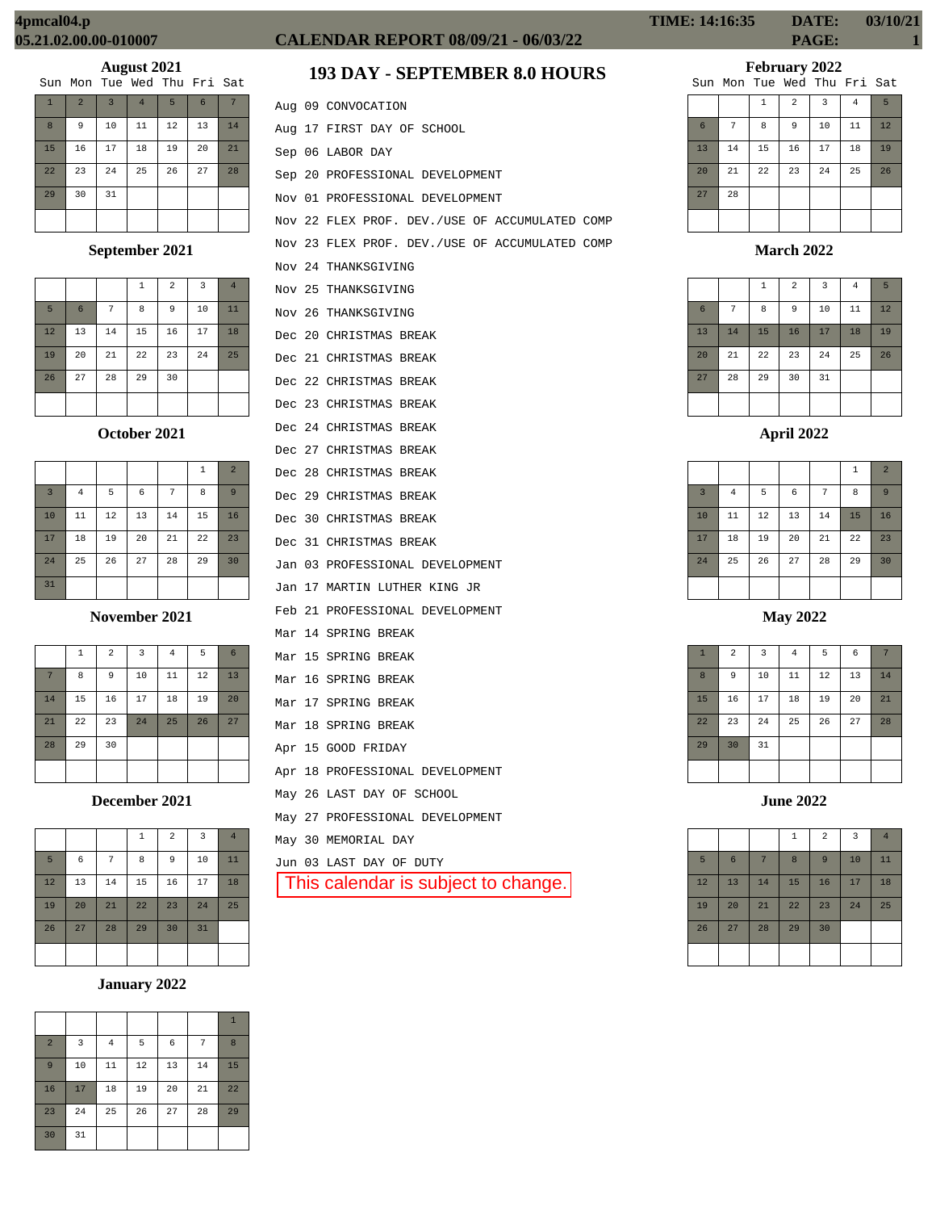4pmcal04.p
05.21.02.00.00-010007

# CALENDAR REPORT 08/09/21 - 06/03/22

TIME: 14:16:35 DATE: 03/10/21

## 193 DAY - SEPTEMBER 8.0 HOURS

Aug 09 CONVOCATION
Aug 17 FIRST DAY OF SCHOOL
Sep 06 LABOR DAY
Sep 20 PROFESSIONAL DEVELOPMENT
Nov 01 PROFESSIONAL DEVELOPMENT
Nov 22 FLEX PROF. DEV./USE OF ACCUMULATED COMP
Nov 23 FLEX PROF. DEV./USE OF ACCUMULATED COMP
Nov 24 THANKSGIVING
Nov 25 THANKSGIVING
Nov 26 THANKSGIVING
Dec 20 CHRISTMAS BREAK
Dec 21 CHRISTMAS BREAK
Dec 22 CHRISTMAS BREAK
Dec 23 CHRISTMAS BREAK
Dec 24 CHRISTMAS BREAK
Dec 27 CHRISTMAS BREAK
Dec 28 CHRISTMAS BREAK
Dec 29 CHRISTMAS BREAK
Dec 30 CHRISTMAS BREAK
Dec 31 CHRISTMAS BREAK
Jan 03 PROFESSIONAL DEVELOPMENT
Jan 17 MARTIN LUTHER KING JR
Feb 21 PROFESSIONAL DEVELOPMENT
Mar 14 SPRING BREAK
Mar 15 SPRING BREAK
Mar 16 SPRING BREAK
Mar 17 SPRING BREAK
Mar 18 SPRING BREAK
Apr 15 GOOD FRIDAY
Apr 18 PROFESSIONAL DEVELOPMENT
May 26 LAST DAY OF SCHOOL
May 27 PROFESSIONAL DEVELOPMENT
May 30 MEMORIAL DAY
Jun 03 LAST DAY OF DUTY

This calendar is subject to change.

### August 2021

| Sun | Mon | Tue | Wed | Thu | Fri | Sat |
|---|---|---|---|---|---|---|
| 1 | 2 | 3 | 4 | 5 | 6 | 7 |
| 8 | 9 | 10 | 11 | 12 | 13 | 14 |
| 15 | 16 | 17 | 18 | 19 | 20 | 21 |
| 22 | 23 | 24 | 25 | 26 | 27 | 28 |
| 29 | 30 | 31 | | | | |

### September 2021

| Sun | Mon | Tue | Wed | Thu | Fri | Sat |
|---|---|---|---|---|---|---|
| | | | 1 | 2 | 3 | 4 |
| 5 | 6 | 7 | 8 | 9 | 10 | 11 |
| 12 | 13 | 14 | 15 | 16 | 17 | 18 |
| 19 | 20 | 21 | 22 | 23 | 24 | 25 |
| 26 | 27 | 28 | 29 | 30 | | |

### October 2021

| Sun | Mon | Tue | Wed | Thu | Fri | Sat |
|---|---|---|---|---|---|---|
| | | | | | 1 | 2 |
| 3 | 4 | 5 | 6 | 7 | 8 | 9 |
| 10 | 11 | 12 | 13 | 14 | 15 | 16 |
| 17 | 18 | 19 | 20 | 21 | 22 | 23 |
| 24 | 25 | 26 | 27 | 28 | 29 | 30 |
| 31 | | | | | | |

### November 2021

| Sun | Mon | Tue | Wed | Thu | Fri | Sat |
|---|---|---|---|---|---|---|
| | 1 | 2 | 3 | 4 | 5 | 6 |
| 7 | 8 | 9 | 10 | 11 | 12 | 13 |
| 14 | 15 | 16 | 17 | 18 | 19 | 20 |
| 21 | 22 | 23 | 24 | 25 | 26 | 27 |
| 28 | 29 | 30 | | | | |

### December 2021

| Sun | Mon | Tue | Wed | Thu | Fri | Sat |
|---|---|---|---|---|---|---|
| | | | 1 | 2 | 3 | 4 |
| 5 | 6 | 7 | 8 | 9 | 10 | 11 |
| 12 | 13 | 14 | 15 | 16 | 17 | 18 |
| 19 | 20 | 21 | 22 | 23 | 24 | 25 |
| 26 | 27 | 28 | 29 | 30 | 31 | |

### January 2022

| Sun | Mon | Tue | Wed | Thu | Fri | Sat |
|---|---|---|---|---|---|---|
| | | | | | | 1 |
| 2 | 3 | 4 | 5 | 6 | 7 | 8 |
| 9 | 10 | 11 | 12 | 13 | 14 | 15 |
| 16 | 17 | 18 | 19 | 20 | 21 | 22 |
| 23 | 24 | 25 | 26 | 27 | 28 | 29 |
| 30 | 31 | | | | | |

### February 2022

| Sun | Mon | Tue | Wed | Thu | Fri | Sat |
|---|---|---|---|---|---|---|
| | | 1 | 2 | 3 | 4 | 5 |
| 6 | 7 | 8 | 9 | 10 | 11 | 12 |
| 13 | 14 | 15 | 16 | 17 | 18 | 19 |
| 20 | 21 | 22 | 23 | 24 | 25 | 26 |
| 27 | 28 | | | | | |

### March 2022

| Sun | Mon | Tue | Wed | Thu | Fri | Sat |
|---|---|---|---|---|---|---|
| | | 1 | 2 | 3 | 4 | 5 |
| 6 | 7 | 8 | 9 | 10 | 11 | 12 |
| 13 | 14 | 15 | 16 | 17 | 18 | 19 |
| 20 | 21 | 22 | 23 | 24 | 25 | 26 |
| 27 | 28 | 29 | 30 | 31 | | |

### April 2022

| Sun | Mon | Tue | Wed | Thu | Fri | Sat |
|---|---|---|---|---|---|---|
| | | | | | 1 | 2 |
| 3 | 4 | 5 | 6 | 7 | 8 | 9 |
| 10 | 11 | 12 | 13 | 14 | 15 | 16 |
| 17 | 18 | 19 | 20 | 21 | 22 | 23 |
| 24 | 25 | 26 | 27 | 28 | 29 | 30 |

### May 2022

| Sun | Mon | Tue | Wed | Thu | Fri | Sat |
|---|---|---|---|---|---|---|
| 1 | 2 | 3 | 4 | 5 | 6 | 7 |
| 8 | 9 | 10 | 11 | 12 | 13 | 14 |
| 15 | 16 | 17 | 18 | 19 | 20 | 21 |
| 22 | 23 | 24 | 25 | 26 | 27 | 28 |
| 29 | 30 | 31 | | | | |

### June 2022

| Sun | Mon | Tue | Wed | Thu | Fri | Sat |
|---|---|---|---|---|---|---|
| | | | 1 | 2 | 3 | 4 |
| 5 | 6 | 7 | 8 | 9 | 10 | 11 |
| 12 | 13 | 14 | 15 | 16 | 17 | 18 |
| 19 | 20 | 21 | 22 | 23 | 24 | 25 |
| 26 | 27 | 28 | 29 | 30 | | |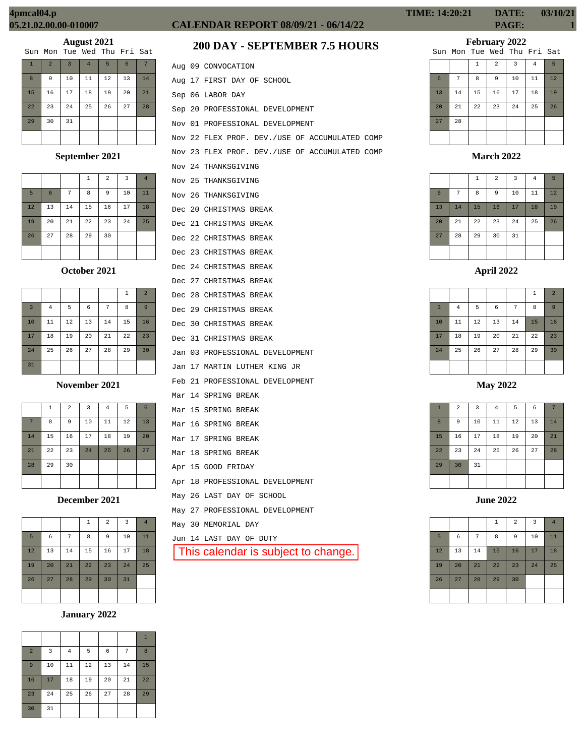# CALENDAR REPORT 08/09/21 - 06/14/22

4pmcal04.p
05.21.02.00.00-010007

TIME: 14:20:21 DATE: 03/10/21

## 200 DAY - SEPTEMBER 7.5 HOURS

Aug 09 CONVOCATION
Aug 17 FIRST DAY OF SCHOOL
Sep 06 LABOR DAY
Sep 20 PROFESSIONAL DEVELOPMENT
Nov 01 PROFESSIONAL DEVELOPMENT
Nov 22 FLEX PROF. DEV./USE OF ACCUMULATED COMP
Nov 23 FLEX PROF. DEV./USE OF ACCUMULATED COMP
Nov 24 THANKSGIVING
Nov 25 THANKSGIVING
Nov 26 THANKSGIVING
Dec 20 CHRISTMAS BREAK
Dec 21 CHRISTMAS BREAK
Dec 22 CHRISTMAS BREAK
Dec 23 CHRISTMAS BREAK
Dec 24 CHRISTMAS BREAK
Dec 27 CHRISTMAS BREAK
Dec 28 CHRISTMAS BREAK
Dec 29 CHRISTMAS BREAK
Dec 30 CHRISTMAS BREAK
Dec 31 CHRISTMAS BREAK
Jan 03 PROFESSIONAL DEVELOPMENT
Jan 17 MARTIN LUTHER KING JR
Feb 21 PROFESSIONAL DEVELOPMENT
Mar 14 SPRING BREAK
Mar 15 SPRING BREAK
Mar 16 SPRING BREAK
Mar 17 SPRING BREAK
Mar 18 SPRING BREAK
Apr 15 GOOD FRIDAY
Apr 18 PROFESSIONAL DEVELOPMENT
May 26 LAST DAY OF SCHOOL
May 27 PROFESSIONAL DEVELOPMENT
May 30 MEMORIAL DAY
Jun 14 LAST DAY OF DUTY

This calendar is subject to change.

### August 2021

| Sun | Mon | Tue | Wed | Thu | Fri | Sat |
|---|---|---|---|---|---|---|
| 1 | 2 | 3 | 4 | 5 | 6 | 7 |
| 8 | 9 | 10 | 11 | 12 | 13 | 14 |
| 15 | 16 | 17 | 18 | 19 | 20 | 21 |
| 22 | 23 | 24 | 25 | 26 | 27 | 28 |
| 29 | 30 | 31 | | | | |

### September 2021

| Sun | Mon | Tue | Wed | Thu | Fri | Sat |
|---|---|---|---|---|---|---|
| | | | 1 | 2 | 3 | 4 |
| 5 | 6 | 7 | 8 | 9 | 10 | 11 |
| 12 | 13 | 14 | 15 | 16 | 17 | 18 |
| 19 | 20 | 21 | 22 | 23 | 24 | 25 |
| 26 | 27 | 28 | 29 | 30 | | |

### October 2021

| Sun | Mon | Tue | Wed | Thu | Fri | Sat |
|---|---|---|---|---|---|---|
| | | | | | 1 | 2 |
| 3 | 4 | 5 | 6 | 7 | 8 | 9 |
| 10 | 11 | 12 | 13 | 14 | 15 | 16 |
| 17 | 18 | 19 | 20 | 21 | 22 | 23 |
| 24 | 25 | 26 | 27 | 28 | 29 | 30 |
| 31 | | | | | | |

### November 2021

| Sun | Mon | Tue | Wed | Thu | Fri | Sat |
|---|---|---|---|---|---|---|
| | 1 | 2 | 3 | 4 | 5 | 6 |
| 7 | 8 | 9 | 10 | 11 | 12 | 13 |
| 14 | 15 | 16 | 17 | 18 | 19 | 20 |
| 21 | 22 | 23 | 24 | 25 | 26 | 27 |
| 28 | 29 | 30 | | | | |

### December 2021

| Sun | Mon | Tue | Wed | Thu | Fri | Sat |
|---|---|---|---|---|---|---|
| | | | 1 | 2 | 3 | 4 |
| 5 | 6 | 7 | 8 | 9 | 10 | 11 |
| 12 | 13 | 14 | 15 | 16 | 17 | 18 |
| 19 | 20 | 21 | 22 | 23 | 24 | 25 |
| 26 | 27 | 28 | 29 | 30 | 31 | |

### January 2022

| Sun | Mon | Tue | Wed | Thu | Fri | Sat |
|---|---|---|---|---|---|---|
| | | | | | | 1 |
| 2 | 3 | 4 | 5 | 6 | 7 | 8 |
| 9 | 10 | 11 | 12 | 13 | 14 | 15 |
| 16 | 17 | 18 | 19 | 20 | 21 | 22 |
| 23 | 24 | 25 | 26 | 27 | 28 | 29 |
| 30 | 31 | | | | | |

### February 2022

| Sun | Mon | Tue | Wed | Thu | Fri | Sat |
|---|---|---|---|---|---|---|
| | | 1 | 2 | 3 | 4 | 5 |
| 6 | 7 | 8 | 9 | 10 | 11 | 12 |
| 13 | 14 | 15 | 16 | 17 | 18 | 19 |
| 20 | 21 | 22 | 23 | 24 | 25 | 26 |
| 27 | 28 | | | | | |

### March 2022

| Sun | Mon | Tue | Wed | Thu | Fri | Sat |
|---|---|---|---|---|---|---|
| | | 1 | 2 | 3 | 4 | 5 |
| 6 | 7 | 8 | 9 | 10 | 11 | 12 |
| 13 | 14 | 15 | 16 | 17 | 18 | 19 |
| 20 | 21 | 22 | 23 | 24 | 25 | 26 |
| 27 | 28 | 29 | 30 | 31 | | |

### April 2022

| Sun | Mon | Tue | Wed | Thu | Fri | Sat |
|---|---|---|---|---|---|---|
| | | | | | 1 | 2 |
| 3 | 4 | 5 | 6 | 7 | 8 | 9 |
| 10 | 11 | 12 | 13 | 14 | 15 | 16 |
| 17 | 18 | 19 | 20 | 21 | 22 | 23 |
| 24 | 25 | 26 | 27 | 28 | 29 | 30 |

### May 2022

| Sun | Mon | Tue | Wed | Thu | Fri | Sat |
|---|---|---|---|---|---|---|
| 1 | 2 | 3 | 4 | 5 | 6 | 7 |
| 8 | 9 | 10 | 11 | 12 | 13 | 14 |
| 15 | 16 | 17 | 18 | 19 | 20 | 21 |
| 22 | 23 | 24 | 25 | 26 | 27 | 28 |
| 29 | 30 | 31 | | | | |

### June 2022

| Sun | Mon | Tue | Wed | Thu | Fri | Sat |
|---|---|---|---|---|---|---|
| | | | 1 | 2 | 3 | 4 |
| 5 | 6 | 7 | 8 | 9 | 10 | 11 |
| 12 | 13 | 14 | 15 | 16 | 17 | 18 |
| 19 | 20 | 21 | 22 | 23 | 24 | 25 |
| 26 | 27 | 28 | 29 | 30 | | |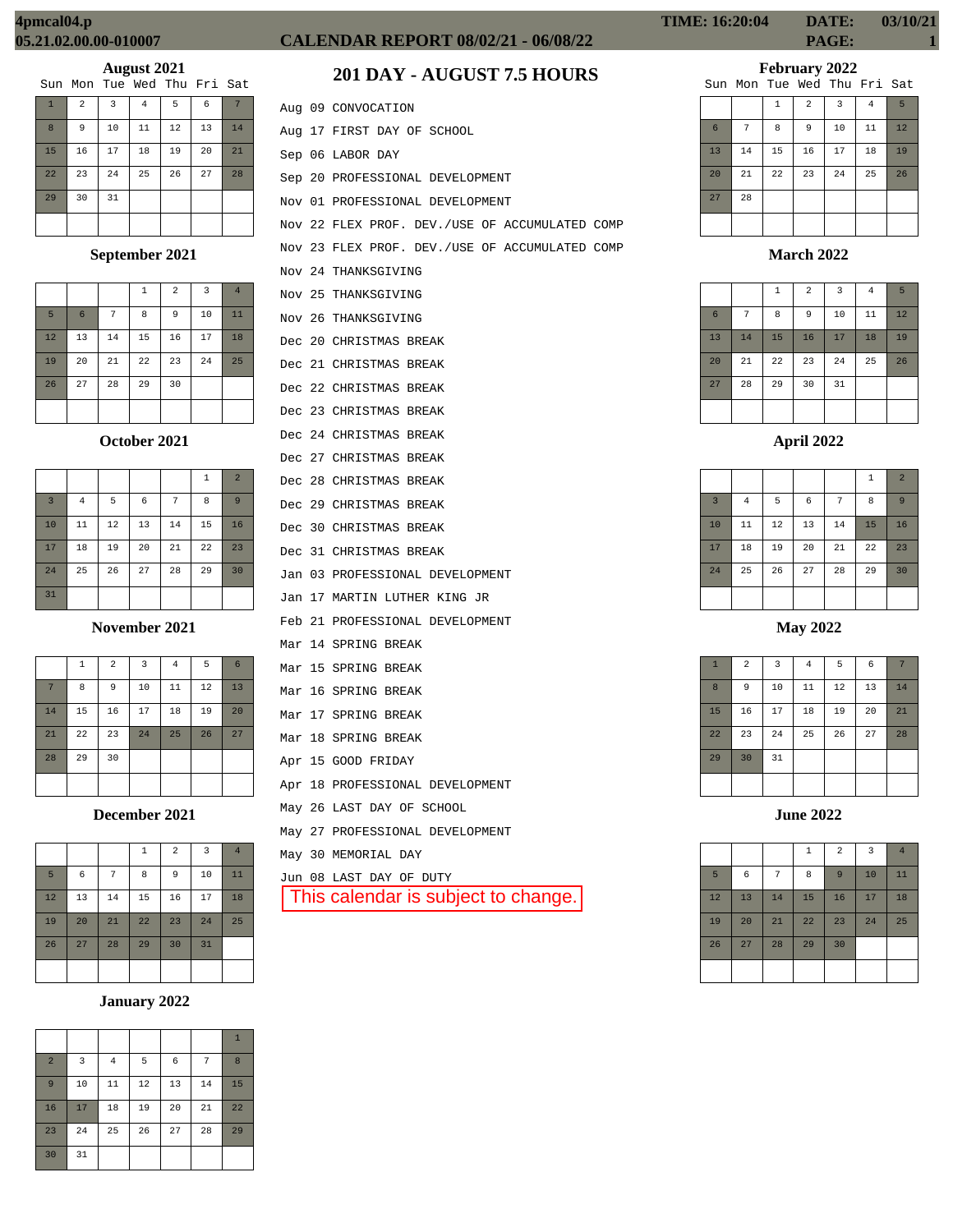4pmcal04.p
05.21.02.00.00-010007

# CALENDAR REPORT 08/02/21 - 06/08/22

TIME: 16:20:04 DATE: 03/10/21 PAGE: 1

## 201 DAY - AUGUST 7.5 HOURS

Aug 09 CONVOCATION
Aug 17 FIRST DAY OF SCHOOL
Sep 06 LABOR DAY
Sep 20 PROFESSIONAL DEVELOPMENT
Nov 01 PROFESSIONAL DEVELOPMENT
Nov 22 FLEX PROF. DEV./USE OF ACCUMULATED COMP
Nov 23 FLEX PROF. DEV./USE OF ACCUMULATED COMP
Nov 24 THANKSGIVING
Nov 25 THANKSGIVING
Nov 26 THANKSGIVING
Dec 20 CHRISTMAS BREAK
Dec 21 CHRISTMAS BREAK
Dec 22 CHRISTMAS BREAK
Dec 23 CHRISTMAS BREAK
Dec 24 CHRISTMAS BREAK
Dec 27 CHRISTMAS BREAK
Dec 28 CHRISTMAS BREAK
Dec 29 CHRISTMAS BREAK
Dec 30 CHRISTMAS BREAK
Dec 31 CHRISTMAS BREAK
Jan 03 PROFESSIONAL DEVELOPMENT
Jan 17 MARTIN LUTHER KING JR
Feb 21 PROFESSIONAL DEVELOPMENT
Mar 14 SPRING BREAK
Mar 15 SPRING BREAK
Mar 16 SPRING BREAK
Mar 17 SPRING BREAK
Mar 18 SPRING BREAK
Apr 15 GOOD FRIDAY
Apr 18 PROFESSIONAL DEVELOPMENT
May 26 LAST DAY OF SCHOOL
May 27 PROFESSIONAL DEVELOPMENT
May 30 MEMORIAL DAY
Jun 08 LAST DAY OF DUTY

This calendar is subject to change.

### August 2021

| Sun | Mon | Tue | Wed | Thu | Fri | Sat |
|---|---|---|---|---|---|---|
| 1 | 2 | 3 | 4 | 5 | 6 | 7 |
| 8 | 9 | 10 | 11 | 12 | 13 | 14 |
| 15 | 16 | 17 | 18 | 19 | 20 | 21 |
| 22 | 23 | 24 | 25 | 26 | 27 | 28 |
| 29 | 30 | 31 | | | | |

### September 2021

| Sun | Mon | Tue | Wed | Thu | Fri | Sat |
|---|---|---|---|---|---|---|
| | | | 1 | 2 | 3 | 4 |
| 5 | 6 | 7 | 8 | 9 | 10 | 11 |
| 12 | 13 | 14 | 15 | 16 | 17 | 18 |
| 19 | 20 | 21 | 22 | 23 | 24 | 25 |
| 26 | 27 | 28 | 29 | 30 | | |

### October 2021

| Sun | Mon | Tue | Wed | Thu | Fri | Sat |
|---|---|---|---|---|---|---|
| | | | | | 1 | 2 |
| 3 | 4 | 5 | 6 | 7 | 8 | 9 |
| 10 | 11 | 12 | 13 | 14 | 15 | 16 |
| 17 | 18 | 19 | 20 | 21 | 22 | 23 |
| 24 | 25 | 26 | 27 | 28 | 29 | 30 |
| 31 | | | | | | |

### November 2021

| Sun | Mon | Tue | Wed | Thu | Fri | Sat |
|---|---|---|---|---|---|---|
| | 1 | 2 | 3 | 4 | 5 | 6 |
| 7 | 8 | 9 | 10 | 11 | 12 | 13 |
| 14 | 15 | 16 | 17 | 18 | 19 | 20 |
| 21 | 22 | 23 | 24 | 25 | 26 | 27 |
| 28 | 29 | 30 | | | | |

### December 2021

| Sun | Mon | Tue | Wed | Thu | Fri | Sat |
|---|---|---|---|---|---|---|
| | | | 1 | 2 | 3 | 4 |
| 5 | 6 | 7 | 8 | 9 | 10 | 11 |
| 12 | 13 | 14 | 15 | 16 | 17 | 18 |
| 19 | 20 | 21 | 22 | 23 | 24 | 25 |
| 26 | 27 | 28 | 29 | 30 | 31 | |

### January 2022

| Sun | Mon | Tue | Wed | Thu | Fri | Sat |
|---|---|---|---|---|---|---|
| | | | | | | 1 |
| 2 | 3 | 4 | 5 | 6 | 7 | 8 |
| 9 | 10 | 11 | 12 | 13 | 14 | 15 |
| 16 | 17 | 18 | 19 | 20 | 21 | 22 |
| 23 | 24 | 25 | 26 | 27 | 28 | 29 |
| 30 | 31 | | | | | |

### February 2022

| Sun | Mon | Tue | Wed | Thu | Fri | Sat |
|---|---|---|---|---|---|---|
| | | 1 | 2 | 3 | 4 | 5 |
| 6 | 7 | 8 | 9 | 10 | 11 | 12 |
| 13 | 14 | 15 | 16 | 17 | 18 | 19 |
| 20 | 21 | 22 | 23 | 24 | 25 | 26 |
| 27 | 28 | | | | | |

### March 2022

| Sun | Mon | Tue | Wed | Thu | Fri | Sat |
|---|---|---|---|---|---|---|
| | | 1 | 2 | 3 | 4 | 5 |
| 6 | 7 | 8 | 9 | 10 | 11 | 12 |
| 13 | 14 | 15 | 16 | 17 | 18 | 19 |
| 20 | 21 | 22 | 23 | 24 | 25 | 26 |
| 27 | 28 | 29 | 30 | 31 | | |

### April 2022

| Sun | Mon | Tue | Wed | Thu | Fri | Sat |
|---|---|---|---|---|---|---|
| | | | | | 1 | 2 |
| 3 | 4 | 5 | 6 | 7 | 8 | 9 |
| 10 | 11 | 12 | 13 | 14 | 15 | 16 |
| 17 | 18 | 19 | 20 | 21 | 22 | 23 |
| 24 | 25 | 26 | 27 | 28 | 29 | 30 |

### May 2022

| Sun | Mon | Tue | Wed | Thu | Fri | Sat |
|---|---|---|---|---|---|---|
| 1 | 2 | 3 | 4 | 5 | 6 | 7 |
| 8 | 9 | 10 | 11 | 12 | 13 | 14 |
| 15 | 16 | 17 | 18 | 19 | 20 | 21 |
| 22 | 23 | 24 | 25 | 26 | 27 | 28 |
| 29 | 30 | 31 | | | | |

### June 2022

| Sun | Mon | Tue | Wed | Thu | Fri | Sat |
|---|---|---|---|---|---|---|
| | | | 1 | 2 | 3 | 4 |
| 5 | 6 | 7 | 8 | 9 | 10 | 11 |
| 12 | 13 | 14 | 15 | 16 | 17 | 18 |
| 19 | 20 | 21 | 22 | 23 | 24 | 25 |
| 26 | 27 | 28 | 29 | 30 | | |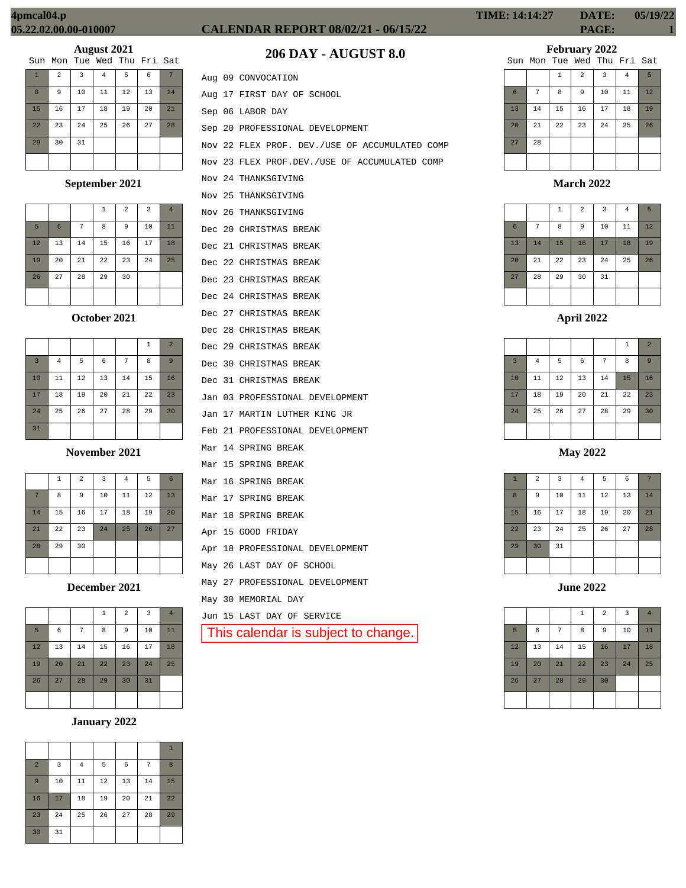# CALENDAR REPORT 08/02/21 - 06/15/22

## 206 DAY - AUGUST 8.0

### August 2021

| Sun | Mon | Tue | Wed | Thu | Fri | Sat |
|---|---|---|---|---|---|---|
| 1 | 2 | 3 | 4 | 5 | 6 | 7 |
| 8 | 9 | 10 | 11 | 12 | 13 | 14 |
| 15 | 16 | 17 | 18 | 19 | 20 | 21 |
| 22 | 23 | 24 | 25 | 26 | 27 | 28 |
| 29 | 30 | 31 | | | | |

### September 2021

| Sun | Mon | Tue | Wed | Thu | Fri | Sat |
|---|---|---|---|---|---|---|
| | | | 1 | 2 | 3 | 4 |
| 5 | 6 | 7 | 8 | 9 | 10 | 11 |
| 12 | 13 | 14 | 15 | 16 | 17 | 18 |
| 19 | 20 | 21 | 22 | 23 | 24 | 25 |
| 26 | 27 | 28 | 29 | 30 | | |

### October 2021

| Sun | Mon | Tue | Wed | Thu | Fri | Sat |
|---|---|---|---|---|---|---|
| | | | | | 1 | 2 |
| 3 | 4 | 5 | 6 | 7 | 8 | 9 |
| 10 | 11 | 12 | 13 | 14 | 15 | 16 |
| 17 | 18 | 19 | 20 | 21 | 22 | 23 |
| 24 | 25 | 26 | 27 | 28 | 29 | 30 |
| 31 | | | | | | |

### November 2021

| Sun | Mon | Tue | Wed | Thu | Fri | Sat |
|---|---|---|---|---|---|---|
| | 1 | 2 | 3 | 4 | 5 | 6 |
| 7 | 8 | 9 | 10 | 11 | 12 | 13 |
| 14 | 15 | 16 | 17 | 18 | 19 | 20 |
| 21 | 22 | 23 | 24 | 25 | 26 | 27 |
| 28 | 29 | 30 | | | | |

### December 2021

| Sun | Mon | Tue | Wed | Thu | Fri | Sat |
|---|---|---|---|---|---|---|
| | | | 1 | 2 | 3 | 4 |
| 5 | 6 | 7 | 8 | 9 | 10 | 11 |
| 12 | 13 | 14 | 15 | 16 | 17 | 18 |
| 19 | 20 | 21 | 22 | 23 | 24 | 25 |
| 26 | 27 | 28 | 29 | 30 | 31 | |

### January 2022

| Sun | Mon | Tue | Wed | Thu | Fri | Sat |
|---|---|---|---|---|---|---|
| | | | | | | 1 |
| 2 | 3 | 4 | 5 | 6 | 7 | 8 |
| 9 | 10 | 11 | 12 | 13 | 14 | 15 |
| 16 | 17 | 18 | 19 | 20 | 21 | 22 |
| 23 | 24 | 25 | 26 | 27 | 28 | 29 |
| 30 | 31 | | | | | |

- Aug 09 CONVOCATION
- Aug 17 FIRST DAY OF SCHOOL
- Sep 06 LABOR DAY
- Sep 20 PROFESSIONAL DEVELOPMENT
- Nov 22 FLEX PROF. DEV./USE OF ACCUMULATED COMP
- Nov 23 FLEX PROF.DEV./USE OF ACCUMULATED COMP
- Nov 24 THANKSGIVING
- Nov 25 THANKSGIVING
- Nov 26 THANKSGIVING
- Dec 20 CHRISTMAS BREAK
- Dec 21 CHRISTMAS BREAK
- Dec 22 CHRISTMAS BREAK
- Dec 23 CHRISTMAS BREAK
- Dec 24 CHRISTMAS BREAK
- Dec 27 CHRISTMAS BREAK
- Dec 28 CHRISTMAS BREAK
- Dec 29 CHRISTMAS BREAK
- Dec 30 CHRISTMAS BREAK
- Dec 31 CHRISTMAS BREAK
- Jan 03 PROFESSIONAL DEVELOPMENT
- Jan 17 MARTIN LUTHER KING JR
- Feb 21 PROFESSIONAL DEVELOPMENT
- Mar 14 SPRING BREAK
- Mar 15 SPRING BREAK
- Mar 16 SPRING BREAK
- Mar 17 SPRING BREAK
- Mar 18 SPRING BREAK
- Apr 15 GOOD FRIDAY
- Apr 18 PROFESSIONAL DEVELOPMENT
- May 26 LAST DAY OF SCHOOL
- May 27 PROFESSIONAL DEVELOPMENT
- May 30 MEMORIAL DAY
- Jun 15 LAST DAY OF SERVICE

This calendar is subject to change.

### February 2022

| Sun | Mon | Tue | Wed | Thu | Fri | Sat |
|---|---|---|---|---|---|---|
| | | 1 | 2 | 3 | 4 | 5 |
| 6 | 7 | 8 | 9 | 10 | 11 | 12 |
| 13 | 14 | 15 | 16 | 17 | 18 | 19 |
| 20 | 21 | 22 | 23 | 24 | 25 | 26 |
| 27 | 28 | | | | | |

### March 2022

| Sun | Mon | Tue | Wed | Thu | Fri | Sat |
|---|---|---|---|---|---|---|
| | | 1 | 2 | 3 | 4 | 5 |
| 6 | 7 | 8 | 9 | 10 | 11 | 12 |
| 13 | 14 | 15 | 16 | 17 | 18 | 19 |
| 20 | 21 | 22 | 23 | 24 | 25 | 26 |
| 27 | 28 | 29 | 30 | 31 | | |

### April 2022

| Sun | Mon | Tue | Wed | Thu | Fri | Sat |
|---|---|---|---|---|---|---|
| | | | | | 1 | 2 |
| 3 | 4 | 5 | 6 | 7 | 8 | 9 |
| 10 | 11 | 12 | 13 | 14 | 15 | 16 |
| 17 | 18 | 19 | 20 | 21 | 22 | 23 |
| 24 | 25 | 26 | 27 | 28 | 29 | 30 |

### May 2022

| Sun | Mon | Tue | Wed | Thu | Fri | Sat |
|---|---|---|---|---|---|---|
| 1 | 2 | 3 | 4 | 5 | 6 | 7 |
| 8 | 9 | 10 | 11 | 12 | 13 | 14 |
| 15 | 16 | 17 | 18 | 19 | 20 | 21 |
| 22 | 23 | 24 | 25 | 26 | 27 | 28 |
| 29 | 30 | 31 | | | | |

### June 2022

| Sun | Mon | Tue | Wed | Thu | Fri | Sat |
|---|---|---|---|---|---|---|
| | | | 1 | 2 | 3 | 4 |
| 5 | 6 | 7 | 8 | 9 | 10 | 11 |
| 12 | 13 | 14 | 15 | 16 | 17 | 18 |
| 19 | 20 | 21 | 22 | 23 | 24 | 25 |
| 26 | 27 | 28 | 29 | 30 | | |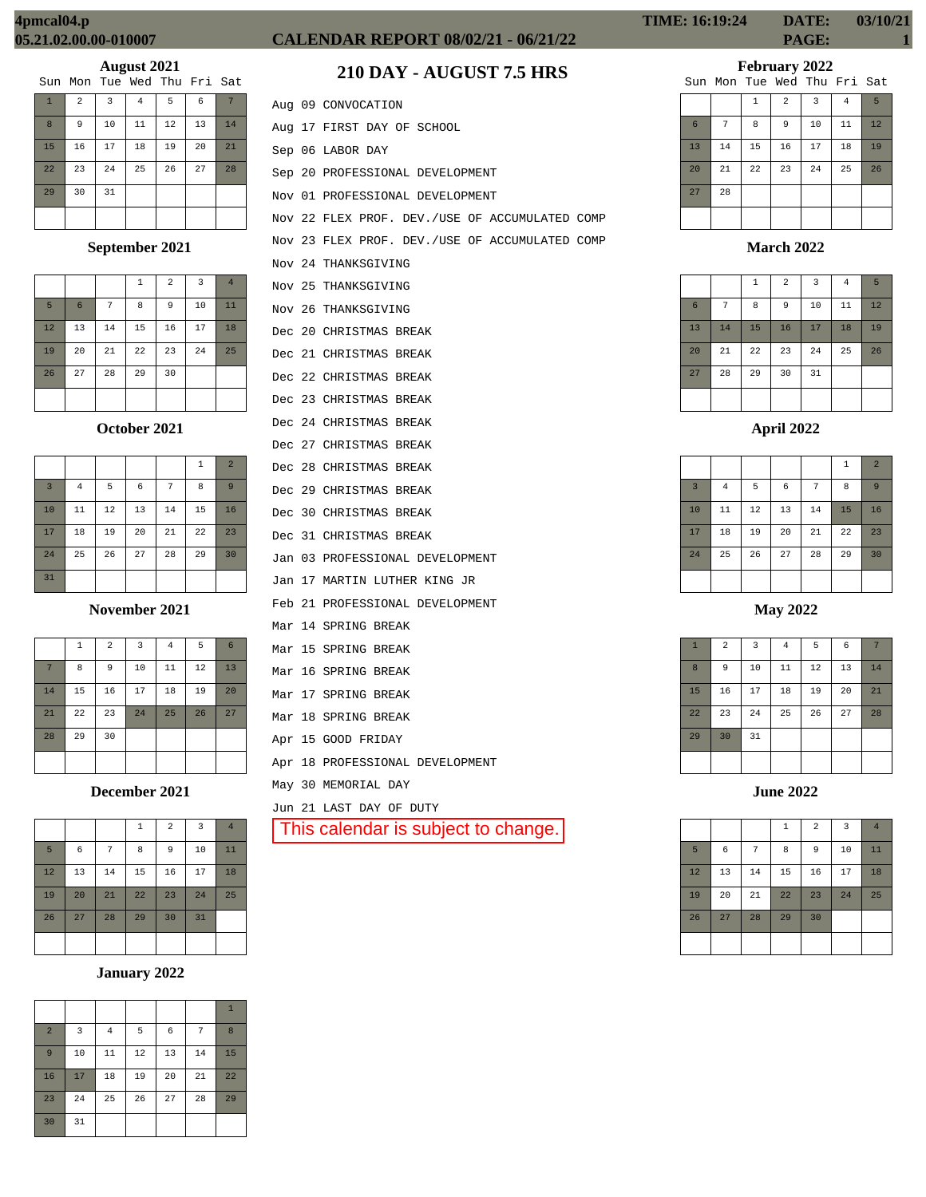# CALENDAR REPORT 08/02/21 - 06/22/22

## 210 DAY - AUGUST 7.5 HRS

Aug 09 CONVOCATION
Aug 17 FIRST DAY OF SCHOOL
Sep 06 LABOR DAY
Sep 20 PROFESSIONAL DEVELOPMENT
Nov 01 PROFESSIONAL DEVELOPMENT
Nov 22 FLEX PROF. DEV./USE OF ACCUMULATED COMP
Nov 23 FLEX PROF. DEV./USE OF ACCUMULATED COMP
Nov 24 THANKSGIVING
Nov 25 THANKSGIVING
Nov 26 THANKSGIVING
Dec 20 CHRISTMAS BREAK
Dec 21 CHRISTMAS BREAK
Dec 22 CHRISTMAS BREAK
Dec 23 CHRISTMAS BREAK
Dec 24 CHRISTMAS BREAK
Dec 27 CHRISTMAS BREAK
Dec 28 CHRISTMAS BREAK
Dec 29 CHRISTMAS BREAK
Dec 30 CHRISTMAS BREAK
Dec 31 CHRISTMAS BREAK
Jan 03 PROFESSIONAL DEVELOPMENT
Jan 17 MARTIN LUTHER KING JR
Feb 21 PROFESSIONAL DEVELOPMENT
Mar 14 SPRING BREAK
Mar 15 SPRING BREAK
Mar 16 SPRING BREAK
Mar 17 SPRING BREAK
Mar 18 SPRING BREAK
Apr 15 GOOD FRIDAY
Apr 18 PROFESSIONAL DEVELOPMENT
May 30 MEMORIAL DAY
Jun 21 LAST DAY OF DUTY

This calendar is subject to change.

### August 2021

| Sun | Mon | Tue | Wed | Thu | Fri | Sat |
|---|---|---|---|---|---|---|
| 1 | 2 | 3 | 4 | 5 | 6 | 7 |
| 8 | 9 | 10 | 11 | 12 | 13 | 14 |
| 15 | 16 | 17 | 18 | 19 | 20 | 21 |
| 22 | 23 | 24 | 25 | 26 | 27 | 28 |
| 29 | 30 | 31 | | | | |

### September 2021

| Sun | Mon | Tue | Wed | Thu | Fri | Sat |
|---|---|---|---|---|---|---|
| | | | 1 | 2 | 3 | 4 |
| 5 | 6 | 7 | 8 | 9 | 10 | 11 |
| 12 | 13 | 14 | 15 | 16 | 17 | 18 |
| 19 | 20 | 21 | 22 | 23 | 24 | 25 |
| 26 | 27 | 28 | 29 | 30 | | |

### October 2021

| Sun | Mon | Tue | Wed | Thu | Fri | Sat |
|---|---|---|---|---|---|---|
| | | | | | 1 | 2 |
| 3 | 4 | 5 | 6 | 7 | 8 | 9 |
| 10 | 11 | 12 | 13 | 14 | 15 | 16 |
| 17 | 18 | 19 | 20 | 21 | 22 | 23 |
| 24 | 25 | 26 | 27 | 28 | 29 | 30 |
| 31 | | | | | | |

### November 2021

| Sun | Mon | Tue | Wed | Thu | Fri | Sat |
|---|---|---|---|---|---|---|
| | 1 | 2 | 3 | 4 | 5 | 6 |
| 7 | 8 | 9 | 10 | 11 | 12 | 13 |
| 14 | 15 | 16 | 17 | 18 | 19 | 20 |
| 21 | 22 | 23 | 24 | 25 | 26 | 27 |
| 28 | 29 | 30 | | | | |

### December 2021

| Sun | Mon | Tue | Wed | Thu | Fri | Sat |
|---|---|---|---|---|---|---|
| | | | 1 | 2 | 3 | 4 |
| 5 | 6 | 7 | 8 | 9 | 10 | 11 |
| 12 | 13 | 14 | 15 | 16 | 17 | 18 |
| 19 | 20 | 21 | 22 | 23 | 24 | 25 |
| 26 | 27 | 28 | 29 | 30 | 31 | |

### January 2022

| Sun | Mon | Tue | Wed | Thu | Fri | Sat |
|---|---|---|---|---|---|---|
| | | | | | | 1 |
| 2 | 3 | 4 | 5 | 6 | 7 | 8 |
| 9 | 10 | 11 | 12 | 13 | 14 | 15 |
| 16 | 17 | 18 | 19 | 20 | 21 | 22 |
| 23 | 24 | 25 | 26 | 27 | 28 | 29 |
| 30 | 31 | | | | | |

### February 2022

| Sun | Mon | Tue | Wed | Thu | Fri | Sat |
|---|---|---|---|---|---|---|
| | | 1 | 2 | 3 | 4 | 5 |
| 6 | 7 | 8 | 9 | 10 | 11 | 12 |
| 13 | 14 | 15 | 16 | 17 | 18 | 19 |
| 20 | 21 | 22 | 23 | 24 | 25 | 26 |
| 27 | 28 | | | | | |

### March 2022

| Sun | Mon | Tue | Wed | Thu | Fri | Sat |
|---|---|---|---|---|---|---|
| | | 1 | 2 | 3 | 4 | 5 |
| 6 | 7 | 8 | 9 | 10 | 11 | 12 |
| 13 | 14 | 15 | 16 | 17 | 18 | 19 |
| 20 | 21 | 22 | 23 | 24 | 25 | 26 |
| 27 | 28 | 29 | 30 | 31 | | |

### April 2022

| Sun | Mon | Tue | Wed | Thu | Fri | Sat |
|---|---|---|---|---|---|---|
| | | | | | 1 | 2 |
| 3 | 4 | 5 | 6 | 7 | 8 | 9 |
| 10 | 11 | 12 | 13 | 14 | 15 | 16 |
| 17 | 18 | 19 | 20 | 21 | 22 | 23 |
| 24 | 25 | 26 | 27 | 28 | 29 | 30 |

### May 2022

| Sun | Mon | Tue | Wed | Thu | Fri | Sat |
|---|---|---|---|---|---|---|
| 1 | 2 | 3 | 4 | 5 | 6 | 7 |
| 8 | 9 | 10 | 11 | 12 | 13 | 14 |
| 15 | 16 | 17 | 18 | 19 | 20 | 21 |
| 22 | 23 | 24 | 25 | 26 | 27 | 28 |
| 29 | 30 | 31 | | | | |

### June 2022

| Sun | Mon | Tue | Wed | Thu | Fri | Sat |
|---|---|---|---|---|---|---|
| | | | 1 | 2 | 3 | 4 |
| 5 | 6 | 7 | 8 | 9 | 10 | 11 |
| 12 | 13 | 14 | 15 | 16 | 17 | 18 |
| 19 | 20 | 21 | 22 | 23 | 24 | 25 |
| 26 | 27 | 28 | 29 | 30 | | |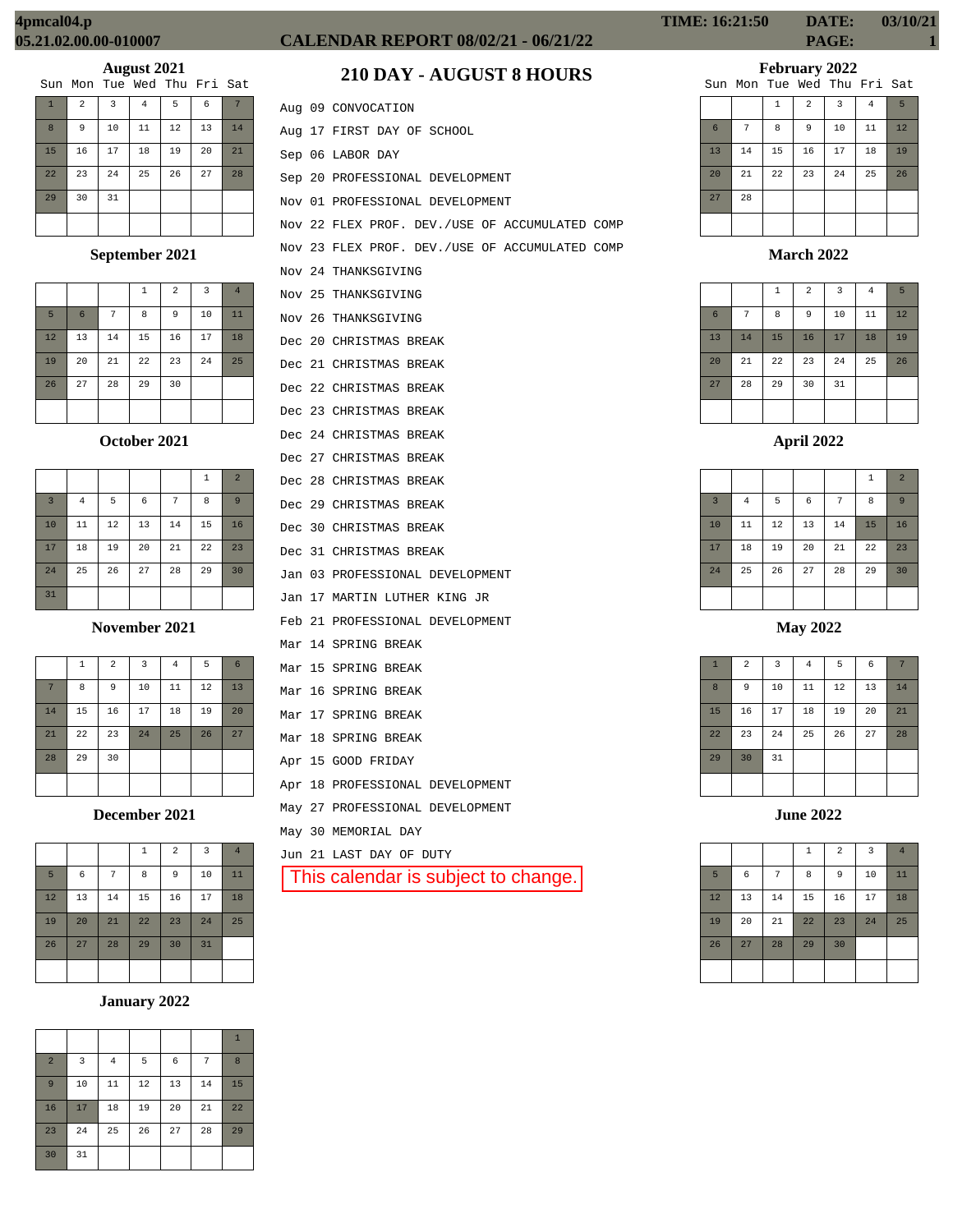# CALENDAR REPORT 08/02/21 - 06/22/22

## 210 DAY - AUGUST 8 HOURS

Aug 09 CONVOCATION
Aug 17 FIRST DAY OF SCHOOL
Sep 06 LABOR DAY
Sep 20 PROFESSIONAL DEVELOPMENT
Nov 01 PROFESSIONAL DEVELOPMENT
Nov 22 FLEX PROF. DEV./USE OF ACCUMULATED COMP
Nov 23 FLEX PROF. DEV./USE OF ACCUMULATED COMP
Nov 24 THANKSGIVING
Nov 25 THANKSGIVING
Nov 26 THANKSGIVING
Dec 20 CHRISTMAS BREAK
Dec 21 CHRISTMAS BREAK
Dec 22 CHRISTMAS BREAK
Dec 23 CHRISTMAS BREAK
Dec 24 CHRISTMAS BREAK
Dec 27 CHRISTMAS BREAK
Dec 28 CHRISTMAS BREAK
Dec 29 CHRISTMAS BREAK
Dec 30 CHRISTMAS BREAK
Dec 31 CHRISTMAS BREAK
Jan 03 PROFESSIONAL DEVELOPMENT
Jan 17 MARTIN LUTHER KING JR
Feb 21 PROFESSIONAL DEVELOPMENT
Mar 14 SPRING BREAK
Mar 15 SPRING BREAK
Mar 16 SPRING BREAK
Mar 17 SPRING BREAK
Mar 18 SPRING BREAK
Apr 15 GOOD FRIDAY
Apr 18 PROFESSIONAL DEVELOPMENT
May 27 PROFESSIONAL DEVELOPMENT
May 30 MEMORIAL DAY
Jun 21 LAST DAY OF DUTY

This calendar is subject to change.

### August 2021

| Sun | Mon | Tue | Wed | Thu | Fri | Sat |
|---|---|---|---|---|---|---|
| 1 | 2 | 3 | 4 | 5 | 6 | 7 |
| 8 | 9 | 10 | 11 | 12 | 13 | 14 |
| 15 | 16 | 17 | 18 | 19 | 20 | 21 |
| 22 | 23 | 24 | 25 | 26 | 27 | 28 |
| 29 | 30 | 31 | | | | |

### September 2021

| Sun | Mon | Tue | Wed | Thu | Fri | Sat |
|---|---|---|---|---|---|---|
| | | | 1 | 2 | 3 | 4 |
| 5 | 6 | 7 | 8 | 9 | 10 | 11 |
| 12 | 13 | 14 | 15 | 16 | 17 | 18 |
| 19 | 20 | 21 | 22 | 23 | 24 | 25 |
| 26 | 27 | 28 | 29 | 30 | | |

### October 2021

| Sun | Mon | Tue | Wed | Thu | Fri | Sat |
|---|---|---|---|---|---|---|
| | | | | | 1 | 2 |
| 3 | 4 | 5 | 6 | 7 | 8 | 9 |
| 10 | 11 | 12 | 13 | 14 | 15 | 16 |
| 17 | 18 | 19 | 20 | 21 | 22 | 23 |
| 24 | 25 | 26 | 27 | 28 | 29 | 30 |
| 31 | | | | | | |

### November 2021

| Sun | Mon | Tue | Wed | Thu | Fri | Sat |
|---|---|---|---|---|---|---|
| | 1 | 2 | 3 | 4 | 5 | 6 |
| 7 | 8 | 9 | 10 | 11 | 12 | 13 |
| 14 | 15 | 16 | 17 | 18 | 19 | 20 |
| 21 | 22 | 23 | 24 | 25 | 26 | 27 |
| 28 | 29 | 30 | | | | |

### December 2021

| Sun | Mon | Tue | Wed | Thu | Fri | Sat |
|---|---|---|---|---|---|---|
| | | | 1 | 2 | 3 | 4 |
| 5 | 6 | 7 | 8 | 9 | 10 | 11 |
| 12 | 13 | 14 | 15 | 16 | 17 | 18 |
| 19 | 20 | 21 | 22 | 23 | 24 | 25 |
| 26 | 27 | 28 | 29 | 30 | 31 | |

### January 2022

| Sun | Mon | Tue | Wed | Thu | Fri | Sat |
|---|---|---|---|---|---|---|
| | | | | | | 1 |
| 2 | 3 | 4 | 5 | 6 | 7 | 8 |
| 9 | 10 | 11 | 12 | 13 | 14 | 15 |
| 16 | 17 | 18 | 19 | 20 | 21 | 22 |
| 23 | 24 | 25 | 26 | 27 | 28 | 29 |
| 30 | 31 | | | | | |

### February 2022

| Sun | Mon | Tue | Wed | Thu | Fri | Sat |
|---|---|---|---|---|---|---|
| | | 1 | 2 | 3 | 4 | 5 |
| 6 | 7 | 8 | 9 | 10 | 11 | 12 |
| 13 | 14 | 15 | 16 | 17 | 18 | 19 |
| 20 | 21 | 22 | 23 | 24 | 25 | 26 |
| 27 | 28 | | | | | |

### March 2022

| Sun | Mon | Tue | Wed | Thu | Fri | Sat |
|---|---|---|---|---|---|---|
| | | 1 | 2 | 3 | 4 | 5 |
| 6 | 7 | 8 | 9 | 10 | 11 | 12 |
| 13 | 14 | 15 | 16 | 17 | 18 | 19 |
| 20 | 21 | 22 | 23 | 24 | 25 | 26 |
| 27 | 28 | 29 | 30 | 31 | | |

### April 2022

| Sun | Mon | Tue | Wed | Thu | Fri | Sat |
|---|---|---|---|---|---|---|
| | | | | | 1 | 2 |
| 3 | 4 | 5 | 6 | 7 | 8 | 9 |
| 10 | 11 | 12 | 13 | 14 | 15 | 16 |
| 17 | 18 | 19 | 20 | 21 | 22 | 23 |
| 24 | 25 | 26 | 27 | 28 | 29 | 30 |

### May 2022

| Sun | Mon | Tue | Wed | Thu | Fri | Sat |
|---|---|---|---|---|---|---|
| 1 | 2 | 3 | 4 | 5 | 6 | 7 |
| 8 | 9 | 10 | 11 | 12 | 13 | 14 |
| 15 | 16 | 17 | 18 | 19 | 20 | 21 |
| 22 | 23 | 24 | 25 | 26 | 27 | 28 |
| 29 | 30 | 31 | | | | |

### June 2022

| Sun | Mon | Tue | Wed | Thu | Fri | Sat |
|---|---|---|---|---|---|---|
| | | | 1 | 2 | 3 | 4 |
| 5 | 6 | 7 | 8 | 9 | 10 | 11 |
| 12 | 13 | 14 | 15 | 16 | 17 | 18 |
| 19 | 20 | 21 | 22 | 23 | 24 | 25 |
| 26 | 27 | 28 | 29 | 30 | | |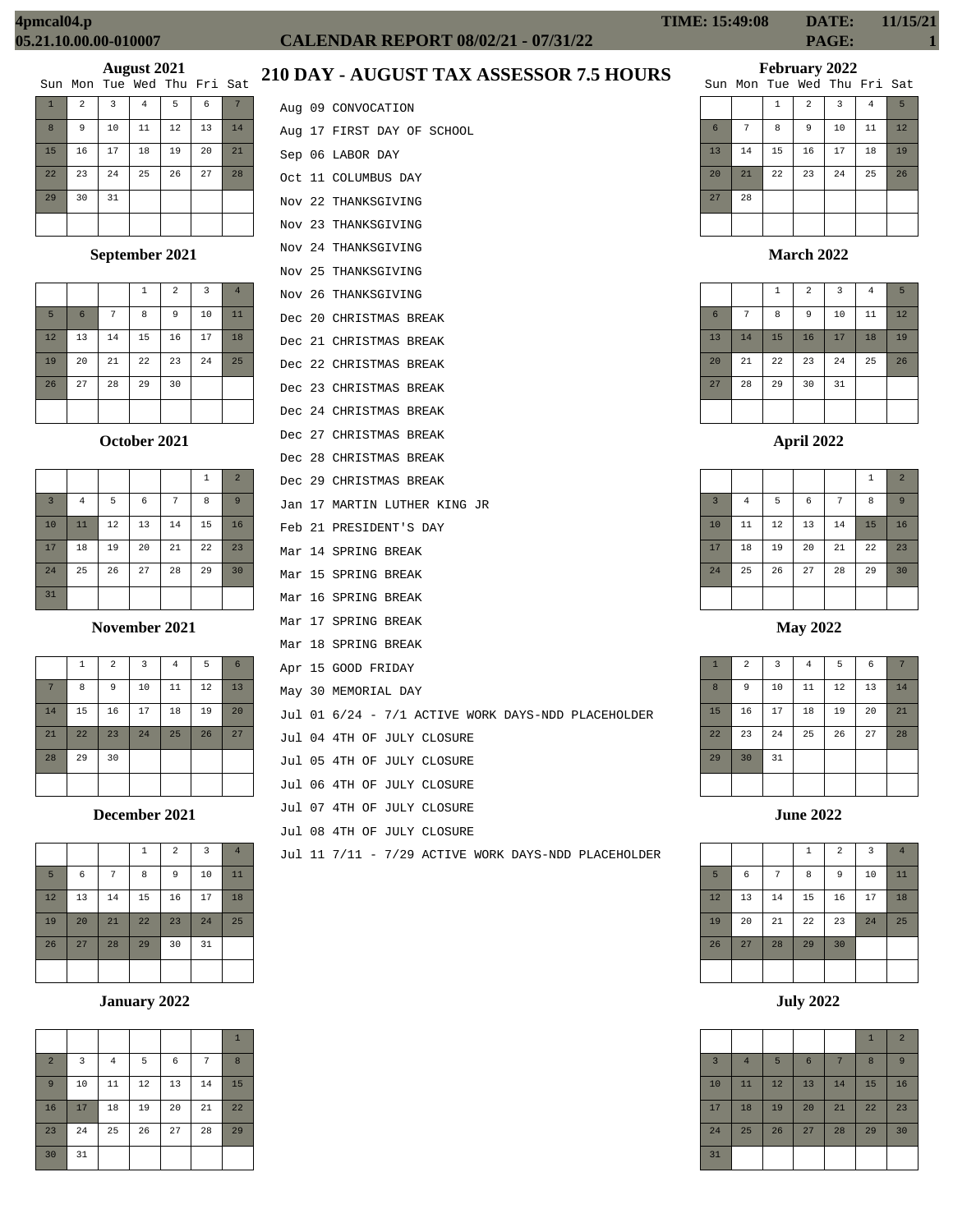4pmcal04.p
05.21.10.00.00-010007

# CALENDAR REPORT 08/02/21 - 07/31/22

TIME: 15:49:08 DATE: 11/15/21

## 210 DAY - AUGUST TAX ASSESSOR 7.5 HOURS

Aug 09 CONVOCATION
Aug 17 FIRST DAY OF SCHOOL
Sep 06 LABOR DAY
Oct 11 COLUMBUS DAY
Nov 22 THANKSGIVING
Nov 23 THANKSGIVING
Nov 24 THANKSGIVING
Nov 25 THANKSGIVING
Nov 26 THANKSGIVING
Dec 20 CHRISTMAS BREAK
Dec 21 CHRISTMAS BREAK
Dec 22 CHRISTMAS BREAK
Dec 23 CHRISTMAS BREAK
Dec 24 CHRISTMAS BREAK
Dec 27 CHRISTMAS BREAK
Dec 28 CHRISTMAS BREAK
Dec 29 CHRISTMAS BREAK
Jan 17 MARTIN LUTHER KING JR
Feb 21 PRESIDENT'S DAY
Mar 14 SPRING BREAK
Mar 15 SPRING BREAK
Mar 16 SPRING BREAK
Mar 17 SPRING BREAK
Mar 18 SPRING BREAK
Apr 15 GOOD FRIDAY
May 30 MEMORIAL DAY
Jul 01 6/24 - 7/1 ACTIVE WORK DAYS-NDD PLACEHOLDER
Jul 04 4TH OF JULY CLOSURE
Jul 05 4TH OF JULY CLOSURE
Jul 06 4TH OF JULY CLOSURE
Jul 07 4TH OF JULY CLOSURE
Jul 08 4TH OF JULY CLOSURE
Jul 11 7/11 - 7/29 ACTIVE WORK DAYS-NDD PLACEHOLDER

### August 2021

| Sun | Mon | Tue | Wed | Thu | Fri | Sat |
|---|---|---|---|---|---|---|
| 1 | 2 | 3 | 4 | 5 | 6 | 7 |
| 8 | 9 | 10 | 11 | 12 | 13 | 14 |
| 15 | 16 | 17 | 18 | 19 | 20 | 21 |
| 22 | 23 | 24 | 25 | 26 | 27 | 28 |
| 29 | 30 | 31 | | | | |

### September 2021

| Sun | Mon | Tue | Wed | Thu | Fri | Sat |
|---|---|---|---|---|---|---|
| | | | 1 | 2 | 3 | 4 |
| 5 | 6 | 7 | 8 | 9 | 10 | 11 |
| 12 | 13 | 14 | 15 | 16 | 17 | 18 |
| 19 | 20 | 21 | 22 | 23 | 24 | 25 |
| 26 | 27 | 28 | 29 | 30 | | |

### October 2021

| Sun | Mon | Tue | Wed | Thu | Fri | Sat |
|---|---|---|---|---|---|---|
| | | | | | 1 | 2 |
| 3 | 4 | 5 | 6 | 7 | 8 | 9 |
| 10 | 11 | 12 | 13 | 14 | 15 | 16 |
| 17 | 18 | 19 | 20 | 21 | 22 | 23 |
| 24 | 25 | 26 | 27 | 28 | 29 | 30 |
| 31 | | | | | | |

### November 2021

| Sun | Mon | Tue | Wed | Thu | Fri | Sat |
|---|---|---|---|---|---|---|
| | 1 | 2 | 3 | 4 | 5 | 6 |
| 7 | 8 | 9 | 10 | 11 | 12 | 13 |
| 14 | 15 | 16 | 17 | 18 | 19 | 20 |
| 21 | 22 | 23 | 24 | 25 | 26 | 27 |
| 28 | 29 | 30 | | | | |

### December 2021

| Sun | Mon | Tue | Wed | Thu | Fri | Sat |
|---|---|---|---|---|---|---|
| | | | 1 | 2 | 3 | 4 |
| 5 | 6 | 7 | 8 | 9 | 10 | 11 |
| 12 | 13 | 14 | 15 | 16 | 17 | 18 |
| 19 | 20 | 21 | 22 | 23 | 24 | 25 |
| 26 | 27 | 28 | 29 | 30 | 31 | |

### January 2022

| Sun | Mon | Tue | Wed | Thu | Fri | Sat |
|---|---|---|---|---|---|---|
| | | | | | | 1 |
| 2 | 3 | 4 | 5 | 6 | 7 | 8 |
| 9 | 10 | 11 | 12 | 13 | 14 | 15 |
| 16 | 17 | 18 | 19 | 20 | 21 | 22 |
| 23 | 24 | 25 | 26 | 27 | 28 | 29 |
| 30 | 31 | | | | | |

### February 2022

| Sun | Mon | Tue | Wed | Thu | Fri | Sat |
|---|---|---|---|---|---|---|
| | | 1 | 2 | 3 | 4 | 5 |
| 6 | 7 | 8 | 9 | 10 | 11 | 12 |
| 13 | 14 | 15 | 16 | 17 | 18 | 19 |
| 20 | 21 | 22 | 23 | 24 | 25 | 26 |
| 27 | 28 | | | | | |

### March 2022

| Sun | Mon | Tue | Wed | Thu | Fri | Sat |
|---|---|---|---|---|---|---|
| | | 1 | 2 | 3 | 4 | 5 |
| 6 | 7 | 8 | 9 | 10 | 11 | 12 |
| 13 | 14 | 15 | 16 | 17 | 18 | 19 |
| 20 | 21 | 22 | 23 | 24 | 25 | 26 |
| 27 | 28 | 29 | 30 | 31 | | |

### April 2022

| Sun | Mon | Tue | Wed | Thu | Fri | Sat |
|---|---|---|---|---|---|---|
| | | | | | 1 | 2 |
| 3 | 4 | 5 | 6 | 7 | 8 | 9 |
| 10 | 11 | 12 | 13 | 14 | 15 | 16 |
| 17 | 18 | 19 | 20 | 21 | 22 | 23 |
| 24 | 25 | 26 | 27 | 28 | 29 | 30 |

### May 2022

| Sun | Mon | Tue | Wed | Thu | Fri | Sat |
|---|---|---|---|---|---|---|
| 1 | 2 | 3 | 4 | 5 | 6 | 7 |
| 8 | 9 | 10 | 11 | 12 | 13 | 14 |
| 15 | 16 | 17 | 18 | 19 | 20 | 21 |
| 22 | 23 | 24 | 25 | 26 | 27 | 28 |
| 29 | 30 | 31 | | | | |

### June 2022

| Sun | Mon | Tue | Wed | Thu | Fri | Sat |
|---|---|---|---|---|---|---|
| | | | 1 | 2 | 3 | 4 |
| 5 | 6 | 7 | 8 | 9 | 10 | 11 |
| 12 | 13 | 14 | 15 | 16 | 17 | 18 |
| 19 | 20 | 21 | 22 | 23 | 24 | 25 |
| 26 | 27 | 28 | 29 | 30 | | |

### July 2022

| Sun | Mon | Tue | Wed | Thu | Fri | Sat |
|---|---|---|---|---|---|---|
| | | | | | 1 | 2 |
| 3 | 4 | 5 | 6 | 7 | 8 | 9 |
| 10 | 11 | 12 | 13 | 14 | 15 | 16 |
| 17 | 18 | 19 | 20 | 21 | 22 | 23 |
| 24 | 25 | 26 | 27 | 28 | 29 | 30 |
| 31 | | | | | | |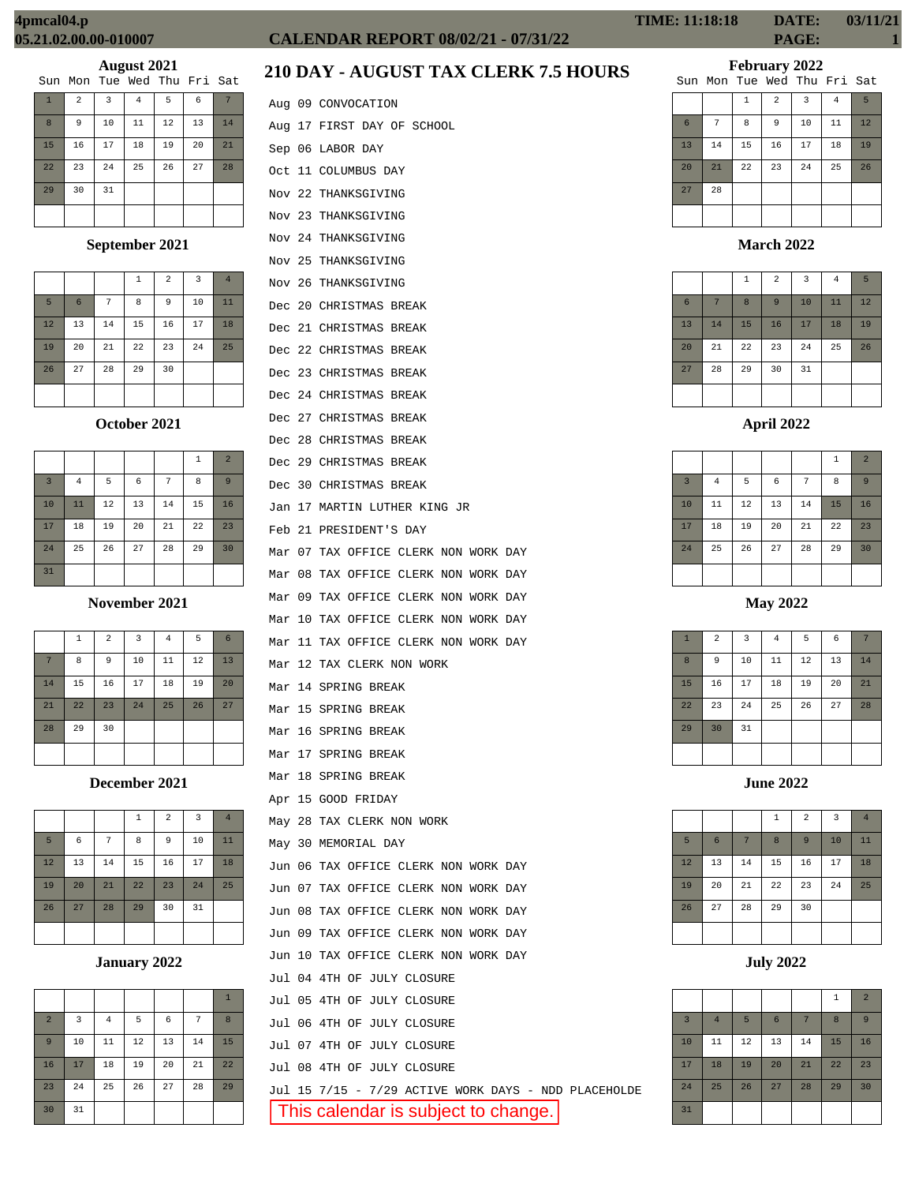4pmcal04.p
05.21.02.00.00-010007

# CALENDAR REPORT 08/02/21 - 07/31/22

TIME: 11:18:18 DATE: 03/11/21

## 210 DAY - AUGUST TAX CLERK 7.5 HOURS

Aug 09 CONVOCATION
Aug 17 FIRST DAY OF SCHOOL
Sep 06 LABOR DAY
Oct 11 COLUMBUS DAY
Nov 22 THANKSGIVING
Nov 23 THANKSGIVING
Nov 24 THANKSGIVING
Nov 25 THANKSGIVING
Nov 26 THANKSGIVING
Dec 20 CHRISTMAS BREAK
Dec 21 CHRISTMAS BREAK
Dec 22 CHRISTMAS BREAK
Dec 23 CHRISTMAS BREAK
Dec 24 CHRISTMAS BREAK
Dec 27 CHRISTMAS BREAK
Dec 28 CHRISTMAS BREAK
Dec 29 CHRISTMAS BREAK
Dec 30 CHRISTMAS BREAK
Jan 17 MARTIN LUTHER KING JR
Feb 21 PRESIDENT'S DAY
Mar 07 TAX OFFICE CLERK NON WORK DAY
Mar 08 TAX OFFICE CLERK NON WORK DAY
Mar 09 TAX OFFICE CLERK NON WORK DAY
Mar 10 TAX OFFICE CLERK NON WORK DAY
Mar 11 TAX OFFICE CLERK NON WORK DAY
Mar 12 TAX CLERK NON WORK
Mar 14 SPRING BREAK
Mar 15 SPRING BREAK
Mar 16 SPRING BREAK
Mar 17 SPRING BREAK
Mar 18 SPRING BREAK
Apr 15 GOOD FRIDAY
May 28 TAX CLERK NON WORK
May 30 MEMORIAL DAY
Jun 06 TAX OFFICE CLERK NON WORK DAY
Jun 07 TAX OFFICE CLERK NON WORK DAY
Jun 08 TAX OFFICE CLERK NON WORK DAY
Jun 09 TAX OFFICE CLERK NON WORK DAY
Jun 10 TAX OFFICE CLERK NON WORK DAY
Jul 04 4TH OF JULY CLOSURE
Jul 05 4TH OF JULY CLOSURE
Jul 06 4TH OF JULY CLOSURE
Jul 07 4TH OF JULY CLOSURE
Jul 08 4TH OF JULY CLOSURE
Jul 15 7/15 - 7/29 ACTIVE WORK DAYS - NDD PLACEHOLDE

This calendar is subject to change.

### August 2021

| Sun | Mon | Tue | Wed | Thu | Fri | Sat |
|---|---|---|---|---|---|---|
| 1 | 2 | 3 | 4 | 5 | 6 | 7 |
| 8 | 9 | 10 | 11 | 12 | 13 | 14 |
| 15 | 16 | 17 | 18 | 19 | 20 | 21 |
| 22 | 23 | 24 | 25 | 26 | 27 | 28 |
| 29 | 30 | 31 | | | | |

### September 2021

| Sun | Mon | Tue | Wed | Thu | Fri | Sat |
|---|---|---|---|---|---|---|
| | | | 1 | 2 | 3 | 4 |
| 5 | 6 | 7 | 8 | 9 | 10 | 11 |
| 12 | 13 | 14 | 15 | 16 | 17 | 18 |
| 19 | 20 | 21 | 22 | 23 | 24 | 25 |
| 26 | 27 | 28 | 29 | 30 | | |

### October 2021

| Sun | Mon | Tue | Wed | Thu | Fri | Sat |
|---|---|---|---|---|---|---|
| | | | | | 1 | 2 |
| 3 | 4 | 5 | 6 | 7 | 8 | 9 |
| 10 | 11 | 12 | 13 | 14 | 15 | 16 |
| 17 | 18 | 19 | 20 | 21 | 22 | 23 |
| 24 | 25 | 26 | 27 | 28 | 29 | 30 |
| 31 | | | | | | |

### November 2021

| Sun | Mon | Tue | Wed | Thu | Fri | Sat |
|---|---|---|---|---|---|---|
| | 1 | 2 | 3 | 4 | 5 | 6 |
| 7 | 8 | 9 | 10 | 11 | 12 | 13 |
| 14 | 15 | 16 | 17 | 18 | 19 | 20 |
| 21 | 22 | 23 | 24 | 25 | 26 | 27 |
| 28 | 29 | 30 | | | | |

### December 2021

| Sun | Mon | Tue | Wed | Thu | Fri | Sat |
|---|---|---|---|---|---|---|
| | | | 1 | 2 | 3 | 4 |
| 5 | 6 | 7 | 8 | 9 | 10 | 11 |
| 12 | 13 | 14 | 15 | 16 | 17 | 18 |
| 19 | 20 | 21 | 22 | 23 | 24 | 25 |
| 26 | 27 | 28 | 29 | 30 | 31 | |

### January 2022

| Sun | Mon | Tue | Wed | Thu | Fri | Sat |
|---|---|---|---|---|---|---|
| | | | | | | 1 |
| 2 | 3 | 4 | 5 | 6 | 7 | 8 |
| 9 | 10 | 11 | 12 | 13 | 14 | 15 |
| 16 | 17 | 18 | 19 | 20 | 21 | 22 |
| 23 | 24 | 25 | 26 | 27 | 28 | 29 |
| 30 | 31 | | | | | |

### February 2022

| Sun | Mon | Tue | Wed | Thu | Fri | Sat |
|---|---|---|---|---|---|---|
| | | 1 | 2 | 3 | 4 | 5 |
| 6 | 7 | 8 | 9 | 10 | 11 | 12 |
| 13 | 14 | 15 | 16 | 17 | 18 | 19 |
| 20 | 21 | 22 | 23 | 24 | 25 | 26 |
| 27 | 28 | | | | | |

### March 2022

| Sun | Mon | Tue | Wed | Thu | Fri | Sat |
|---|---|---|---|---|---|---|
| | | 1 | 2 | 3 | 4 | 5 |
| 6 | 7 | 8 | 9 | 10 | 11 | 12 |
| 13 | 14 | 15 | 16 | 17 | 18 | 19 |
| 20 | 21 | 22 | 23 | 24 | 25 | 26 |
| 27 | 28 | 29 | 30 | 31 | | |

### April 2022

| Sun | Mon | Tue | Wed | Thu | Fri | Sat |
|---|---|---|---|---|---|---|
| | | | | | 1 | 2 |
| 3 | 4 | 5 | 6 | 7 | 8 | 9 |
| 10 | 11 | 12 | 13 | 14 | 15 | 16 |
| 17 | 18 | 19 | 20 | 21 | 22 | 23 |
| 24 | 25 | 26 | 27 | 28 | 29 | 30 |

### May 2022

| Sun | Mon | Tue | Wed | Thu | Fri | Sat |
|---|---|---|---|---|---|---|
| 1 | 2 | 3 | 4 | 5 | 6 | 7 |
| 8 | 9 | 10 | 11 | 12 | 13 | 14 |
| 15 | 16 | 17 | 18 | 19 | 20 | 21 |
| 22 | 23 | 24 | 25 | 26 | 27 | 28 |
| 29 | 30 | 31 | | | | |

### June 2022

| Sun | Mon | Tue | Wed | Thu | Fri | Sat |
|---|---|---|---|---|---|---|
| | | | 1 | 2 | 3 | 4 |
| 5 | 6 | 7 | 8 | 9 | 10 | 11 |
| 12 | 13 | 14 | 15 | 16 | 17 | 18 |
| 19 | 20 | 21 | 22 | 23 | 24 | 25 |
| 26 | 27 | 28 | 29 | 30 | | |

### July 2022

| Sun | Mon | Tue | Wed | Thu | Fri | Sat |
|---|---|---|---|---|---|---|
| | | | | | 1 | 2 |
| 3 | 4 | 5 | 6 | 7 | 8 | 9 |
| 10 | 11 | 12 | 13 | 14 | 15 | 16 |
| 17 | 18 | 19 | 20 | 21 | 22 | 23 |
| 24 | 25 | 26 | 27 | 28 | 29 | 30 |
| 31 | | | | | | |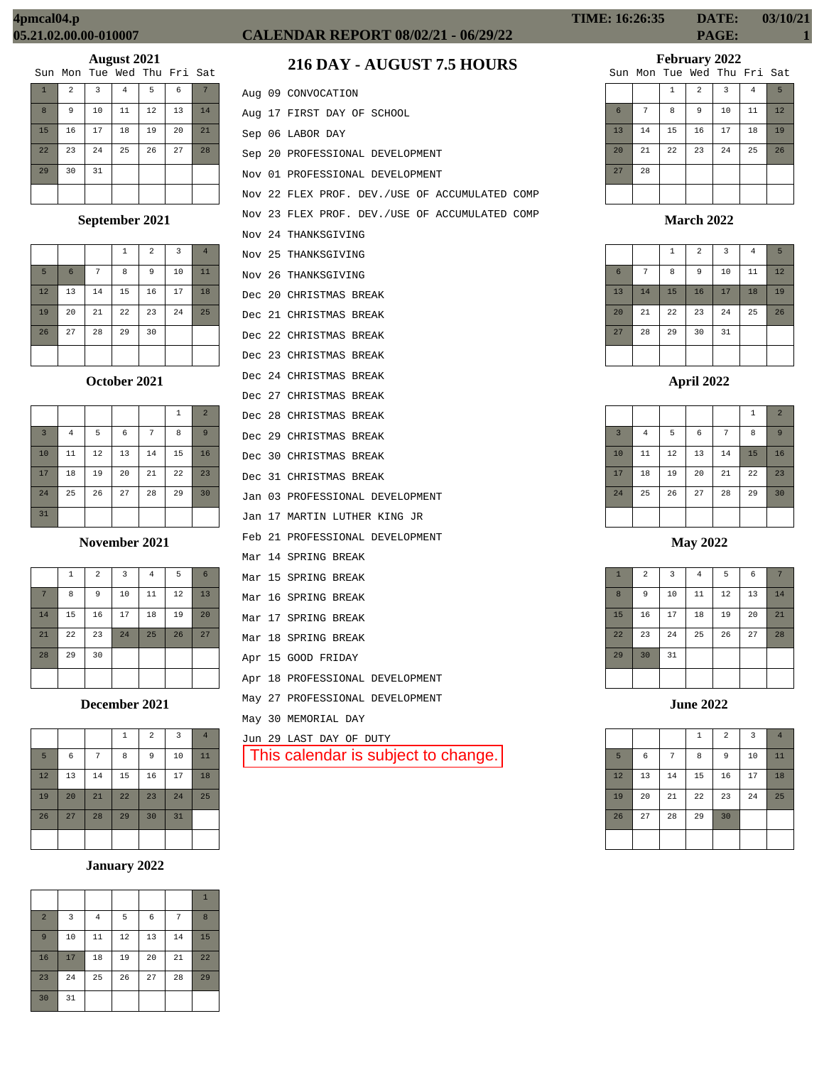4pmcal04.p
05.21.02.00.00-010007

# CALENDAR REPORT 08/02/21 - 06/29/22

TIME: 16:26:35 DATE: 03/10/21 PAGE: 1

## 216 DAY - AUGUST 7.5 HOURS

Aug 09 CONVOCATION
Aug 17 FIRST DAY OF SCHOOL
Sep 06 LABOR DAY
Sep 20 PROFESSIONAL DEVELOPMENT
Nov 01 PROFESSIONAL DEVELOPMENT
Nov 22 FLEX PROF. DEV./USE OF ACCUMULATED COMP
Nov 23 FLEX PROF. DEV./USE OF ACCUMULATED COMP
Nov 24 THANKSGIVING
Nov 25 THANKSGIVING
Nov 26 THANKSGIVING
Dec 20 CHRISTMAS BREAK
Dec 21 CHRISTMAS BREAK
Dec 22 CHRISTMAS BREAK
Dec 23 CHRISTMAS BREAK
Dec 24 CHRISTMAS BREAK
Dec 27 CHRISTMAS BREAK
Dec 28 CHRISTMAS BREAK
Dec 29 CHRISTMAS BREAK
Dec 30 CHRISTMAS BREAK
Dec 31 CHRISTMAS BREAK
Jan 03 PROFESSIONAL DEVELOPMENT
Jan 17 MARTIN LUTHER KING JR
Feb 21 PROFESSIONAL DEVELOPMENT
Mar 14 SPRING BREAK
Mar 15 SPRING BREAK
Mar 16 SPRING BREAK
Mar 17 SPRING BREAK
Mar 18 SPRING BREAK
Apr 15 GOOD FRIDAY
Apr 18 PROFESSIONAL DEVELOPMENT
May 27 PROFESSIONAL DEVELOPMENT
May 30 MEMORIAL DAY
Jun 29 LAST DAY OF DUTY

This calendar is subject to change.

### August 2021

| Sun | Mon | Tue | Wed | Thu | Fri | Sat |
|---|---|---|---|---|---|---|
| 1 | 2 | 3 | 4 | 5 | 6 | 7 |
| 8 | 9 | 10 | 11 | 12 | 13 | 14 |
| 15 | 16 | 17 | 18 | 19 | 20 | 21 |
| 22 | 23 | 24 | 25 | 26 | 27 | 28 |
| 29 | 30 | 31 | | | | |

### September 2021

| Sun | Mon | Tue | Wed | Thu | Fri | Sat |
|---|---|---|---|---|---|---|
| | | | 1 | 2 | 3 | 4 |
| 5 | 6 | 7 | 8 | 9 | 10 | 11 |
| 12 | 13 | 14 | 15 | 16 | 17 | 18 |
| 19 | 20 | 21 | 22 | 23 | 24 | 25 |
| 26 | 27 | 28 | 29 | 30 | | |

### October 2021

| Sun | Mon | Tue | Wed | Thu | Fri | Sat |
|---|---|---|---|---|---|---|
| | | | | | 1 | 2 |
| 3 | 4 | 5 | 6 | 7 | 8 | 9 |
| 10 | 11 | 12 | 13 | 14 | 15 | 16 |
| 17 | 18 | 19 | 20 | 21 | 22 | 23 |
| 24 | 25 | 26 | 27 | 28 | 29 | 30 |
| 31 | | | | | | |

### November 2021

| Sun | Mon | Tue | Wed | Thu | Fri | Sat |
|---|---|---|---|---|---|---|
| | 1 | 2 | 3 | 4 | 5 | 6 |
| 7 | 8 | 9 | 10 | 11 | 12 | 13 |
| 14 | 15 | 16 | 17 | 18 | 19 | 20 |
| 21 | 22 | 23 | 24 | 25 | 26 | 27 |
| 28 | 29 | 30 | | | | |

### December 2021

| Sun | Mon | Tue | Wed | Thu | Fri | Sat |
|---|---|---|---|---|---|---|
| | | | 1 | 2 | 3 | 4 |
| 5 | 6 | 7 | 8 | 9 | 10 | 11 |
| 12 | 13 | 14 | 15 | 16 | 17 | 18 |
| 19 | 20 | 21 | 22 | 23 | 24 | 25 |
| 26 | 27 | 28 | 29 | 30 | 31 | |

### January 2022

| Sun | Mon | Tue | Wed | Thu | Fri | Sat |
|---|---|---|---|---|---|---|
| | | | | | | 1 |
| 2 | 3 | 4 | 5 | 6 | 7 | 8 |
| 9 | 10 | 11 | 12 | 13 | 14 | 15 |
| 16 | 17 | 18 | 19 | 20 | 21 | 22 |
| 23 | 24 | 25 | 26 | 27 | 28 | 29 |
| 30 | 31 | | | | | |

### February 2022

| Sun | Mon | Tue | Wed | Thu | Fri | Sat |
|---|---|---|---|---|---|---|
| | | 1 | 2 | 3 | 4 | 5 |
| 6 | 7 | 8 | 9 | 10 | 11 | 12 |
| 13 | 14 | 15 | 16 | 17 | 18 | 19 |
| 20 | 21 | 22 | 23 | 24 | 25 | 26 |
| 27 | 28 | | | | | |

### March 2022

| Sun | Mon | Tue | Wed | Thu | Fri | Sat |
|---|---|---|---|---|---|---|
| | | 1 | 2 | 3 | 4 | 5 |
| 6 | 7 | 8 | 9 | 10 | 11 | 12 |
| 13 | 14 | 15 | 16 | 17 | 18 | 19 |
| 20 | 21 | 22 | 23 | 24 | 25 | 26 |
| 27 | 28 | 29 | 30 | 31 | | |

### April 2022

| Sun | Mon | Tue | Wed | Thu | Fri | Sat |
|---|---|---|---|---|---|---|
| | | | | | 1 | 2 |
| 3 | 4 | 5 | 6 | 7 | 8 | 9 |
| 10 | 11 | 12 | 13 | 14 | 15 | 16 |
| 17 | 18 | 19 | 20 | 21 | 22 | 23 |
| 24 | 25 | 26 | 27 | 28 | 29 | 30 |

### May 2022

| Sun | Mon | Tue | Wed | Thu | Fri | Sat |
|---|---|---|---|---|---|---|
| 1 | 2 | 3 | 4 | 5 | 6 | 7 |
| 8 | 9 | 10 | 11 | 12 | 13 | 14 |
| 15 | 16 | 17 | 18 | 19 | 20 | 21 |
| 22 | 23 | 24 | 25 | 26 | 27 | 28 |
| 29 | 30 | 31 | | | | |

### June 2022

| Sun | Mon | Tue | Wed | Thu | Fri | Sat |
|---|---|---|---|---|---|---|
| | | | 1 | 2 | 3 | 4 |
| 5 | 6 | 7 | 8 | 9 | 10 | 11 |
| 12 | 13 | 14 | 15 | 16 | 17 | 18 |
| 19 | 20 | 21 | 22 | 23 | 24 | 25 |
| 26 | 27 | 28 | 29 | 30 | | |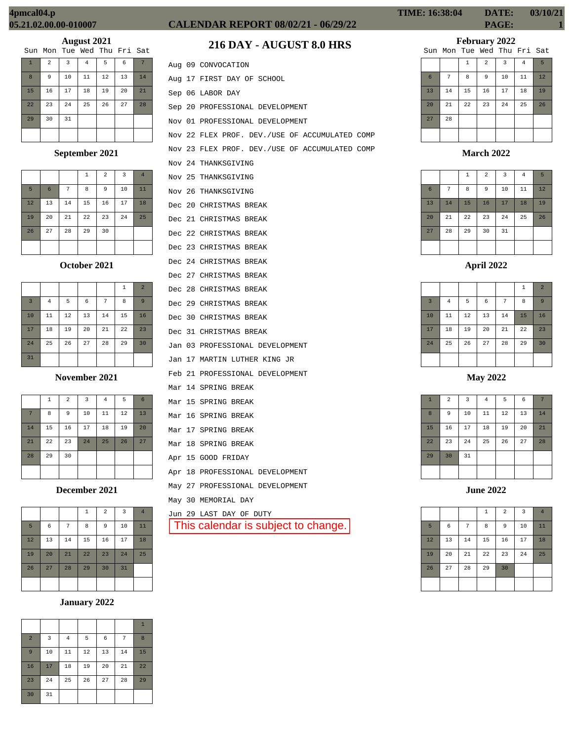4pmcal04.p
05.21.02.00.00-010007

# CALENDAR REPORT 08/02/21 - 06/29/22

TIME: 16:38:04 DATE: 03/10/21 PAGE: 1

## 216 DAY - AUGUST 8.0 HRS

Aug 09 CONVOCATION
Aug 17 FIRST DAY OF SCHOOL
Sep 06 LABOR DAY
Sep 20 PROFESSIONAL DEVELOPMENT
Nov 01 PROFESSIONAL DEVELOPMENT
Nov 22 FLEX PROF. DEV./USE OF ACCUMULATED COMP
Nov 23 FLEX PROF. DEV./USE OF ACCUMULATED COMP
Nov 24 THANKSGIVING
Nov 25 THANKSGIVING
Nov 26 THANKSGIVING
Dec 20 CHRISTMAS BREAK
Dec 21 CHRISTMAS BREAK
Dec 22 CHRISTMAS BREAK
Dec 23 CHRISTMAS BREAK
Dec 24 CHRISTMAS BREAK
Dec 27 CHRISTMAS BREAK
Dec 28 CHRISTMAS BREAK
Dec 29 CHRISTMAS BREAK
Dec 30 CHRISTMAS BREAK
Dec 31 CHRISTMAS BREAK
Jan 03 PROFESSIONAL DEVELOPMENT
Jan 17 MARTIN LUTHER KING JR
Feb 21 PROFESSIONAL DEVELOPMENT
Mar 14 SPRING BREAK
Mar 15 SPRING BREAK
Mar 16 SPRING BREAK
Mar 17 SPRING BREAK
Mar 18 SPRING BREAK
Apr 15 GOOD FRIDAY
Apr 18 PROFESSIONAL DEVELOPMENT
May 27 PROFESSIONAL DEVELOPMENT
May 30 MEMORIAL DAY
Jun 29 LAST DAY OF DUTY

This calendar is subject to change.

### August 2021

| Sun | Mon | Tue | Wed | Thu | Fri | Sat |
|---|---|---|---|---|---|---|
| 1 | 2 | 3 | 4 | 5 | 6 | 7 |
| 8 | 9 | 10 | 11 | 12 | 13 | 14 |
| 15 | 16 | 17 | 18 | 19 | 20 | 21 |
| 22 | 23 | 24 | 25 | 26 | 27 | 28 |
| 29 | 30 | 31 | | | | |

### September 2021

| Sun | Mon | Tue | Wed | Thu | Fri | Sat |
|---|---|---|---|---|---|---|
| | | | 1 | 2 | 3 | 4 |
| 5 | 6 | 7 | 8 | 9 | 10 | 11 |
| 12 | 13 | 14 | 15 | 16 | 17 | 18 |
| 19 | 20 | 21 | 22 | 23 | 24 | 25 |
| 26 | 27 | 28 | 29 | 30 | | |

### October 2021

| Sun | Mon | Tue | Wed | Thu | Fri | Sat |
|---|---|---|---|---|---|---|
| | | | | | 1 | 2 |
| 3 | 4 | 5 | 6 | 7 | 8 | 9 |
| 10 | 11 | 12 | 13 | 14 | 15 | 16 |
| 17 | 18 | 19 | 20 | 21 | 22 | 23 |
| 24 | 25 | 26 | 27 | 28 | 29 | 30 |
| 31 | | | | | | |

### November 2021

| Sun | Mon | Tue | Wed | Thu | Fri | Sat |
|---|---|---|---|---|---|---|
| | 1 | 2 | 3 | 4 | 5 | 6 |
| 7 | 8 | 9 | 10 | 11 | 12 | 13 |
| 14 | 15 | 16 | 17 | 18 | 19 | 20 |
| 21 | 22 | 23 | 24 | 25 | 26 | 27 |
| 28 | 29 | 30 | | | | |

### December 2021

| Sun | Mon | Tue | Wed | Thu | Fri | Sat |
|---|---|---|---|---|---|---|
| | | | 1 | 2 | 3 | 4 |
| 5 | 6 | 7 | 8 | 9 | 10 | 11 |
| 12 | 13 | 14 | 15 | 16 | 17 | 18 |
| 19 | 20 | 21 | 22 | 23 | 24 | 25 |
| 26 | 27 | 28 | 29 | 30 | 31 | |

### January 2022

| Sun | Mon | Tue | Wed | Thu | Fri | Sat |
|---|---|---|---|---|---|---|
| | | | | | | 1 |
| 2 | 3 | 4 | 5 | 6 | 7 | 8 |
| 9 | 10 | 11 | 12 | 13 | 14 | 15 |
| 16 | 17 | 18 | 19 | 20 | 21 | 22 |
| 23 | 24 | 25 | 26 | 27 | 28 | 29 |
| 30 | 31 | | | | | |

### February 2022

| Sun | Mon | Tue | Wed | Thu | Fri | Sat |
|---|---|---|---|---|---|---|
| | | 1 | 2 | 3 | 4 | 5 |
| 6 | 7 | 8 | 9 | 10 | 11 | 12 |
| 13 | 14 | 15 | 16 | 17 | 18 | 19 |
| 20 | 21 | 22 | 23 | 24 | 25 | 26 |
| 27 | 28 | | | | | |

### March 2022

| Sun | Mon | Tue | Wed | Thu | Fri | Sat |
|---|---|---|---|---|---|---|
| | | 1 | 2 | 3 | 4 | 5 |
| 6 | 7 | 8 | 9 | 10 | 11 | 12 |
| 13 | 14 | 15 | 16 | 17 | 18 | 19 |
| 20 | 21 | 22 | 23 | 24 | 25 | 26 |
| 27 | 28 | 29 | 30 | 31 | | |

### April 2022

| Sun | Mon | Tue | Wed | Thu | Fri | Sat |
|---|---|---|---|---|---|---|
| | | | | | 1 | 2 |
| 3 | 4 | 5 | 6 | 7 | 8 | 9 |
| 10 | 11 | 12 | 13 | 14 | 15 | 16 |
| 17 | 18 | 19 | 20 | 21 | 22 | 23 |
| 24 | 25 | 26 | 27 | 28 | 29 | 30 |

### May 2022

| Sun | Mon | Tue | Wed | Thu | Fri | Sat |
|---|---|---|---|---|---|---|
| 1 | 2 | 3 | 4 | 5 | 6 | 7 |
| 8 | 9 | 10 | 11 | 12 | 13 | 14 |
| 15 | 16 | 17 | 18 | 19 | 20 | 21 |
| 22 | 23 | 24 | 25 | 26 | 27 | 28 |
| 29 | 30 | 31 | | | | |

### June 2022

| Sun | Mon | Tue | Wed | Thu | Fri | Sat |
|---|---|---|---|---|---|---|
| | | | 1 | 2 | 3 | 4 |
| 5 | 6 | 7 | 8 | 9 | 10 | 11 |
| 12 | 13 | 14 | 15 | 16 | 17 | 18 |
| 19 | 20 | 21 | 22 | 23 | 24 | 25 |
| 26 | 27 | 28 | 29 | 30 | | |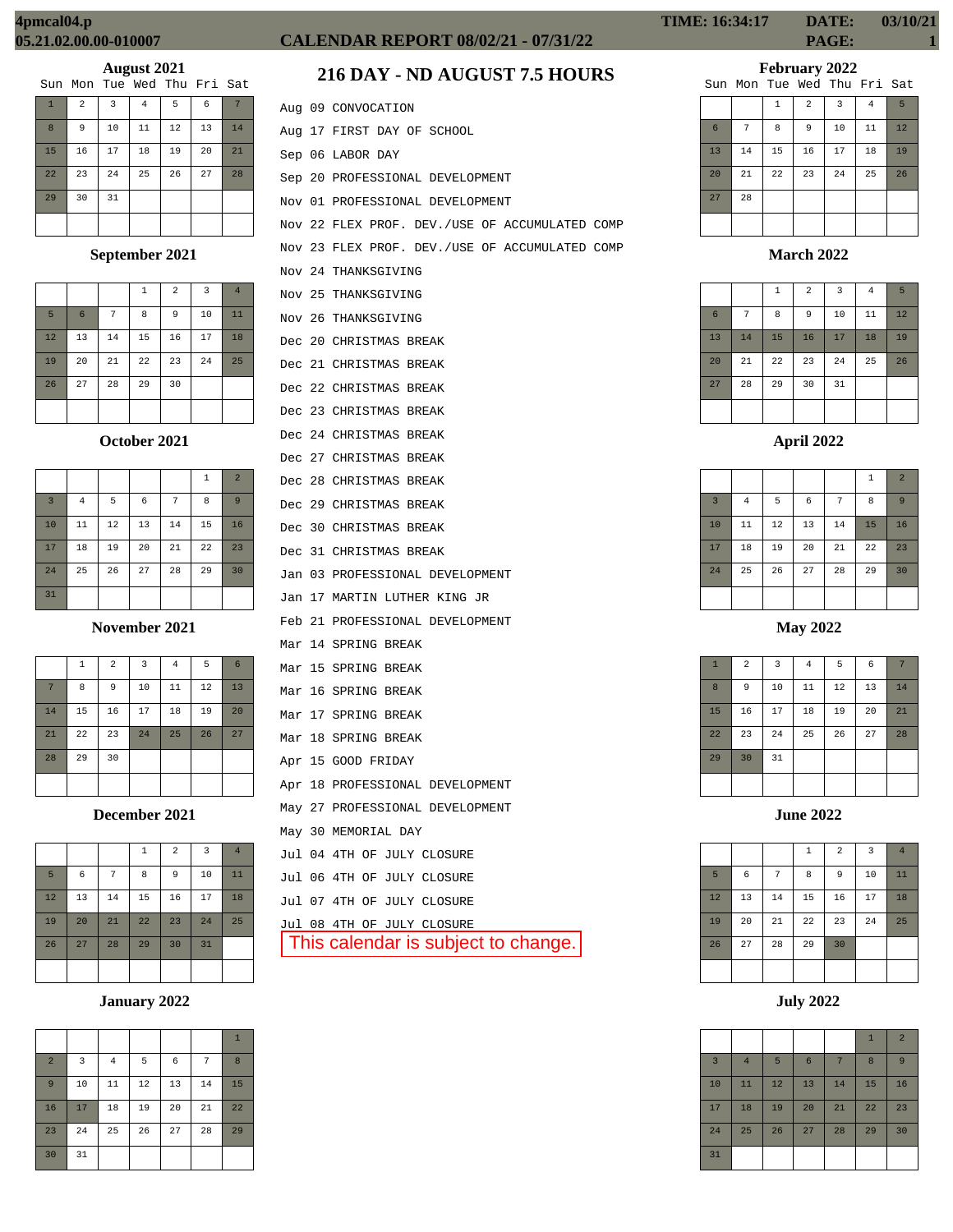4pmcal04.p
05.21.02.00.00-010007

# CALENDAR REPORT 08/02/21 - 07/31/22

TIME: 16:34:17 DATE: 03/10/21

## 216 DAY - ND AUGUST 7.5 HOURS

- Aug 09 CONVOCATION
- Aug 17 FIRST DAY OF SCHOOL
- Sep 06 LABOR DAY
- Sep 20 PROFESSIONAL DEVELOPMENT
- Nov 01 PROFESSIONAL DEVELOPMENT
- Nov 22 FLEX PROF. DEV./USE OF ACCUMULATED COMP
- Nov 23 FLEX PROF. DEV./USE OF ACCUMULATED COMP
- Nov 24 THANKSGIVING
- Nov 25 THANKSGIVING
- Nov 26 THANKSGIVING
- Dec 20 CHRISTMAS BREAK
- Dec 21 CHRISTMAS BREAK
- Dec 22 CHRISTMAS BREAK
- Dec 23 CHRISTMAS BREAK
- Dec 24 CHRISTMAS BREAK
- Dec 27 CHRISTMAS BREAK
- Dec 28 CHRISTMAS BREAK
- Dec 29 CHRISTMAS BREAK
- Dec 30 CHRISTMAS BREAK
- Dec 31 CHRISTMAS BREAK
- Jan 03 PROFESSIONAL DEVELOPMENT
- Jan 17 MARTIN LUTHER KING JR
- Feb 21 PROFESSIONAL DEVELOPMENT
- Mar 14 SPRING BREAK
- Mar 15 SPRING BREAK
- Mar 16 SPRING BREAK
- Mar 17 SPRING BREAK
- Mar 18 SPRING BREAK
- Apr 15 GOOD FRIDAY
- Apr 18 PROFESSIONAL DEVELOPMENT
- May 27 PROFESSIONAL DEVELOPMENT
- May 30 MEMORIAL DAY
- Jul 04 4TH OF JULY CLOSURE
- Jul 06 4TH OF JULY CLOSURE
- Jul 07 4TH OF JULY CLOSURE
- Jul 08 4TH OF JULY CLOSURE

This calendar is subject to change.

### August 2021

| Sun | Mon | Tue | Wed | Thu | Fri | Sat |
|---|---|---|---|---|---|---|
| 1 | 2 | 3 | 4 | 5 | 6 | 7 |
| 8 | 9 | 10 | 11 | 12 | 13 | 14 |
| 15 | 16 | 17 | 18 | 19 | 20 | 21 |
| 22 | 23 | 24 | 25 | 26 | 27 | 28 |
| 29 | 30 | 31 | | | | |

### September 2021

| Sun | Mon | Tue | Wed | Thu | Fri | Sat |
|---|---|---|---|---|---|---|
| | | | 1 | 2 | 3 | 4 |
| 5 | 6 | 7 | 8 | 9 | 10 | 11 |
| 12 | 13 | 14 | 15 | 16 | 17 | 18 |
| 19 | 20 | 21 | 22 | 23 | 24 | 25 |
| 26 | 27 | 28 | 29 | 30 | | |

### October 2021

| Sun | Mon | Tue | Wed | Thu | Fri | Sat |
|---|---|---|---|---|---|---|
| | | | | | 1 | 2 |
| 3 | 4 | 5 | 6 | 7 | 8 | 9 |
| 10 | 11 | 12 | 13 | 14 | 15 | 16 |
| 17 | 18 | 19 | 20 | 21 | 22 | 23 |
| 24 | 25 | 26 | 27 | 28 | 29 | 30 |
| 31 | | | | | | |

### November 2021

| Sun | Mon | Tue | Wed | Thu | Fri | Sat |
|---|---|---|---|---|---|---|
| | 1 | 2 | 3 | 4 | 5 | 6 |
| 7 | 8 | 9 | 10 | 11 | 12 | 13 |
| 14 | 15 | 16 | 17 | 18 | 19 | 20 |
| 21 | 22 | 23 | 24 | 25 | 26 | 27 |
| 28 | 29 | 30 | | | | |

### December 2021

| Sun | Mon | Tue | Wed | Thu | Fri | Sat |
|---|---|---|---|---|---|---|
| | | | 1 | 2 | 3 | 4 |
| 5 | 6 | 7 | 8 | 9 | 10 | 11 |
| 12 | 13 | 14 | 15 | 16 | 17 | 18 |
| 19 | 20 | 21 | 22 | 23 | 24 | 25 |
| 26 | 27 | 28 | 29 | 30 | 31 | |

### January 2022

| Sun | Mon | Tue | Wed | Thu | Fri | Sat |
|---|---|---|---|---|---|---|
| | | | | | | 1 |
| 2 | 3 | 4 | 5 | 6 | 7 | 8 |
| 9 | 10 | 11 | 12 | 13 | 14 | 15 |
| 16 | 17 | 18 | 19 | 20 | 21 | 22 |
| 23 | 24 | 25 | 26 | 27 | 28 | 29 |
| 30 | 31 | | | | | |

### February 2022

| Sun | Mon | Tue | Wed | Thu | Fri | Sat |
|---|---|---|---|---|---|---|
| | | 1 | 2 | 3 | 4 | 5 |
| 6 | 7 | 8 | 9 | 10 | 11 | 12 |
| 13 | 14 | 15 | 16 | 17 | 18 | 19 |
| 20 | 21 | 22 | 23 | 24 | 25 | 26 |
| 27 | 28 | | | | | |

### March 2022

| Sun | Mon | Tue | Wed | Thu | Fri | Sat |
|---|---|---|---|---|---|---|
| | | 1 | 2 | 3 | 4 | 5 |
| 6 | 7 | 8 | 9 | 10 | 11 | 12 |
| 13 | 14 | 15 | 16 | 17 | 18 | 19 |
| 20 | 21 | 22 | 23 | 24 | 25 | 26 |
| 27 | 28 | 29 | 30 | 31 | | |

### April 2022

| Sun | Mon | Tue | Wed | Thu | Fri | Sat |
|---|---|---|---|---|---|---|
| | | | | | 1 | 2 |
| 3 | 4 | 5 | 6 | 7 | 8 | 9 |
| 10 | 11 | 12 | 13 | 14 | 15 | 16 |
| 17 | 18 | 19 | 20 | 21 | 22 | 23 |
| 24 | 25 | 26 | 27 | 28 | 29 | 30 |

### May 2022

| Sun | Mon | Tue | Wed | Thu | Fri | Sat |
|---|---|---|---|---|---|---|
| 1 | 2 | 3 | 4 | 5 | 6 | 7 |
| 8 | 9 | 10 | 11 | 12 | 13 | 14 |
| 15 | 16 | 17 | 18 | 19 | 20 | 21 |
| 22 | 23 | 24 | 25 | 26 | 27 | 28 |
| 29 | 30 | 31 | | | | |

### June 2022

| Sun | Mon | Tue | Wed | Thu | Fri | Sat |
|---|---|---|---|---|---|---|
| | | | 1 | 2 | 3 | 4 |
| 5 | 6 | 7 | 8 | 9 | 10 | 11 |
| 12 | 13 | 14 | 15 | 16 | 17 | 18 |
| 19 | 20 | 21 | 22 | 23 | 24 | 25 |
| 26 | 27 | 28 | 29 | 30 | | |

### July 2022

| Sun | Mon | Tue | Wed | Thu | Fri | Sat |
|---|---|---|---|---|---|---|
| | | | | | 1 | 2 |
| 3 | 4 | 5 | 6 | 7 | 8 | 9 |
| 10 | 11 | 12 | 13 | 14 | 15 | 16 |
| 17 | 18 | 19 | 20 | 21 | 22 | 23 |
| 24 | 25 | 26 | 27 | 28 | 29 | 30 |
| 31 | | | | | | |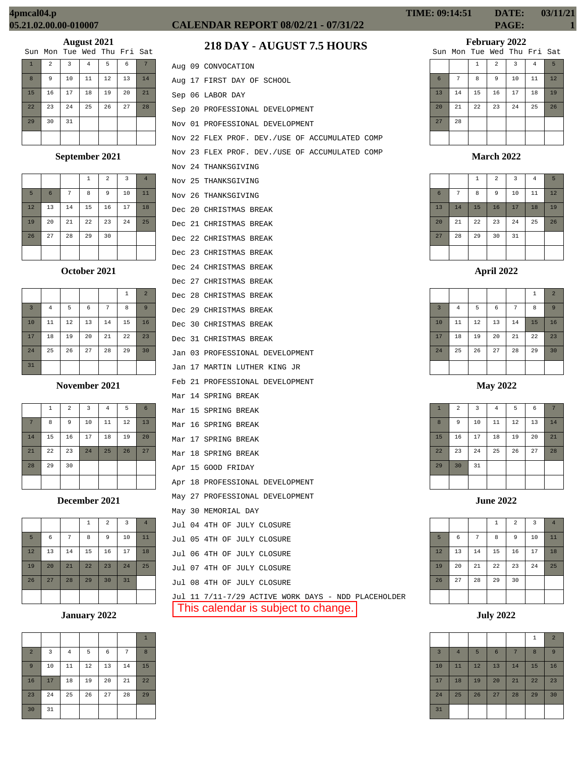# CALENDAR REPORT 08/02/21 - 07/31/22

4pmcal04.p
05.21.02.00.00-010007

TIME: 09:14:51 DATE: 03/11/21

## 218 DAY - AUGUST 7.5 HOURS

Aug 09 CONVOCATION
Aug 17 FIRST DAY OF SCHOOL
Sep 06 LABOR DAY
Sep 20 PROFESSIONAL DEVELOPMENT
Nov 01 PROFESSIONAL DEVELOPMENT
Nov 22 FLEX PROF. DEV./USE OF ACCUMULATED COMP
Nov 23 FLEX PROF. DEV./USE OF ACCUMULATED COMP
Nov 24 THANKSGIVING
Nov 25 THANKSGIVING
Nov 26 THANKSGIVING
Dec 20 CHRISTMAS BREAK
Dec 21 CHRISTMAS BREAK
Dec 22 CHRISTMAS BREAK
Dec 23 CHRISTMAS BREAK
Dec 24 CHRISTMAS BREAK
Dec 27 CHRISTMAS BREAK
Dec 28 CHRISTMAS BREAK
Dec 29 CHRISTMAS BREAK
Dec 30 CHRISTMAS BREAK
Dec 31 CHRISTMAS BREAK
Jan 03 PROFESSIONAL DEVELOPMENT
Jan 17 MARTIN LUTHER KING JR
Feb 21 PROFESSIONAL DEVELOPMENT
Mar 14 SPRING BREAK
Mar 15 SPRING BREAK
Mar 16 SPRING BREAK
Mar 17 SPRING BREAK
Mar 18 SPRING BREAK
Apr 15 GOOD FRIDAY
Apr 18 PROFESSIONAL DEVELOPMENT
May 27 PROFESSIONAL DEVELOPMENT
May 30 MEMORIAL DAY
Jul 04 4TH OF JULY CLOSURE
Jul 05 4TH OF JULY CLOSURE
Jul 06 4TH OF JULY CLOSURE
Jul 07 4TH OF JULY CLOSURE
Jul 08 4TH OF JULY CLOSURE
Jul 11 7/11-7/29 ACTIVE WORK DAYS - NDD PLACEHOLDER

This calendar is subject to change.

### August 2021

| Sun | Mon | Tue | Wed | Thu | Fri | Sat |
|---|---|---|---|---|---|---|
| 1 | 2 | 3 | 4 | 5 | 6 | 7 |
| 8 | 9 | 10 | 11 | 12 | 13 | 14 |
| 15 | 16 | 17 | 18 | 19 | 20 | 21 |
| 22 | 23 | 24 | 25 | 26 | 27 | 28 |
| 29 | 30 | 31 | | | | |

### September 2021

| Sun | Mon | Tue | Wed | Thu | Fri | Sat |
|---|---|---|---|---|---|---|
| | | | 1 | 2 | 3 | 4 |
| 5 | 6 | 7 | 8 | 9 | 10 | 11 |
| 12 | 13 | 14 | 15 | 16 | 17 | 18 |
| 19 | 20 | 21 | 22 | 23 | 24 | 25 |
| 26 | 27 | 28 | 29 | 30 | | |

### October 2021

| Sun | Mon | Tue | Wed | Thu | Fri | Sat |
|---|---|---|---|---|---|---|
| | | | | | 1 | 2 |
| 3 | 4 | 5 | 6 | 7 | 8 | 9 |
| 10 | 11 | 12 | 13 | 14 | 15 | 16 |
| 17 | 18 | 19 | 20 | 21 | 22 | 23 |
| 24 | 25 | 26 | 27 | 28 | 29 | 30 |
| 31 | | | | | | |

### November 2021

| Sun | Mon | Tue | Wed | Thu | Fri | Sat |
|---|---|---|---|---|---|---|
| | 1 | 2 | 3 | 4 | 5 | 6 |
| 7 | 8 | 9 | 10 | 11 | 12 | 13 |
| 14 | 15 | 16 | 17 | 18 | 19 | 20 |
| 21 | 22 | 23 | 24 | 25 | 26 | 27 |
| 28 | 29 | 30 | | | | |

### December 2021

| Sun | Mon | Tue | Wed | Thu | Fri | Sat |
|---|---|---|---|---|---|---|
| | | | 1 | 2 | 3 | 4 |
| 5 | 6 | 7 | 8 | 9 | 10 | 11 |
| 12 | 13 | 14 | 15 | 16 | 17 | 18 |
| 19 | 20 | 21 | 22 | 23 | 24 | 25 |
| 26 | 27 | 28 | 29 | 30 | 31 | |

### January 2022

| Sun | Mon | Tue | Wed | Thu | Fri | Sat |
|---|---|---|---|---|---|---|
| | | | | | | 1 |
| 2 | 3 | 4 | 5 | 6 | 7 | 8 |
| 9 | 10 | 11 | 12 | 13 | 14 | 15 |
| 16 | 17 | 18 | 19 | 20 | 21 | 22 |
| 23 | 24 | 25 | 26 | 27 | 28 | 29 |
| 30 | 31 | | | | | |

### February 2022

| Sun | Mon | Tue | Wed | Thu | Fri | Sat |
|---|---|---|---|---|---|---|
| | | 1 | 2 | 3 | 4 | 5 |
| 6 | 7 | 8 | 9 | 10 | 11 | 12 |
| 13 | 14 | 15 | 16 | 17 | 18 | 19 |
| 20 | 21 | 22 | 23 | 24 | 25 | 26 |
| 27 | 28 | | | | | |

### March 2022

| Sun | Mon | Tue | Wed | Thu | Fri | Sat |
|---|---|---|---|---|---|---|
| | | 1 | 2 | 3 | 4 | 5 |
| 6 | 7 | 8 | 9 | 10 | 11 | 12 |
| 13 | 14 | 15 | 16 | 17 | 18 | 19 |
| 20 | 21 | 22 | 23 | 24 | 25 | 26 |
| 27 | 28 | 29 | 30 | 31 | | |

### April 2022

| Sun | Mon | Tue | Wed | Thu | Fri | Sat |
|---|---|---|---|---|---|---|
| | | | | | 1 | 2 |
| 3 | 4 | 5 | 6 | 7 | 8 | 9 |
| 10 | 11 | 12 | 13 | 14 | 15 | 16 |
| 17 | 18 | 19 | 20 | 21 | 22 | 23 |
| 24 | 25 | 26 | 27 | 28 | 29 | 30 |

### May 2022

| Sun | Mon | Tue | Wed | Thu | Fri | Sat |
|---|---|---|---|---|---|---|
| 1 | 2 | 3 | 4 | 5 | 6 | 7 |
| 8 | 9 | 10 | 11 | 12 | 13 | 14 |
| 15 | 16 | 17 | 18 | 19 | 20 | 21 |
| 22 | 23 | 24 | 25 | 26 | 27 | 28 |
| 29 | 30 | 31 | | | | |

### June 2022

| Sun | Mon | Tue | Wed | Thu | Fri | Sat |
|---|---|---|---|---|---|---|
| | | | 1 | 2 | 3 | 4 |
| 5 | 6 | 7 | 8 | 9 | 10 | 11 |
| 12 | 13 | 14 | 15 | 16 | 17 | 18 |
| 19 | 20 | 21 | 22 | 23 | 24 | 25 |
| 26 | 27 | 28 | 29 | 30 | | |

### July 2022

| Sun | Mon | Tue | Wed | Thu | Fri | Sat |
|---|---|---|---|---|---|---|
| | | | | | 1 | 2 |
| 3 | 4 | 5 | 6 | 7 | 8 | 9 |
| 10 | 11 | 12 | 13 | 14 | 15 | 16 |
| 17 | 18 | 19 | 20 | 21 | 22 | 23 |
| 24 | 25 | 26 | 27 | 28 | 29 | 30 |
| 31 | | | | | | |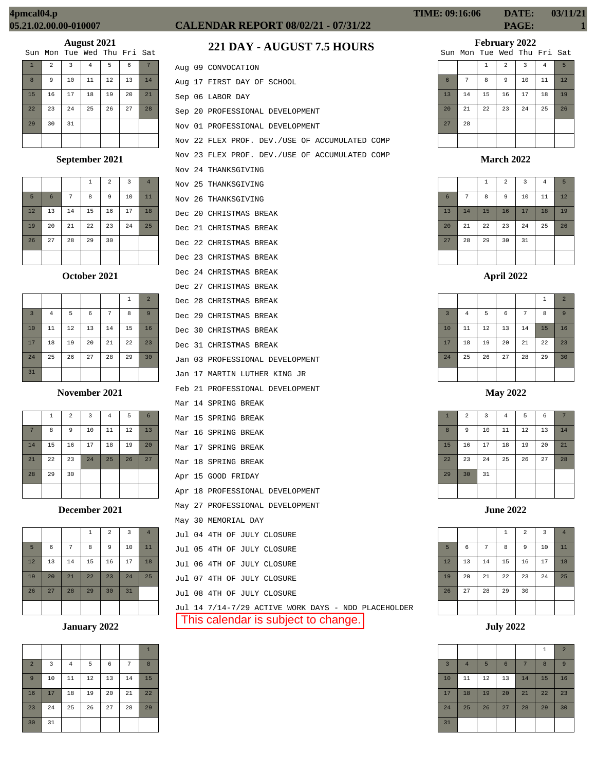# CALENDAR REPORT 08/02/21 - 07/31/22

## 221 DAY - AUGUST 7.5 HOURS

### August 2021

| Sun | Mon | Tue | Wed | Thu | Fri | Sat |
|---|---|---|---|---|---|---|
| 1 | 2 | 3 | 4 | 5 | 6 | 7 |
| 8 | 9 | 10 | 11 | 12 | 13 | 14 |
| 15 | 16 | 17 | 18 | 19 | 20 | 21 |
| 22 | 23 | 24 | 25 | 26 | 27 | 28 |
| 29 | 30 | 31 | | | | |

### September 2021

| Sun | Mon | Tue | Wed | Thu | Fri | Sat |
|---|---|---|---|---|---|---|
| | | | 1 | 2 | 3 | 4 |
| 5 | 6 | 7 | 8 | 9 | 10 | 11 |
| 12 | 13 | 14 | 15 | 16 | 17 | 18 |
| 19 | 20 | 21 | 22 | 23 | 24 | 25 |
| 26 | 27 | 28 | 29 | 30 | | |

### October 2021

| Sun | Mon | Tue | Wed | Thu | Fri | Sat |
|---|---|---|---|---|---|---|
| | | | | | 1 | 2 |
| 3 | 4 | 5 | 6 | 7 | 8 | 9 |
| 10 | 11 | 12 | 13 | 14 | 15 | 16 |
| 17 | 18 | 19 | 20 | 21 | 22 | 23 |
| 24 | 25 | 26 | 27 | 28 | 29 | 30 |
| 31 | | | | | | |

### November 2021

| Sun | Mon | Tue | Wed | Thu | Fri | Sat |
|---|---|---|---|---|---|---|
| | 1 | 2 | 3 | 4 | 5 | 6 |
| 7 | 8 | 9 | 10 | 11 | 12 | 13 |
| 14 | 15 | 16 | 17 | 18 | 19 | 20 |
| 21 | 22 | 23 | 24 | 25 | 26 | 27 |
| 28 | 29 | 30 | | | | |

### December 2021

| Sun | Mon | Tue | Wed | Thu | Fri | Sat |
|---|---|---|---|---|---|---|
| | | | 1 | 2 | 3 | 4 |
| 5 | 6 | 7 | 8 | 9 | 10 | 11 |
| 12 | 13 | 14 | 15 | 16 | 17 | 18 |
| 19 | 20 | 21 | 22 | 23 | 24 | 25 |
| 26 | 27 | 28 | 29 | 30 | 31 | |

### January 2022

| Sun | Mon | Tue | Wed | Thu | Fri | Sat |
|---|---|---|---|---|---|---|
| | | | | | | 1 |
| 2 | 3 | 4 | 5 | 6 | 7 | 8 |
| 9 | 10 | 11 | 12 | 13 | 14 | 15 |
| 16 | 17 | 18 | 19 | 20 | 21 | 22 |
| 23 | 24 | 25 | 26 | 27 | 28 | 29 |
| 30 | 31 | | | | | |

- Aug 09 CONVOCATION
- Aug 17 FIRST DAY OF SCHOOL
- Sep 06 LABOR DAY
- Sep 20 PROFESSIONAL DEVELOPMENT
- Nov 01 PROFESSIONAL DEVELOPMENT
- Nov 22 FLEX PROF. DEV./USE OF ACCUMULATED COMP
- Nov 23 FLEX PROF. DEV./USE OF ACCUMULATED COMP
- Nov 24 THANKSGIVING
- Nov 25 THANKSGIVING
- Nov 26 THANKSGIVING
- Dec 20 CHRISTMAS BREAK
- Dec 21 CHRISTMAS BREAK
- Dec 22 CHRISTMAS BREAK
- Dec 23 CHRISTMAS BREAK
- Dec 24 CHRISTMAS BREAK
- Dec 27 CHRISTMAS BREAK
- Dec 28 CHRISTMAS BREAK
- Dec 29 CHRISTMAS BREAK
- Dec 30 CHRISTMAS BREAK
- Dec 31 CHRISTMAS BREAK
- Jan 03 PROFESSIONAL DEVELOPMENT
- Jan 17 MARTIN LUTHER KING JR
- Feb 21 PROFESSIONAL DEVELOPMENT
- Mar 14 SPRING BREAK
- Mar 15 SPRING BREAK
- Mar 16 SPRING BREAK
- Mar 17 SPRING BREAK
- Mar 18 SPRING BREAK
- Apr 15 GOOD FRIDAY
- Apr 18 PROFESSIONAL DEVELOPMENT
- May 27 PROFESSIONAL DEVELOPMENT
- May 30 MEMORIAL DAY
- Jul 04 4TH OF JULY CLOSURE
- Jul 05 4TH OF JULY CLOSURE
- Jul 06 4TH OF JULY CLOSURE
- Jul 07 4TH OF JULY CLOSURE
- Jul 08 4TH OF JULY CLOSURE
- Jul 14 7/14-7/29 ACTIVE WORK DAYS - NDD PLACEHOLDER

This calendar is subject to change.

### February 2022

| Sun | Mon | Tue | Wed | Thu | Fri | Sat |
|---|---|---|---|---|---|---|
| | | 1 | 2 | 3 | 4 | 5 |
| 6 | 7 | 8 | 9 | 10 | 11 | 12 |
| 13 | 14 | 15 | 16 | 17 | 18 | 19 |
| 20 | 21 | 22 | 23 | 24 | 25 | 26 |
| 27 | 28 | | | | | |

### March 2022

| Sun | Mon | Tue | Wed | Thu | Fri | Sat |
|---|---|---|---|---|---|---|
| | | 1 | 2 | 3 | 4 | 5 |
| 6 | 7 | 8 | 9 | 10 | 11 | 12 |
| 13 | 14 | 15 | 16 | 17 | 18 | 19 |
| 20 | 21 | 22 | 23 | 24 | 25 | 26 |
| 27 | 28 | 29 | 30 | 31 | | |

### April 2022

| Sun | Mon | Tue | Wed | Thu | Fri | Sat |
|---|---|---|---|---|---|---|
| | | | | | 1 | 2 |
| 3 | 4 | 5 | 6 | 7 | 8 | 9 |
| 10 | 11 | 12 | 13 | 14 | 15 | 16 |
| 17 | 18 | 19 | 20 | 21 | 22 | 23 |
| 24 | 25 | 26 | 27 | 28 | 29 | 30 |

### May 2022

| Sun | Mon | Tue | Wed | Thu | Fri | Sat |
|---|---|---|---|---|---|---|
| 1 | 2 | 3 | 4 | 5 | 6 | 7 |
| 8 | 9 | 10 | 11 | 12 | 13 | 14 |
| 15 | 16 | 17 | 18 | 19 | 20 | 21 |
| 22 | 23 | 24 | 25 | 26 | 27 | 28 |
| 29 | 30 | 31 | | | | |

### June 2022

| Sun | Mon | Tue | Wed | Thu | Fri | Sat |
|---|---|---|---|---|---|---|
| | | | 1 | 2 | 3 | 4 |
| 5 | 6 | 7 | 8 | 9 | 10 | 11 |
| 12 | 13 | 14 | 15 | 16 | 17 | 18 |
| 19 | 20 | 21 | 22 | 23 | 24 | 25 |
| 26 | 27 | 28 | 29 | 30 | | |

### July 2022

| Sun | Mon | Tue | Wed | Thu | Fri | Sat |
|---|---|---|---|---|---|---|
| | | | | | 1 | 2 |
| 3 | 4 | 5 | 6 | 7 | 8 | 9 |
| 10 | 11 | 12 | 13 | 14 | 15 | 16 |
| 17 | 18 | 19 | 20 | 21 | 22 | 23 |
| 24 | 25 | 26 | 27 | 28 | 29 | 30 |
| 31 | | | | | | |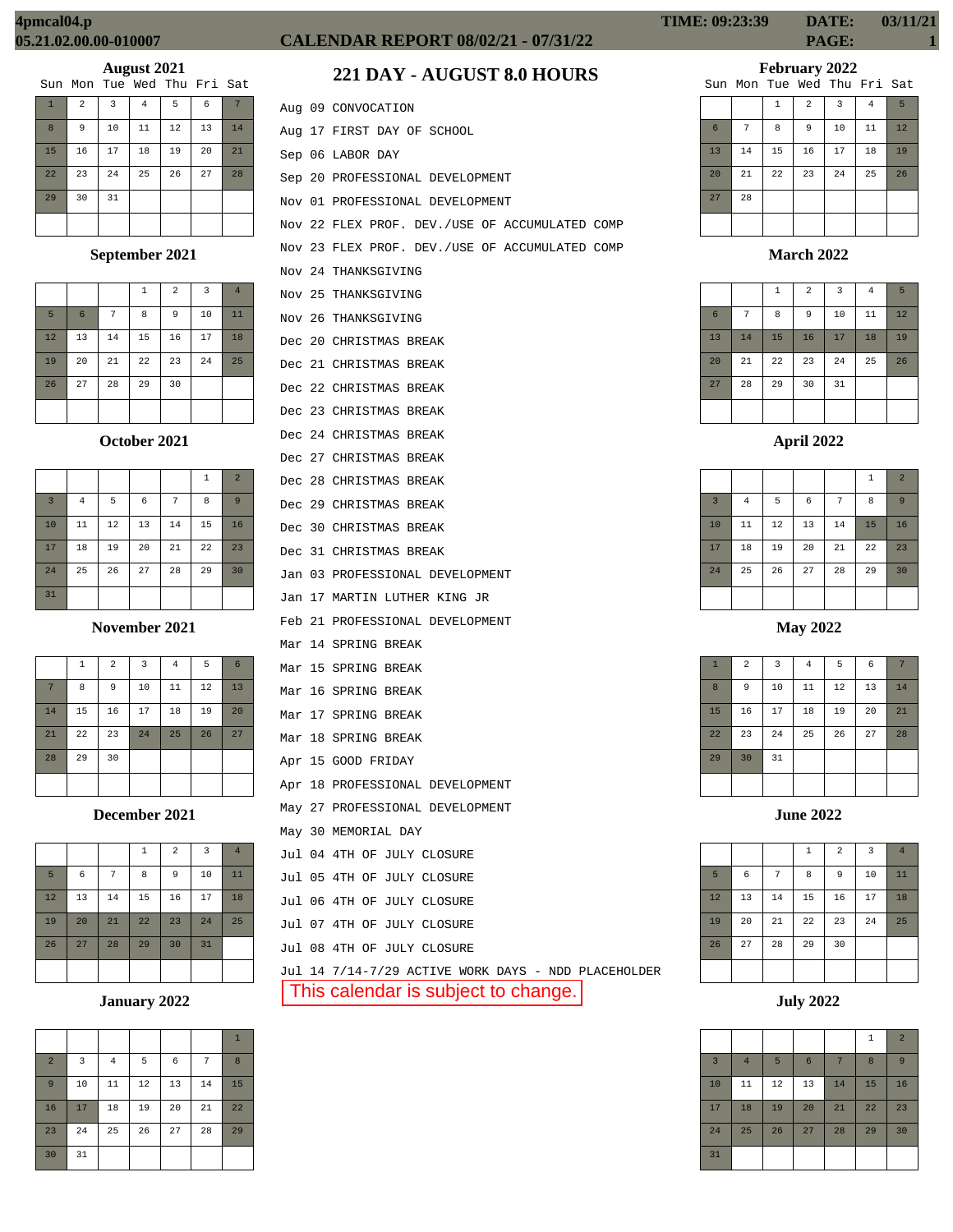# CALENDAR REPORT 08/02/21 - 07/31/22

4pmcal04.p
05.21.02.00.00-010007

TIME: 09:23:39 DATE: 03/11/21
PAGE: 1

## 221 DAY - AUGUST 8.0 HOURS

Aug 09 CONVOCATION
Aug 17 FIRST DAY OF SCHOOL
Sep 06 LABOR DAY
Sep 20 PROFESSIONAL DEVELOPMENT
Nov 01 PROFESSIONAL DEVELOPMENT
Nov 22 FLEX PROF. DEV./USE OF ACCUMULATED COMP
Nov 23 FLEX PROF. DEV./USE OF ACCUMULATED COMP
Nov 24 THANKSGIVING
Nov 25 THANKSGIVING
Nov 26 THANKSGIVING
Dec 20 CHRISTMAS BREAK
Dec 21 CHRISTMAS BREAK
Dec 22 CHRISTMAS BREAK
Dec 23 CHRISTMAS BREAK
Dec 24 CHRISTMAS BREAK
Dec 27 CHRISTMAS BREAK
Dec 28 CHRISTMAS BREAK
Dec 29 CHRISTMAS BREAK
Dec 30 CHRISTMAS BREAK
Dec 31 CHRISTMAS BREAK
Jan 03 PROFESSIONAL DEVELOPMENT
Jan 17 MARTIN LUTHER KING JR
Feb 21 PROFESSIONAL DEVELOPMENT
Mar 14 SPRING BREAK
Mar 15 SPRING BREAK
Mar 16 SPRING BREAK
Mar 17 SPRING BREAK
Mar 18 SPRING BREAK
Apr 15 GOOD FRIDAY
Apr 18 PROFESSIONAL DEVELOPMENT
May 27 PROFESSIONAL DEVELOPMENT
May 30 MEMORIAL DAY
Jul 04 4TH OF JULY CLOSURE
Jul 05 4TH OF JULY CLOSURE
Jul 06 4TH OF JULY CLOSURE
Jul 07 4TH OF JULY CLOSURE
Jul 08 4TH OF JULY CLOSURE
Jul 14 7/14-7/29 ACTIVE WORK DAYS - NDD PLACEHOLDER

This calendar is subject to change.

### August 2021

| Sun | Mon | Tue | Wed | Thu | Fri | Sat |
|---|---|---|---|---|---|---|
| 1 | 2 | 3 | 4 | 5 | 6 | 7 |
| 8 | 9 | 10 | 11 | 12 | 13 | 14 |
| 15 | 16 | 17 | 18 | 19 | 20 | 21 |
| 22 | 23 | 24 | 25 | 26 | 27 | 28 |
| 29 | 30 | 31 | | | | |

### September 2021

| Sun | Mon | Tue | Wed | Thu | Fri | Sat |
|---|---|---|---|---|---|---|
| | | | 1 | 2 | 3 | 4 |
| 5 | 6 | 7 | 8 | 9 | 10 | 11 |
| 12 | 13 | 14 | 15 | 16 | 17 | 18 |
| 19 | 20 | 21 | 22 | 23 | 24 | 25 |
| 26 | 27 | 28 | 29 | 30 | | |

### October 2021

| Sun | Mon | Tue | Wed | Thu | Fri | Sat |
|---|---|---|---|---|---|---|
| | | | | | 1 | 2 |
| 3 | 4 | 5 | 6 | 7 | 8 | 9 |
| 10 | 11 | 12 | 13 | 14 | 15 | 16 |
| 17 | 18 | 19 | 20 | 21 | 22 | 23 |
| 24 | 25 | 26 | 27 | 28 | 29 | 30 |
| 31 | | | | | | |

### November 2021

| Sun | Mon | Tue | Wed | Thu | Fri | Sat |
|---|---|---|---|---|---|---|
| | 1 | 2 | 3 | 4 | 5 | 6 |
| 7 | 8 | 9 | 10 | 11 | 12 | 13 |
| 14 | 15 | 16 | 17 | 18 | 19 | 20 |
| 21 | 22 | 23 | 24 | 25 | 26 | 27 |
| 28 | 29 | 30 | | | | |

### December 2021

| Sun | Mon | Tue | Wed | Thu | Fri | Sat |
|---|---|---|---|---|---|---|
| | | | 1 | 2 | 3 | 4 |
| 5 | 6 | 7 | 8 | 9 | 10 | 11 |
| 12 | 13 | 14 | 15 | 16 | 17 | 18 |
| 19 | 20 | 21 | 22 | 23 | 24 | 25 |
| 26 | 27 | 28 | 29 | 30 | 31 | |

### January 2022

| Sun | Mon | Tue | Wed | Thu | Fri | Sat |
|---|---|---|---|---|---|---|
| | | | | | | 1 |
| 2 | 3 | 4 | 5 | 6 | 7 | 8 |
| 9 | 10 | 11 | 12 | 13 | 14 | 15 |
| 16 | 17 | 18 | 19 | 20 | 21 | 22 |
| 23 | 24 | 25 | 26 | 27 | 28 | 29 |
| 30 | 31 | | | | | |

### February 2022

| Sun | Mon | Tue | Wed | Thu | Fri | Sat |
|---|---|---|---|---|---|---|
| | | 1 | 2 | 3 | 4 | 5 |
| 6 | 7 | 8 | 9 | 10 | 11 | 12 |
| 13 | 14 | 15 | 16 | 17 | 18 | 19 |
| 20 | 21 | 22 | 23 | 24 | 25 | 26 |
| 27 | 28 | | | | | |

### March 2022

| Sun | Mon | Tue | Wed | Thu | Fri | Sat |
|---|---|---|---|---|---|---|
| | | 1 | 2 | 3 | 4 | 5 |
| 6 | 7 | 8 | 9 | 10 | 11 | 12 |
| 13 | 14 | 15 | 16 | 17 | 18 | 19 |
| 20 | 21 | 22 | 23 | 24 | 25 | 26 |
| 27 | 28 | 29 | 30 | 31 | | |

### April 2022

| Sun | Mon | Tue | Wed | Thu | Fri | Sat |
|---|---|---|---|---|---|---|
| | | | | | 1 | 2 |
| 3 | 4 | 5 | 6 | 7 | 8 | 9 |
| 10 | 11 | 12 | 13 | 14 | 15 | 16 |
| 17 | 18 | 19 | 20 | 21 | 22 | 23 |
| 24 | 25 | 26 | 27 | 28 | 29 | 30 |

### May 2022

| Sun | Mon | Tue | Wed | Thu | Fri | Sat |
|---|---|---|---|---|---|---|
| 1 | 2 | 3 | 4 | 5 | 6 | 7 |
| 8 | 9 | 10 | 11 | 12 | 13 | 14 |
| 15 | 16 | 17 | 18 | 19 | 20 | 21 |
| 22 | 23 | 24 | 25 | 26 | 27 | 28 |
| 29 | 30 | 31 | | | | |

### June 2022

| Sun | Mon | Tue | Wed | Thu | Fri | Sat |
|---|---|---|---|---|---|---|
| | | | 1 | 2 | 3 | 4 |
| 5 | 6 | 7 | 8 | 9 | 10 | 11 |
| 12 | 13 | 14 | 15 | 16 | 17 | 18 |
| 19 | 20 | 21 | 22 | 23 | 24 | 25 |
| 26 | 27 | 28 | 29 | 30 | | |

### July 2022

| Sun | Mon | Tue | Wed | Thu | Fri | Sat |
|---|---|---|---|---|---|---|
| | | | | | 1 | 2 |
| 3 | 4 | 5 | 6 | 7 | 8 | 9 |
| 10 | 11 | 12 | 13 | 14 | 15 | 16 |
| 17 | 18 | 19 | 20 | 21 | 22 | 23 |
| 24 | 25 | 26 | 27 | 28 | 29 | 30 |
| 31 | | | | | | |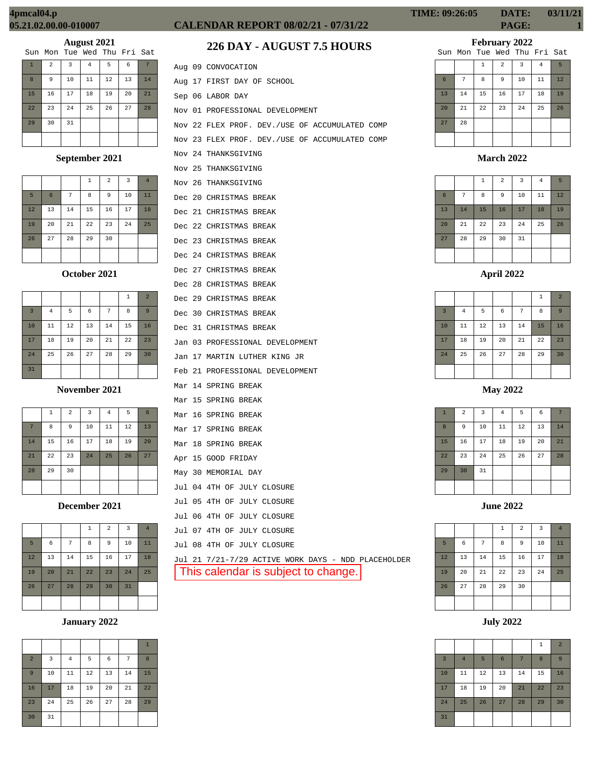4pmcal04.p
05.21.02.00.00-010007

# CALENDAR REPORT 08/02/21 - 07/31/22

TIME: 09:26:05 DATE: 03/11/21

## 226 DAY - AUGUST 7.5 HOURS

```
Aug 09 CONVOCATION
Aug 17 FIRST DAY OF SCHOOL
Sep 06 LABOR DAY
Nov 01 PROFESSIONAL DEVELOPMENT
Nov 22 FLEX PROF. DEV./USE OF ACCUMULATED COMP
Nov 23 FLEX PROF. DEV./USE OF ACCUMULATED COMP
Nov 24 THANKSGIVING
Nov 25 THANKSGIVING
Nov 26 THANKSGIVING
Dec 20 CHRISTMAS BREAK
Dec 21 CHRISTMAS BREAK
Dec 22 CHRISTMAS BREAK
Dec 23 CHRISTMAS BREAK
Dec 24 CHRISTMAS BREAK
Dec 27 CHRISTMAS BREAK
Dec 28 CHRISTMAS BREAK
Dec 29 CHRISTMAS BREAK
Dec 30 CHRISTMAS BREAK
Dec 31 CHRISTMAS BREAK
Jan 03 PROFESSIONAL DEVELOPMENT
Jan 17 MARTIN LUTHER KING JR
Feb 21 PROFESSIONAL DEVELOPMENT
Mar 14 SPRING BREAK
Mar 15 SPRING BREAK
Mar 16 SPRING BREAK
Mar 17 SPRING BREAK
Mar 18 SPRING BREAK
Apr 15 GOOD FRIDAY
May 30 MEMORIAL DAY
Jul 04 4TH OF JULY CLOSURE
Jul 05 4TH OF JULY CLOSURE
Jul 06 4TH OF JULY CLOSURE
Jul 07 4TH OF JULY CLOSURE
Jul 08 4TH OF JULY CLOSURE
Jul 21 7/21-7/29 ACTIVE WORK DAYS - NDD PLACEHOLDER
```

This calendar is subject to change.

### August 2021

| Sun | Mon | Tue | Wed | Thu | Fri | Sat |
|---|---|---|---|---|---|---|
| 1 | 2 | 3 | 4 | 5 | 6 | 7 |
| 8 | 9 | 10 | 11 | 12 | 13 | 14 |
| 15 | 16 | 17 | 18 | 19 | 20 | 21 |
| 22 | 23 | 24 | 25 | 26 | 27 | 28 |
| 29 | 30 | 31 | | | | |

### September 2021

| Sun | Mon | Tue | Wed | Thu | Fri | Sat |
|---|---|---|---|---|---|---|
| | | | 1 | 2 | 3 | 4 |
| 5 | 6 | 7 | 8 | 9 | 10 | 11 |
| 12 | 13 | 14 | 15 | 16 | 17 | 18 |
| 19 | 20 | 21 | 22 | 23 | 24 | 25 |
| 26 | 27 | 28 | 29 | 30 | | |

### October 2021

| Sun | Mon | Tue | Wed | Thu | Fri | Sat |
|---|---|---|---|---|---|---|
| | | | | | 1 | 2 |
| 3 | 4 | 5 | 6 | 7 | 8 | 9 |
| 10 | 11 | 12 | 13 | 14 | 15 | 16 |
| 17 | 18 | 19 | 20 | 21 | 22 | 23 |
| 24 | 25 | 26 | 27 | 28 | 29 | 30 |
| 31 | | | | | | |

### November 2021

| Sun | Mon | Tue | Wed | Thu | Fri | Sat |
|---|---|---|---|---|---|---|
| | 1 | 2 | 3 | 4 | 5 | 6 |
| 7 | 8 | 9 | 10 | 11 | 12 | 13 |
| 14 | 15 | 16 | 17 | 18 | 19 | 20 |
| 21 | 22 | 23 | 24 | 25 | 26 | 27 |
| 28 | 29 | 30 | | | | |

### December 2021

| Sun | Mon | Tue | Wed | Thu | Fri | Sat |
|---|---|---|---|---|---|---|
| | | | 1 | 2 | 3 | 4 |
| 5 | 6 | 7 | 8 | 9 | 10 | 11 |
| 12 | 13 | 14 | 15 | 16 | 17 | 18 |
| 19 | 20 | 21 | 22 | 23 | 24 | 25 |
| 26 | 27 | 28 | 29 | 30 | 31 | |

### January 2022

| Sun | Mon | Tue | Wed | Thu | Fri | Sat |
|---|---|---|---|---|---|---|
| | | | | | | 1 |
| 2 | 3 | 4 | 5 | 6 | 7 | 8 |
| 9 | 10 | 11 | 12 | 13 | 14 | 15 |
| 16 | 17 | 18 | 19 | 20 | 21 | 22 |
| 23 | 24 | 25 | 26 | 27 | 28 | 29 |
| 30 | 31 | | | | | |

### February 2022

| Sun | Mon | Tue | Wed | Thu | Fri | Sat |
|---|---|---|---|---|---|---|
| | | 1 | 2 | 3 | 4 | 5 |
| 6 | 7 | 8 | 9 | 10 | 11 | 12 |
| 13 | 14 | 15 | 16 | 17 | 18 | 19 |
| 20 | 21 | 22 | 23 | 24 | 25 | 26 |
| 27 | 28 | | | | | |

### March 2022

| Sun | Mon | Tue | Wed | Thu | Fri | Sat |
|---|---|---|---|---|---|---|
| | | 1 | 2 | 3 | 4 | 5 |
| 6 | 7 | 8 | 9 | 10 | 11 | 12 |
| 13 | 14 | 15 | 16 | 17 | 18 | 19 |
| 20 | 21 | 22 | 23 | 24 | 25 | 26 |
| 27 | 28 | 29 | 30 | 31 | | |

### April 2022

| Sun | Mon | Tue | Wed | Thu | Fri | Sat |
|---|---|---|---|---|---|---|
| | | | | | 1 | 2 |
| 3 | 4 | 5 | 6 | 7 | 8 | 9 |
| 10 | 11 | 12 | 13 | 14 | 15 | 16 |
| 17 | 18 | 19 | 20 | 21 | 22 | 23 |
| 24 | 25 | 26 | 27 | 28 | 29 | 30 |

### May 2022

| Sun | Mon | Tue | Wed | Thu | Fri | Sat |
|---|---|---|---|---|---|---|
| 1 | 2 | 3 | 4 | 5 | 6 | 7 |
| 8 | 9 | 10 | 11 | 12 | 13 | 14 |
| 15 | 16 | 17 | 18 | 19 | 20 | 21 |
| 22 | 23 | 24 | 25 | 26 | 27 | 28 |
| 29 | 30 | 31 | | | | |

### June 2022

| Sun | Mon | Tue | Wed | Thu | Fri | Sat |
|---|---|---|---|---|---|---|
| | | | 1 | 2 | 3 | 4 |
| 5 | 6 | 7 | 8 | 9 | 10 | 11 |
| 12 | 13 | 14 | 15 | 16 | 17 | 18 |
| 19 | 20 | 21 | 22 | 23 | 24 | 25 |
| 26 | 27 | 28 | 29 | 30 | | |

### July 2022

| Sun | Mon | Tue | Wed | Thu | Fri | Sat |
|---|---|---|---|---|---|---|
| | | | | | 1 | 2 |
| 3 | 4 | 5 | 6 | 7 | 8 | 9 |
| 10 | 11 | 12 | 13 | 14 | 15 | 16 |
| 17 | 18 | 19 | 20 | 21 | 22 | 23 |
| 24 | 25 | 26 | 27 | 28 | 29 | 30 |
| 31 | | | | | | |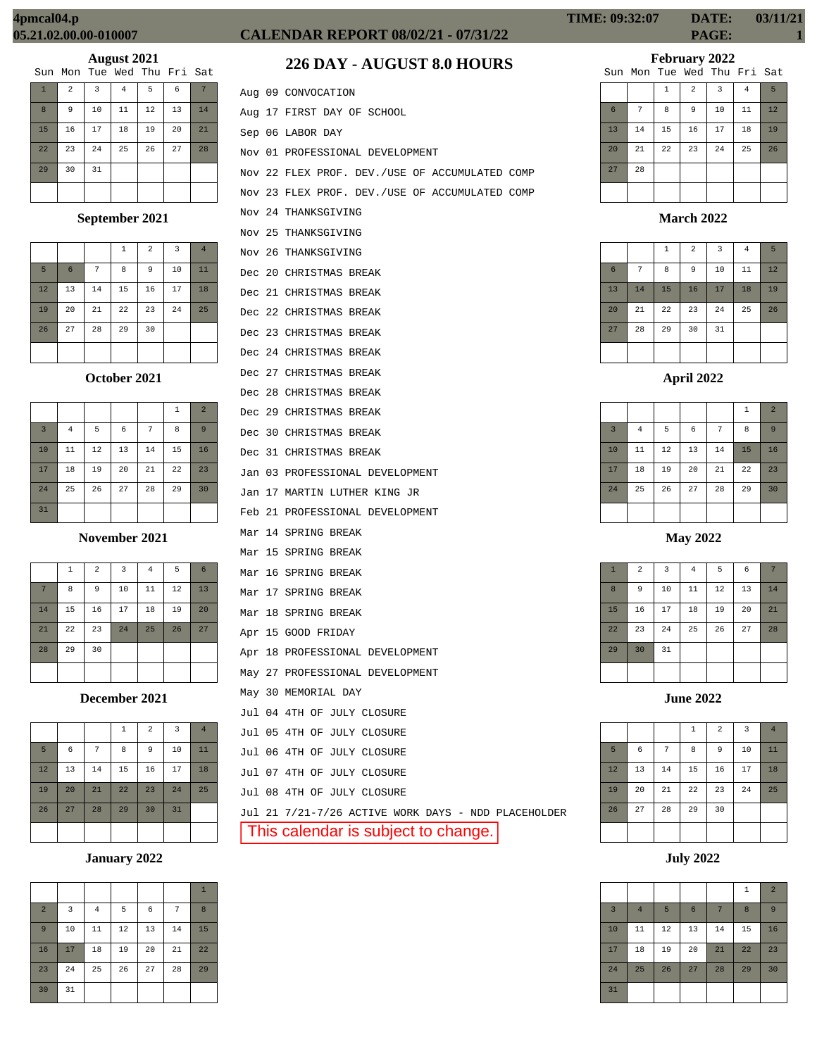4pmcal04.p
05.21.02.00.00-010007

# CALENDAR REPORT 08/02/21 - 07/31/22

TIME: 09:32:07 DATE: 03/11/21 PAGE: 1

## 226 DAY - AUGUST 8.0 HOURS

Aug 09 CONVOCATION
Aug 17 FIRST DAY OF SCHOOL
Sep 06 LABOR DAY
Nov 01 PROFESSIONAL DEVELOPMENT
Nov 22 FLEX PROF. DEV./USE OF ACCUMULATED COMP
Nov 23 FLEX PROF. DEV./USE OF ACCUMULATED COMP
Nov 24 THANKSGIVING
Nov 25 THANKSGIVING
Nov 26 THANKSGIVING
Dec 20 CHRISTMAS BREAK
Dec 21 CHRISTMAS BREAK
Dec 22 CHRISTMAS BREAK
Dec 23 CHRISTMAS BREAK
Dec 24 CHRISTMAS BREAK
Dec 27 CHRISTMAS BREAK
Dec 28 CHRISTMAS BREAK
Dec 29 CHRISTMAS BREAK
Dec 30 CHRISTMAS BREAK
Dec 31 CHRISTMAS BREAK
Jan 03 PROFESSIONAL DEVELOPMENT
Jan 17 MARTIN LUTHER KING JR
Feb 21 PROFESSIONAL DEVELOPMENT
Mar 14 SPRING BREAK
Mar 15 SPRING BREAK
Mar 16 SPRING BREAK
Mar 17 SPRING BREAK
Mar 18 SPRING BREAK
Apr 15 GOOD FRIDAY
Apr 18 PROFESSIONAL DEVELOPMENT
May 27 PROFESSIONAL DEVELOPMENT
May 30 MEMORIAL DAY
Jul 04 4TH OF JULY CLOSURE
Jul 05 4TH OF JULY CLOSURE
Jul 06 4TH OF JULY CLOSURE
Jul 07 4TH OF JULY CLOSURE
Jul 08 4TH OF JULY CLOSURE
Jul 21 7/21-7/26 ACTIVE WORK DAYS - NDD PLACEHOLDER

This calendar is subject to change.

### August 2021

| Sun | Mon | Tue | Wed | Thu | Fri | Sat |
|---|---|---|---|---|---|---|
| 1 | 2 | 3 | 4 | 5 | 6 | 7 |
| 8 | 9 | 10 | 11 | 12 | 13 | 14 |
| 15 | 16 | 17 | 18 | 19 | 20 | 21 |
| 22 | 23 | 24 | 25 | 26 | 27 | 28 |
| 29 | 30 | 31 | | | | |

### September 2021

| Sun | Mon | Tue | Wed | Thu | Fri | Sat |
|---|---|---|---|---|---|---|
| | | | 1 | 2 | 3 | 4 |
| 5 | 6 | 7 | 8 | 9 | 10 | 11 |
| 12 | 13 | 14 | 15 | 16 | 17 | 18 |
| 19 | 20 | 21 | 22 | 23 | 24 | 25 |
| 26 | 27 | 28 | 29 | 30 | | |

### October 2021

| Sun | Mon | Tue | Wed | Thu | Fri | Sat |
|---|---|---|---|---|---|---|
| | | | | | 1 | 2 |
| 3 | 4 | 5 | 6 | 7 | 8 | 9 |
| 10 | 11 | 12 | 13 | 14 | 15 | 16 |
| 17 | 18 | 19 | 20 | 21 | 22 | 23 |
| 24 | 25 | 26 | 27 | 28 | 29 | 30 |
| 31 | | | | | | |

### November 2021

| Sun | Mon | Tue | Wed | Thu | Fri | Sat |
|---|---|---|---|---|---|---|
| | 1 | 2 | 3 | 4 | 5 | 6 |
| 7 | 8 | 9 | 10 | 11 | 12 | 13 |
| 14 | 15 | 16 | 17 | 18 | 19 | 20 |
| 21 | 22 | 23 | 24 | 25 | 26 | 27 |
| 28 | 29 | 30 | | | | |

### December 2021

| Sun | Mon | Tue | Wed | Thu | Fri | Sat |
|---|---|---|---|---|---|---|
| | | | 1 | 2 | 3 | 4 |
| 5 | 6 | 7 | 8 | 9 | 10 | 11 |
| 12 | 13 | 14 | 15 | 16 | 17 | 18 |
| 19 | 20 | 21 | 22 | 23 | 24 | 25 |
| 26 | 27 | 28 | 29 | 30 | 31 | |

### January 2022

| Sun | Mon | Tue | Wed | Thu | Fri | Sat |
|---|---|---|---|---|---|---|
| | | | | | | 1 |
| 2 | 3 | 4 | 5 | 6 | 7 | 8 |
| 9 | 10 | 11 | 12 | 13 | 14 | 15 |
| 16 | 17 | 18 | 19 | 20 | 21 | 22 |
| 23 | 24 | 25 | 26 | 27 | 28 | 29 |
| 30 | 31 | | | | | |

### February 2022

| Sun | Mon | Tue | Wed | Thu | Fri | Sat |
|---|---|---|---|---|---|---|
| | | 1 | 2 | 3 | 4 | 5 |
| 6 | 7 | 8 | 9 | 10 | 11 | 12 |
| 13 | 14 | 15 | 16 | 17 | 18 | 19 |
| 20 | 21 | 22 | 23 | 24 | 25 | 26 |
| 27 | 28 | | | | | |

### March 2022

| Sun | Mon | Tue | Wed | Thu | Fri | Sat |
|---|---|---|---|---|---|---|
| | | 1 | 2 | 3 | 4 | 5 |
| 6 | 7 | 8 | 9 | 10 | 11 | 12 |
| 13 | 14 | 15 | 16 | 17 | 18 | 19 |
| 20 | 21 | 22 | 23 | 24 | 25 | 26 |
| 27 | 28 | 29 | 30 | 31 | | |

### April 2022

| Sun | Mon | Tue | Wed | Thu | Fri | Sat |
|---|---|---|---|---|---|---|
| | | | | | 1 | 2 |
| 3 | 4 | 5 | 6 | 7 | 8 | 9 |
| 10 | 11 | 12 | 13 | 14 | 15 | 16 |
| 17 | 18 | 19 | 20 | 21 | 22 | 23 |
| 24 | 25 | 26 | 27 | 28 | 29 | 30 |

### May 2022

| Sun | Mon | Tue | Wed | Thu | Fri | Sat |
|---|---|---|---|---|---|---|
| 1 | 2 | 3 | 4 | 5 | 6 | 7 |
| 8 | 9 | 10 | 11 | 12 | 13 | 14 |
| 15 | 16 | 17 | 18 | 19 | 20 | 21 |
| 22 | 23 | 24 | 25 | 26 | 27 | 28 |
| 29 | 30 | 31 | | | | |

### June 2022

| Sun | Mon | Tue | Wed | Thu | Fri | Sat |
|---|---|---|---|---|---|---|
| | | | 1 | 2 | 3 | 4 |
| 5 | 6 | 7 | 8 | 9 | 10 | 11 |
| 12 | 13 | 14 | 15 | 16 | 17 | 18 |
| 19 | 20 | 21 | 22 | 23 | 24 | 25 |
| 26 | 27 | 28 | 29 | 30 | | |

### July 2022

| Sun | Mon | Tue | Wed | Thu | Fri | Sat |
|---|---|---|---|---|---|---|
| | | | | | 1 | 2 |
| 3 | 4 | 5 | 6 | 7 | 8 | 9 |
| 10 | 11 | 12 | 13 | 14 | 15 | 16 |
| 17 | 18 | 19 | 20 | 21 | 22 | 23 |
| 24 | 25 | 26 | 27 | 28 | 29 | 30 |
| 31 | | | | | | |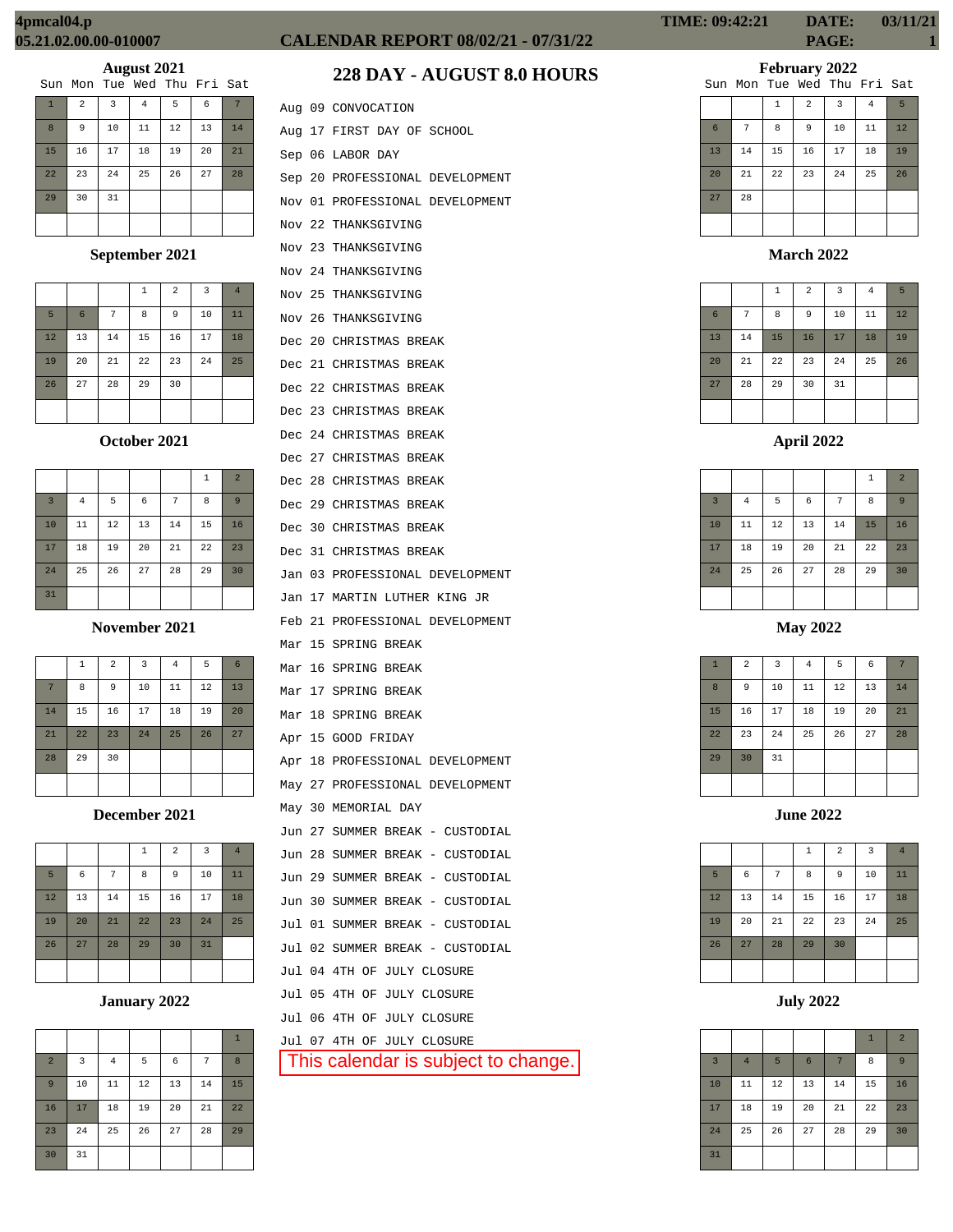# CALENDAR REPORT 08/02/21 - 07/31/22

## 228 DAY - AUGUST 8.0 HOURS

**August 2021**

| Sun | Mon | Tue | Wed | Thu | Fri | Sat |
|---|---|---|---|---|---|---|
| 1 | 2 | 3 | 4 | 5 | 6 | 7 |
| 8 | 9 | 10 | 11 | 12 | 13 | 14 |
| 15 | 16 | 17 | 18 | 19 | 20 | 21 |
| 22 | 23 | 24 | 25 | 26 | 27 | 28 |
| 29 | 30 | 31 | | | | |

**September 2021**

| Sun | Mon | Tue | Wed | Thu | Fri | Sat |
|---|---|---|---|---|---|---|
| | | | 1 | 2 | 3 | 4 |
| 5 | 6 | 7 | 8 | 9 | 10 | 11 |
| 12 | 13 | 14 | 15 | 16 | 17 | 18 |
| 19 | 20 | 21 | 22 | 23 | 24 | 25 |
| 26 | 27 | 28 | 29 | 30 | | |

**October 2021**

| Sun | Mon | Tue | Wed | Thu | Fri | Sat |
|---|---|---|---|---|---|---|
| | | | | | 1 | 2 |
| 3 | 4 | 5 | 6 | 7 | 8 | 9 |
| 10 | 11 | 12 | 13 | 14 | 15 | 16 |
| 17 | 18 | 19 | 20 | 21 | 22 | 23 |
| 24 | 25 | 26 | 27 | 28 | 29 | 30 |
| 31 | | | | | | |

**November 2021**

| Sun | Mon | Tue | Wed | Thu | Fri | Sat |
|---|---|---|---|---|---|---|
| | 1 | 2 | 3 | 4 | 5 | 6 |
| 7 | 8 | 9 | 10 | 11 | 12 | 13 |
| 14 | 15 | 16 | 17 | 18 | 19 | 20 |
| 21 | 22 | 23 | 24 | 25 | 26 | 27 |
| 28 | 29 | 30 | | | | |

**December 2021**

| Sun | Mon | Tue | Wed | Thu | Fri | Sat |
|---|---|---|---|---|---|---|
| | | | 1 | 2 | 3 | 4 |
| 5 | 6 | 7 | 8 | 9 | 10 | 11 |
| 12 | 13 | 14 | 15 | 16 | 17 | 18 |
| 19 | 20 | 21 | 22 | 23 | 24 | 25 |
| 26 | 27 | 28 | 29 | 30 | 31 | |

**January 2022**

| Sun | Mon | Tue | Wed | Thu | Fri | Sat |
|---|---|---|---|---|---|---|
| | | | | | | 1 |
| 2 | 3 | 4 | 5 | 6 | 7 | 8 |
| 9 | 10 | 11 | 12 | 13 | 14 | 15 |
| 16 | 17 | 18 | 19 | 20 | 21 | 22 |
| 23 | 24 | 25 | 26 | 27 | 28 | 29 |
| 30 | 31 | | | | | |

Aug 09 CONVOCATION
Aug 17 FIRST DAY OF SCHOOL
Sep 06 LABOR DAY
Sep 20 PROFESSIONAL DEVELOPMENT
Nov 01 PROFESSIONAL DEVELOPMENT
Nov 22 THANKSGIVING
Nov 23 THANKSGIVING
Nov 24 THANKSGIVING
Nov 25 THANKSGIVING
Nov 26 THANKSGIVING
Dec 20 CHRISTMAS BREAK
Dec 21 CHRISTMAS BREAK
Dec 22 CHRISTMAS BREAK
Dec 23 CHRISTMAS BREAK
Dec 24 CHRISTMAS BREAK
Dec 27 CHRISTMAS BREAK
Dec 28 CHRISTMAS BREAK
Dec 29 CHRISTMAS BREAK
Dec 30 CHRISTMAS BREAK
Dec 31 CHRISTMAS BREAK
Jan 03 PROFESSIONAL DEVELOPMENT
Jan 17 MARTIN LUTHER KING JR
Feb 21 PROFESSIONAL DEVELOPMENT
Mar 15 SPRING BREAK
Mar 16 SPRING BREAK
Mar 17 SPRING BREAK
Mar 18 SPRING BREAK
Apr 15 GOOD FRIDAY
Apr 18 PROFESSIONAL DEVELOPMENT
May 27 PROFESSIONAL DEVELOPMENT
May 30 MEMORIAL DAY
Jun 27 SUMMER BREAK - CUSTODIAL
Jun 28 SUMMER BREAK - CUSTODIAL
Jun 29 SUMMER BREAK - CUSTODIAL
Jun 30 SUMMER BREAK - CUSTODIAL
Jul 01 SUMMER BREAK - CUSTODIAL
Jul 02 SUMMER BREAK - CUSTODIAL
Jul 04 4TH OF JULY CLOSURE
Jul 05 4TH OF JULY CLOSURE
Jul 06 4TH OF JULY CLOSURE
Jul 07 4TH OF JULY CLOSURE

This calendar is subject to change.

**February 2022**

| Sun | Mon | Tue | Wed | Thu | Fri | Sat |
|---|---|---|---|---|---|---|
| | | 1 | 2 | 3 | 4 | 5 |
| 6 | 7 | 8 | 9 | 10 | 11 | 12 |
| 13 | 14 | 15 | 16 | 17 | 18 | 19 |
| 20 | 21 | 22 | 23 | 24 | 25 | 26 |
| 27 | 28 | | | | | |

**March 2022**

| Sun | Mon | Tue | Wed | Thu | Fri | Sat |
|---|---|---|---|---|---|---|
| | | 1 | 2 | 3 | 4 | 5 |
| 6 | 7 | 8 | 9 | 10 | 11 | 12 |
| 13 | 14 | 15 | 16 | 17 | 18 | 19 |
| 20 | 21 | 22 | 23 | 24 | 25 | 26 |
| 27 | 28 | 29 | 30 | 31 | | |

**April 2022**

| Sun | Mon | Tue | Wed | Thu | Fri | Sat |
|---|---|---|---|---|---|---|
| | | | | | 1 | 2 |
| 3 | 4 | 5 | 6 | 7 | 8 | 9 |
| 10 | 11 | 12 | 13 | 14 | 15 | 16 |
| 17 | 18 | 19 | 20 | 21 | 22 | 23 |
| 24 | 25 | 26 | 27 | 28 | 29 | 30 |

**May 2022**

| Sun | Mon | Tue | Wed | Thu | Fri | Sat |
|---|---|---|---|---|---|---|
| 1 | 2 | 3 | 4 | 5 | 6 | 7 |
| 8 | 9 | 10 | 11 | 12 | 13 | 14 |
| 15 | 16 | 17 | 18 | 19 | 20 | 21 |
| 22 | 23 | 24 | 25 | 26 | 27 | 28 |
| 29 | 30 | 31 | | | | |

**June 2022**

| Sun | Mon | Tue | Wed | Thu | Fri | Sat |
|---|---|---|---|---|---|---|
| | | | 1 | 2 | 3 | 4 |
| 5 | 6 | 7 | 8 | 9 | 10 | 11 |
| 12 | 13 | 14 | 15 | 16 | 17 | 18 |
| 19 | 20 | 21 | 22 | 23 | 24 | 25 |
| 26 | 27 | 28 | 29 | 30 | | |

**July 2022**

| Sun | Mon | Tue | Wed | Thu | Fri | Sat |
|---|---|---|---|---|---|---|
| | | | | | 1 | 2 |
| 3 | 4 | 5 | 6 | 7 | 8 | 9 |
| 10 | 11 | 12 | 13 | 14 | 15 | 16 |
| 17 | 18 | 19 | 20 | 21 | 22 | 23 |
| 24 | 25 | 26 | 27 | 28 | 29 | 30 |
| 31 | | | | | | |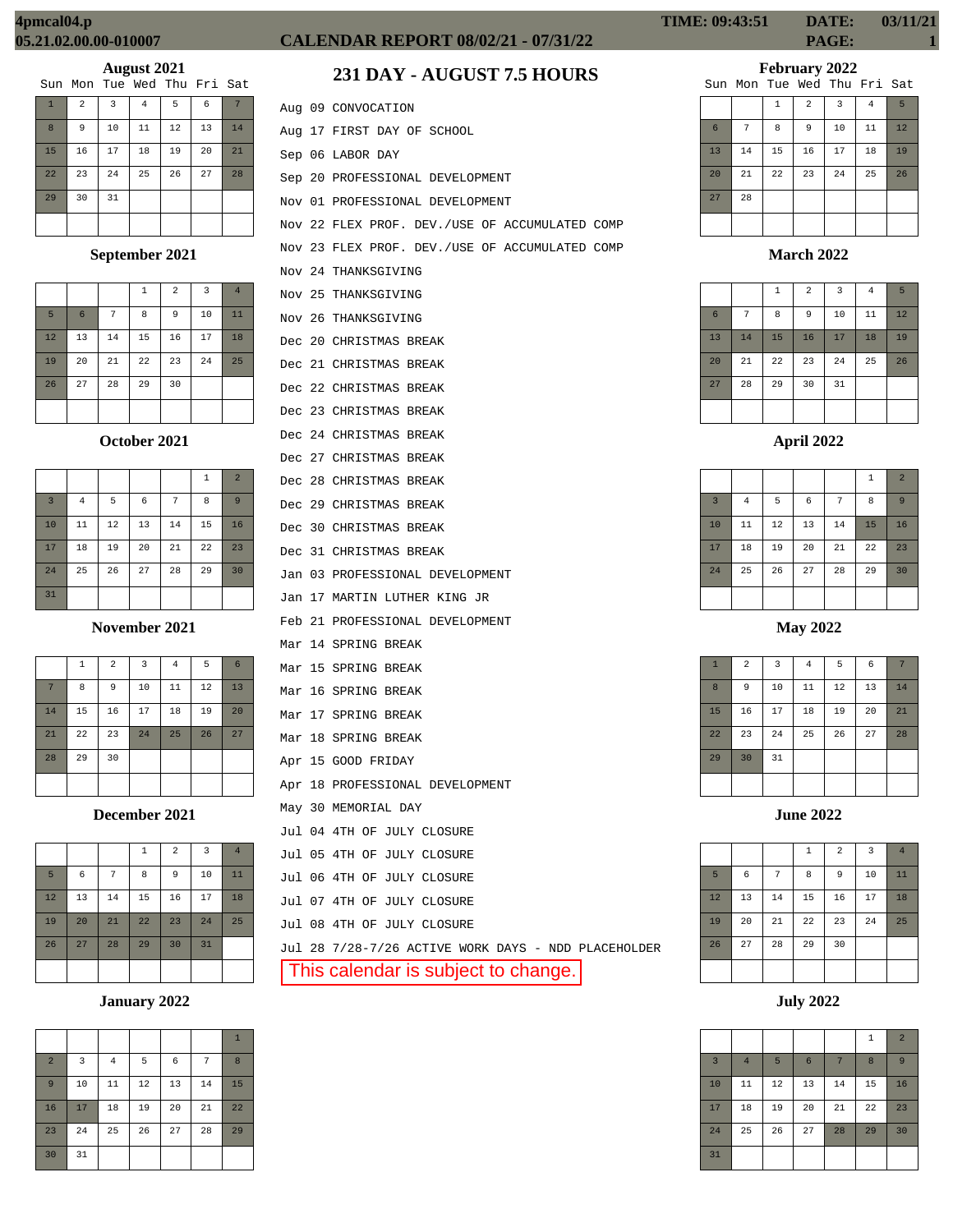4pmcal04.p
05.21.02.00.00-010007

# CALENDAR REPORT 08/02/21 - 07/31/22

TIME: 09:43:51 DATE: 03/11/21 PAGE: 1

## 231 DAY - AUGUST 7.5 HOURS

Aug 09 CONVOCATION
Aug 17 FIRST DAY OF SCHOOL
Sep 06 LABOR DAY
Sep 20 PROFESSIONAL DEVELOPMENT
Nov 01 PROFESSIONAL DEVELOPMENT
Nov 22 FLEX PROF. DEV./USE OF ACCUMULATED COMP
Nov 23 FLEX PROF. DEV./USE OF ACCUMULATED COMP
Nov 24 THANKSGIVING
Nov 25 THANKSGIVING
Nov 26 THANKSGIVING
Dec 20 CHRISTMAS BREAK
Dec 21 CHRISTMAS BREAK
Dec 22 CHRISTMAS BREAK
Dec 23 CHRISTMAS BREAK
Dec 24 CHRISTMAS BREAK
Dec 27 CHRISTMAS BREAK
Dec 28 CHRISTMAS BREAK
Dec 29 CHRISTMAS BREAK
Dec 30 CHRISTMAS BREAK
Dec 31 CHRISTMAS BREAK
Jan 03 PROFESSIONAL DEVELOPMENT
Jan 17 MARTIN LUTHER KING JR
Feb 21 PROFESSIONAL DEVELOPMENT
Mar 14 SPRING BREAK
Mar 15 SPRING BREAK
Mar 16 SPRING BREAK
Mar 17 SPRING BREAK
Mar 18 SPRING BREAK
Apr 15 GOOD FRIDAY
Apr 18 PROFESSIONAL DEVELOPMENT
May 30 MEMORIAL DAY
Jul 04 4TH OF JULY CLOSURE
Jul 05 4TH OF JULY CLOSURE
Jul 06 4TH OF JULY CLOSURE
Jul 07 4TH OF JULY CLOSURE
Jul 08 4TH OF JULY CLOSURE
Jul 28 7/28-7/26 ACTIVE WORK DAYS - NDD PLACEHOLDER

This calendar is subject to change.

### August 2021

| Sun | Mon | Tue | Wed | Thu | Fri | Sat |
|---|---|---|---|---|---|---|
| 1 | 2 | 3 | 4 | 5 | 6 | 7 |
| 8 | 9 | 10 | 11 | 12 | 13 | 14 |
| 15 | 16 | 17 | 18 | 19 | 20 | 21 |
| 22 | 23 | 24 | 25 | 26 | 27 | 28 |
| 29 | 30 | 31 | | | | |

### September 2021

| Sun | Mon | Tue | Wed | Thu | Fri | Sat |
|---|---|---|---|---|---|---|
| | | | 1 | 2 | 3 | 4 |
| 5 | 6 | 7 | 8 | 9 | 10 | 11 |
| 12 | 13 | 14 | 15 | 16 | 17 | 18 |
| 19 | 20 | 21 | 22 | 23 | 24 | 25 |
| 26 | 27 | 28 | 29 | 30 | | |

### October 2021

| Sun | Mon | Tue | Wed | Thu | Fri | Sat |
|---|---|---|---|---|---|---|
| | | | | | 1 | 2 |
| 3 | 4 | 5 | 6 | 7 | 8 | 9 |
| 10 | 11 | 12 | 13 | 14 | 15 | 16 |
| 17 | 18 | 19 | 20 | 21 | 22 | 23 |
| 24 | 25 | 26 | 27 | 28 | 29 | 30 |
| 31 | | | | | | |

### November 2021

| Sun | Mon | Tue | Wed | Thu | Fri | Sat |
|---|---|---|---|---|---|---|
| | 1 | 2 | 3 | 4 | 5 | 6 |
| 7 | 8 | 9 | 10 | 11 | 12 | 13 |
| 14 | 15 | 16 | 17 | 18 | 19 | 20 |
| 21 | 22 | 23 | 24 | 25 | 26 | 27 |
| 28 | 29 | 30 | | | | |

### December 2021

| Sun | Mon | Tue | Wed | Thu | Fri | Sat |
|---|---|---|---|---|---|---|
| | | | 1 | 2 | 3 | 4 |
| 5 | 6 | 7 | 8 | 9 | 10 | 11 |
| 12 | 13 | 14 | 15 | 16 | 17 | 18 |
| 19 | 20 | 21 | 22 | 23 | 24 | 25 |
| 26 | 27 | 28 | 29 | 30 | 31 | |

### January 2022

| Sun | Mon | Tue | Wed | Thu | Fri | Sat |
|---|---|---|---|---|---|---|
| | | | | | | 1 |
| 2 | 3 | 4 | 5 | 6 | 7 | 8 |
| 9 | 10 | 11 | 12 | 13 | 14 | 15 |
| 16 | 17 | 18 | 19 | 20 | 21 | 22 |
| 23 | 24 | 25 | 26 | 27 | 28 | 29 |
| 30 | 31 | | | | | |

### February 2022

| Sun | Mon | Tue | Wed | Thu | Fri | Sat |
|---|---|---|---|---|---|---|
| | | 1 | 2 | 3 | 4 | 5 |
| 6 | 7 | 8 | 9 | 10 | 11 | 12 |
| 13 | 14 | 15 | 16 | 17 | 18 | 19 |
| 20 | 21 | 22 | 23 | 24 | 25 | 26 |
| 27 | 28 | | | | | |

### March 2022

| Sun | Mon | Tue | Wed | Thu | Fri | Sat |
|---|---|---|---|---|---|---|
| | | 1 | 2 | 3 | 4 | 5 |
| 6 | 7 | 8 | 9 | 10 | 11 | 12 |
| 13 | 14 | 15 | 16 | 17 | 18 | 19 |
| 20 | 21 | 22 | 23 | 24 | 25 | 26 |
| 27 | 28 | 29 | 30 | 31 | | |

### April 2022

| Sun | Mon | Tue | Wed | Thu | Fri | Sat |
|---|---|---|---|---|---|---|
| | | | | | 1 | 2 |
| 3 | 4 | 5 | 6 | 7 | 8 | 9 |
| 10 | 11 | 12 | 13 | 14 | 15 | 16 |
| 17 | 18 | 19 | 20 | 21 | 22 | 23 |
| 24 | 25 | 26 | 27 | 28 | 29 | 30 |

### May 2022

| Sun | Mon | Tue | Wed | Thu | Fri | Sat |
|---|---|---|---|---|---|---|
| 1 | 2 | 3 | 4 | 5 | 6 | 7 |
| 8 | 9 | 10 | 11 | 12 | 13 | 14 |
| 15 | 16 | 17 | 18 | 19 | 20 | 21 |
| 22 | 23 | 24 | 25 | 26 | 27 | 28 |
| 29 | 30 | 31 | | | | |

### June 2022

| Sun | Mon | Tue | Wed | Thu | Fri | Sat |
|---|---|---|---|---|---|---|
| | | | 1 | 2 | 3 | 4 |
| 5 | 6 | 7 | 8 | 9 | 10 | 11 |
| 12 | 13 | 14 | 15 | 16 | 17 | 18 |
| 19 | 20 | 21 | 22 | 23 | 24 | 25 |
| 26 | 27 | 28 | 29 | 30 | | |

### July 2022

| Sun | Mon | Tue | Wed | Thu | Fri | Sat |
|---|---|---|---|---|---|---|
| | | | | | 1 | 2 |
| 3 | 4 | 5 | 6 | 7 | 8 | 9 |
| 10 | 11 | 12 | 13 | 14 | 15 | 16 |
| 17 | 18 | 19 | 20 | 21 | 22 | 23 |
| 24 | 25 | 26 | 27 | 28 | 29 | 30 |
| 31 | | | | | | |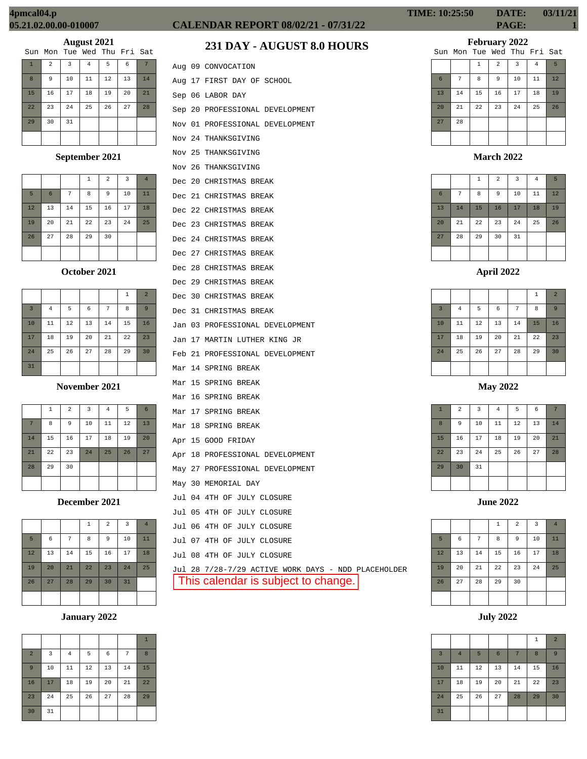**4pmcal04.p**
**05.21.02.00.00-010007**

**CALENDAR REPORT 08/02/21 - 07/31/22**

**TIME: 10:25:50 DATE: 03/11/21**

## 231 DAY - AUGUST 8.0 HOURS

- Aug 09 CONVOCATION
- Aug 17 FIRST DAY OF SCHOOL
- Sep 06 LABOR DAY
- Sep 20 PROFESSIONAL DEVELOPMENT
- Nov 01 PROFESSIONAL DEVELOPMENT
- Nov 24 THANKSGIVING
- Nov 25 THANKSGIVING
- Nov 26 THANKSGIVING
- Dec 20 CHRISTMAS BREAK
- Dec 21 CHRISTMAS BREAK
- Dec 22 CHRISTMAS BREAK
- Dec 23 CHRISTMAS BREAK
- Dec 24 CHRISTMAS BREAK
- Dec 27 CHRISTMAS BREAK
- Dec 28 CHRISTMAS BREAK
- Dec 29 CHRISTMAS BREAK
- Dec 30 CHRISTMAS BREAK
- Dec 31 CHRISTMAS BREAK
- Jan 03 PROFESSIONAL DEVELOPMENT
- Jan 17 MARTIN LUTHER KING JR
- Feb 21 PROFESSIONAL DEVELOPMENT
- Mar 14 SPRING BREAK
- Mar 15 SPRING BREAK
- Mar 16 SPRING BREAK
- Mar 17 SPRING BREAK
- Mar 18 SPRING BREAK
- Apr 15 GOOD FRIDAY
- Apr 18 PROFESSIONAL DEVELOPMENT
- May 27 PROFESSIONAL DEVELOPMENT
- May 30 MEMORIAL DAY
- Jul 04 4TH OF JULY CLOSURE
- Jul 05 4TH OF JULY CLOSURE
- Jul 06 4TH OF JULY CLOSURE
- Jul 07 4TH OF JULY CLOSURE
- Jul 08 4TH OF JULY CLOSURE
- Jul 28 7/28-7/29 ACTIVE WORK DAYS - NDD PLACEHOLDER

This calendar is subject to change.

### August 2021

| Sun | Mon | Tue | Wed | Thu | Fri | Sat |
|---|---|---|---|---|---|---|
| 1 | 2 | 3 | 4 | 5 | 6 | 7 |
| 8 | 9 | 10 | 11 | 12 | 13 | 14 |
| 15 | 16 | 17 | 18 | 19 | 20 | 21 |
| 22 | 23 | 24 | 25 | 26 | 27 | 28 |
| 29 | 30 | 31 | | | | |

### September 2021

| Sun | Mon | Tue | Wed | Thu | Fri | Sat |
|---|---|---|---|---|---|---|
| | | | 1 | 2 | 3 | 4 |
| 5 | 6 | 7 | 8 | 9 | 10 | 11 |
| 12 | 13 | 14 | 15 | 16 | 17 | 18 |
| 19 | 20 | 21 | 22 | 23 | 24 | 25 |
| 26 | 27 | 28 | 29 | 30 | | |

### October 2021

| Sun | Mon | Tue | Wed | Thu | Fri | Sat |
|---|---|---|---|---|---|---|
| | | | | | 1 | 2 |
| 3 | 4 | 5 | 6 | 7 | 8 | 9 |
| 10 | 11 | 12 | 13 | 14 | 15 | 16 |
| 17 | 18 | 19 | 20 | 21 | 22 | 23 |
| 24 | 25 | 26 | 27 | 28 | 29 | 30 |
| 31 | | | | | | |

### November 2021

| Sun | Mon | Tue | Wed | Thu | Fri | Sat |
|---|---|---|---|---|---|---|
| | 1 | 2 | 3 | 4 | 5 | 6 |
| 7 | 8 | 9 | 10 | 11 | 12 | 13 |
| 14 | 15 | 16 | 17 | 18 | 19 | 20 |
| 21 | 22 | 23 | 24 | 25 | 26 | 27 |
| 28 | 29 | 30 | | | | |

### December 2021

| Sun | Mon | Tue | Wed | Thu | Fri | Sat |
|---|---|---|---|---|---|---|
| | | | 1 | 2 | 3 | 4 |
| 5 | 6 | 7 | 8 | 9 | 10 | 11 |
| 12 | 13 | 14 | 15 | 16 | 17 | 18 |
| 19 | 20 | 21 | 22 | 23 | 24 | 25 |
| 26 | 27 | 28 | 29 | 30 | 31 | |

### January 2022

| Sun | Mon | Tue | Wed | Thu | Fri | Sat |
|---|---|---|---|---|---|---|
| | | | | | | 1 |
| 2 | 3 | 4 | 5 | 6 | 7 | 8 |
| 9 | 10 | 11 | 12 | 13 | 14 | 15 |
| 16 | 17 | 18 | 19 | 20 | 21 | 22 |
| 23 | 24 | 25 | 26 | 27 | 28 | 29 |
| 30 | 31 | | | | | |

### February 2022

| Sun | Mon | Tue | Wed | Thu | Fri | Sat |
|---|---|---|---|---|---|---|
| | | 1 | 2 | 3 | 4 | 5 |
| 6 | 7 | 8 | 9 | 10 | 11 | 12 |
| 13 | 14 | 15 | 16 | 17 | 18 | 19 |
| 20 | 21 | 22 | 23 | 24 | 25 | 26 |
| 27 | 28 | | | | | |

### March 2022

| Sun | Mon | Tue | Wed | Thu | Fri | Sat |
|---|---|---|---|---|---|---|
| | | 1 | 2 | 3 | 4 | 5 |
| 6 | 7 | 8 | 9 | 10 | 11 | 12 |
| 13 | 14 | 15 | 16 | 17 | 18 | 19 |
| 20 | 21 | 22 | 23 | 24 | 25 | 26 |
| 27 | 28 | 29 | 30 | 31 | | |

### April 2022

| Sun | Mon | Tue | Wed | Thu | Fri | Sat |
|---|---|---|---|---|---|---|
| | | | | | 1 | 2 |
| 3 | 4 | 5 | 6 | 7 | 8 | 9 |
| 10 | 11 | 12 | 13 | 14 | 15 | 16 |
| 17 | 18 | 19 | 20 | 21 | 22 | 23 |
| 24 | 25 | 26 | 27 | 28 | 29 | 30 |

### May 2022

| Sun | Mon | Tue | Wed | Thu | Fri | Sat |
|---|---|---|---|---|---|---|
| 1 | 2 | 3 | 4 | 5 | 6 | 7 |
| 8 | 9 | 10 | 11 | 12 | 13 | 14 |
| 15 | 16 | 17 | 18 | 19 | 20 | 21 |
| 22 | 23 | 24 | 25 | 26 | 27 | 28 |
| 29 | 30 | 31 | | | | |

### June 2022

| Sun | Mon | Tue | Wed | Thu | Fri | Sat |
|---|---|---|---|---|---|---|
| | | | 1 | 2 | 3 | 4 |
| 5 | 6 | 7 | 8 | 9 | 10 | 11 |
| 12 | 13 | 14 | 15 | 16 | 17 | 18 |
| 19 | 20 | 21 | 22 | 23 | 24 | 25 |
| 26 | 27 | 28 | 29 | 30 | | |

### July 2022

| Sun | Mon | Tue | Wed | Thu | Fri | Sat |
|---|---|---|---|---|---|---|
| | | | | | 1 | 2 |
| 3 | 4 | 5 | 6 | 7 | 8 | 9 |
| 10 | 11 | 12 | 13 | 14 | 15 | 16 |
| 17 | 18 | 19 | 20 | 21 | 22 | 23 |
| 24 | 25 | 26 | 27 | 28 | 29 | 30 |
| 31 | | | | | | |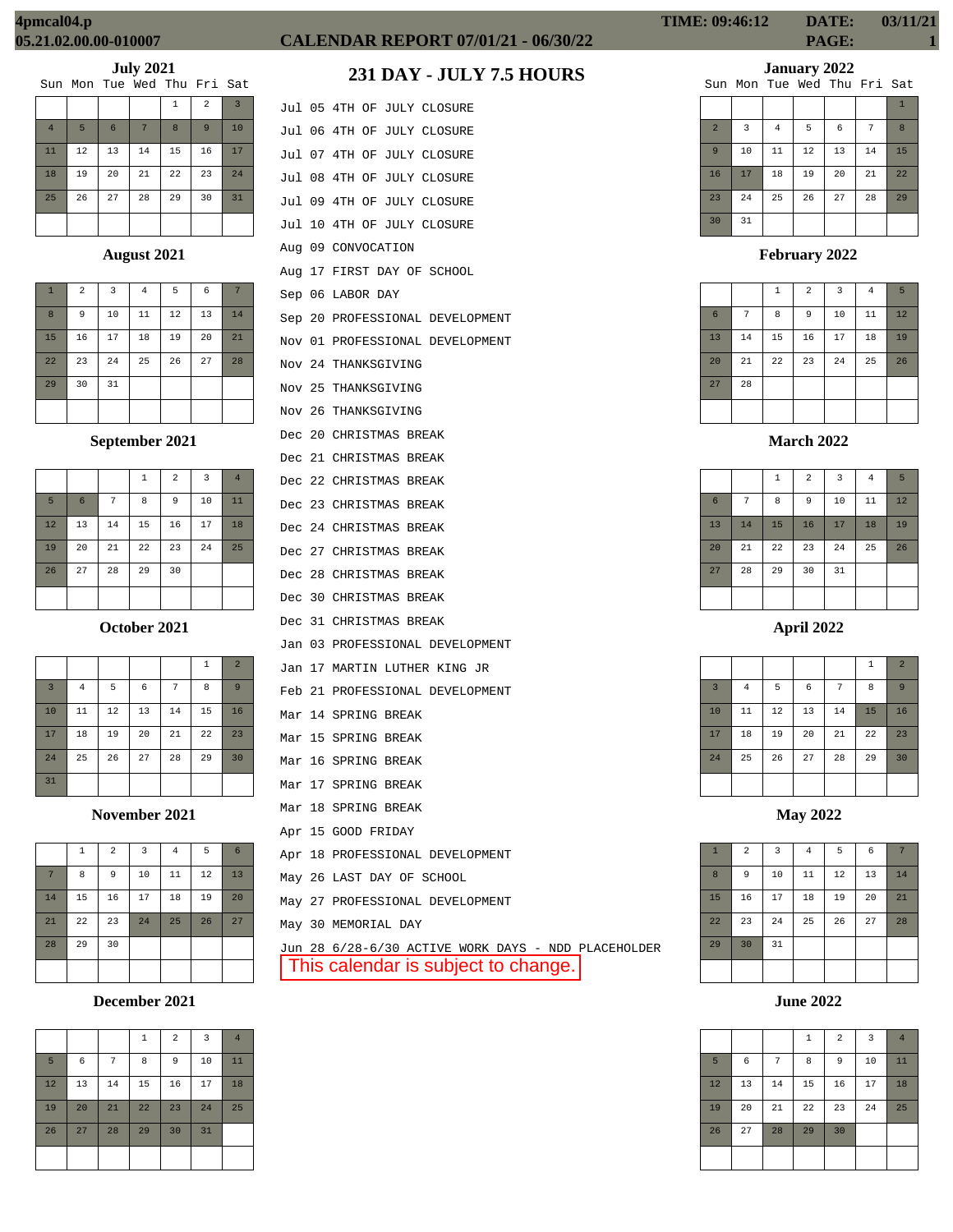4pmcal04.p
05.21.02.00.00-010007

# CALENDAR REPORT 07/01/21 - 06/30/22

TIME: 09:46:12 DATE: 03/11/21 PAGE: 1

## 231 DAY - JULY 7.5 HOURS

### July 2021

| Sun | Mon | Tue | Wed | Thu | Fri | Sat |
|---|---|---|---|---|---|---|
| | | | | 1 | 2 | 3 |
| 4 | 5 | 6 | 7 | 8 | 9 | 10 |
| 11 | 12 | 13 | 14 | 15 | 16 | 17 |
| 18 | 19 | 20 | 21 | 22 | 23 | 24 |
| 25 | 26 | 27 | 28 | 29 | 30 | 31 |

### August 2021

| Sun | Mon | Tue | Wed | Thu | Fri | Sat |
|---|---|---|---|---|---|---|
| 1 | 2 | 3 | 4 | 5 | 6 | 7 |
| 8 | 9 | 10 | 11 | 12 | 13 | 14 |
| 15 | 16 | 17 | 18 | 19 | 20 | 21 |
| 22 | 23 | 24 | 25 | 26 | 27 | 28 |
| 29 | 30 | 31 | | | | |

### September 2021

| Sun | Mon | Tue | Wed | Thu | Fri | Sat |
|---|---|---|---|---|---|---|
| | | | 1 | 2 | 3 | 4 |
| 5 | 6 | 7 | 8 | 9 | 10 | 11 |
| 12 | 13 | 14 | 15 | 16 | 17 | 18 |
| 19 | 20 | 21 | 22 | 23 | 24 | 25 |
| 26 | 27 | 28 | 29 | 30 | | |

### October 2021

| Sun | Mon | Tue | Wed | Thu | Fri | Sat |
|---|---|---|---|---|---|---|
| | | | | | 1 | 2 |
| 3 | 4 | 5 | 6 | 7 | 8 | 9 |
| 10 | 11 | 12 | 13 | 14 | 15 | 16 |
| 17 | 18 | 19 | 20 | 21 | 22 | 23 |
| 24 | 25 | 26 | 27 | 28 | 29 | 30 |
| 31 | | | | | | |

### November 2021

| Sun | Mon | Tue | Wed | Thu | Fri | Sat |
|---|---|---|---|---|---|---|
| | 1 | 2 | 3 | 4 | 5 | 6 |
| 7 | 8 | 9 | 10 | 11 | 12 | 13 |
| 14 | 15 | 16 | 17 | 18 | 19 | 20 |
| 21 | 22 | 23 | 24 | 25 | 26 | 27 |
| 28 | 29 | 30 | | | | |

### December 2021

| Sun | Mon | Tue | Wed | Thu | Fri | Sat |
|---|---|---|---|---|---|---|
| | | | 1 | 2 | 3 | 4 |
| 5 | 6 | 7 | 8 | 9 | 10 | 11 |
| 12 | 13 | 14 | 15 | 16 | 17 | 18 |
| 19 | 20 | 21 | 22 | 23 | 24 | 25 |
| 26 | 27 | 28 | 29 | 30 | 31 | |

```
Jul 05 4TH OF JULY CLOSURE
Jul 06 4TH OF JULY CLOSURE
Jul 07 4TH OF JULY CLOSURE
Jul 08 4TH OF JULY CLOSURE
Jul 09 4TH OF JULY CLOSURE
Jul 10 4TH OF JULY CLOSURE
Aug 09 CONVOCATION
Aug 17 FIRST DAY OF SCHOOL
Sep 06 LABOR DAY
Sep 20 PROFESSIONAL DEVELOPMENT
Nov 01 PROFESSIONAL DEVELOPMENT
Nov 24 THANKSGIVING
Nov 25 THANKSGIVING
Nov 26 THANKSGIVING
Dec 20 CHRISTMAS BREAK
Dec 21 CHRISTMAS BREAK
Dec 22 CHRISTMAS BREAK
Dec 23 CHRISTMAS BREAK
Dec 24 CHRISTMAS BREAK
Dec 27 CHRISTMAS BREAK
Dec 28 CHRISTMAS BREAK
Dec 30 CHRISTMAS BREAK
Dec 31 CHRISTMAS BREAK
Jan 03 PROFESSIONAL DEVELOPMENT
Jan 17 MARTIN LUTHER KING JR
Feb 21 PROFESSIONAL DEVELOPMENT
Mar 14 SPRING BREAK
Mar 15 SPRING BREAK
Mar 16 SPRING BREAK
Mar 17 SPRING BREAK
Mar 18 SPRING BREAK
Apr 15 GOOD FRIDAY
Apr 18 PROFESSIONAL DEVELOPMENT
May 26 LAST DAY OF SCHOOL
May 27 PROFESSIONAL DEVELOPMENT
May 30 MEMORIAL DAY
Jun 28 6/28-6/30 ACTIVE WORK DAYS - NDD PLACEHOLDER
```

This calendar is subject to change.

### January 2022

| Sun | Mon | Tue | Wed | Thu | Fri | Sat |
|---|---|---|---|---|---|---|
| | | | | | | 1 |
| 2 | 3 | 4 | 5 | 6 | 7 | 8 |
| 9 | 10 | 11 | 12 | 13 | 14 | 15 |
| 16 | 17 | 18 | 19 | 20 | 21 | 22 |
| 23 | 24 | 25 | 26 | 27 | 28 | 29 |
| 30 | 31 | | | | | |

### February 2022

| Sun | Mon | Tue | Wed | Thu | Fri | Sat |
|---|---|---|---|---|---|---|
| | | 1 | 2 | 3 | 4 | 5 |
| 6 | 7 | 8 | 9 | 10 | 11 | 12 |
| 13 | 14 | 15 | 16 | 17 | 18 | 19 |
| 20 | 21 | 22 | 23 | 24 | 25 | 26 |
| 27 | 28 | | | | | |

### March 2022

| Sun | Mon | Tue | Wed | Thu | Fri | Sat |
|---|---|---|---|---|---|---|
| | | 1 | 2 | 3 | 4 | 5 |
| 6 | 7 | 8 | 9 | 10 | 11 | 12 |
| 13 | 14 | 15 | 16 | 17 | 18 | 19 |
| 20 | 21 | 22 | 23 | 24 | 25 | 26 |
| 27 | 28 | 29 | 30 | 31 | | |

### April 2022

| Sun | Mon | Tue | Wed | Thu | Fri | Sat |
|---|---|---|---|---|---|---|
| | | | | | 1 | 2 |
| 3 | 4 | 5 | 6 | 7 | 8 | 9 |
| 10 | 11 | 12 | 13 | 14 | 15 | 16 |
| 17 | 18 | 19 | 20 | 21 | 22 | 23 |
| 24 | 25 | 26 | 27 | 28 | 29 | 30 |

### May 2022

| Sun | Mon | Tue | Wed | Thu | Fri | Sat |
|---|---|---|---|---|---|---|
| 1 | 2 | 3 | 4 | 5 | 6 | 7 |
| 8 | 9 | 10 | 11 | 12 | 13 | 14 |
| 15 | 16 | 17 | 18 | 19 | 20 | 21 |
| 22 | 23 | 24 | 25 | 26 | 27 | 28 |
| 29 | 30 | 31 | | | | |

### June 2022

| Sun | Mon | Tue | Wed | Thu | Fri | Sat |
|---|---|---|---|---|---|---|
| | | | 1 | 2 | 3 | 4 |
| 5 | 6 | 7 | 8 | 9 | 10 | 11 |
| 12 | 13 | 14 | 15 | 16 | 17 | 18 |
| 19 | 20 | 21 | 22 | 23 | 24 | 25 |
| 26 | 27 | 28 | 29 | 30 | | |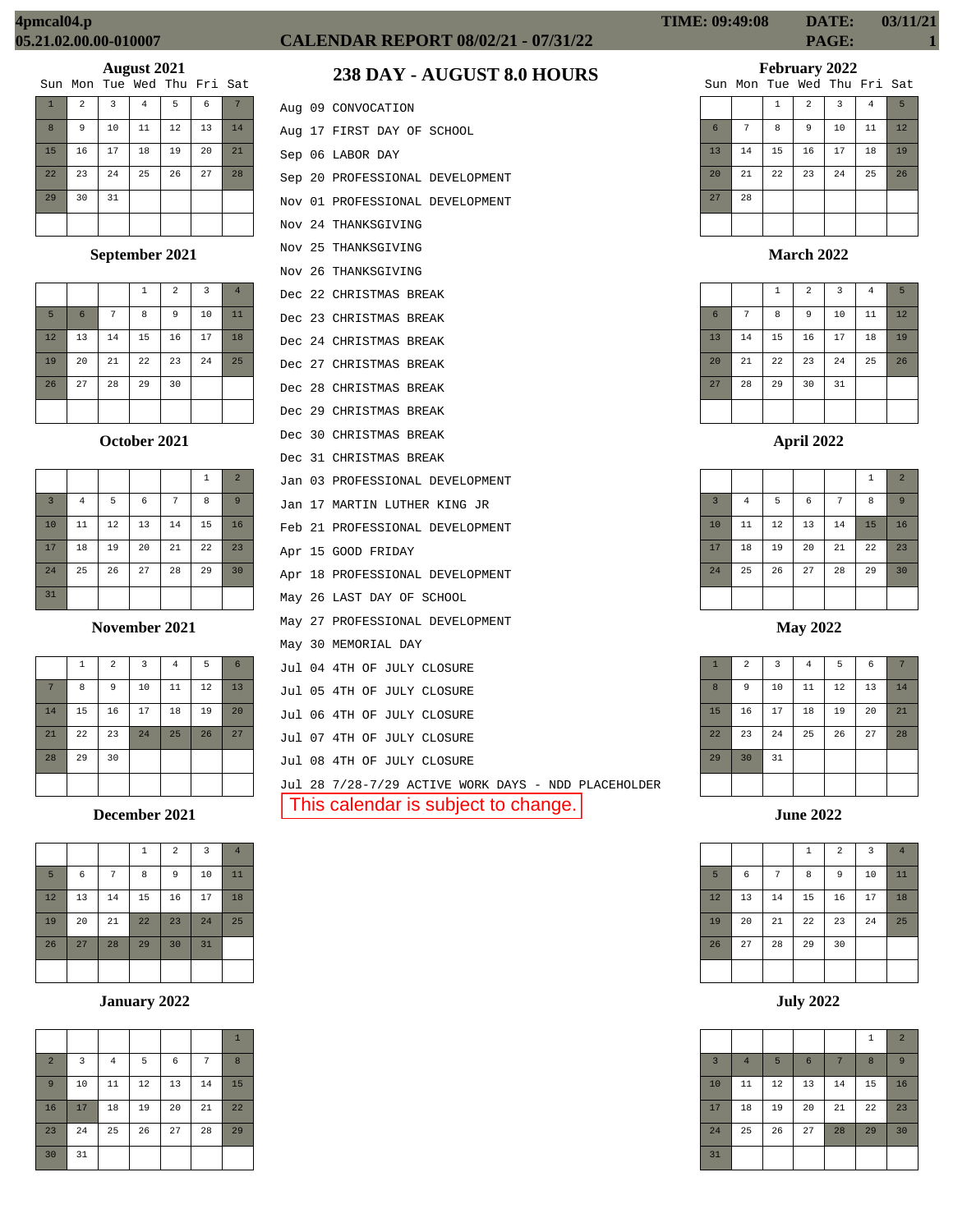4pmcal04.p
05.21.02.00.00-010007

# CALENDAR REPORT 08/02/21 - 07/31/22

TIME: 09:49:08 DATE: 03/11/21 PAGE: 1

## 238 DAY - AUGUST 8.0 HOURS

### August 2021

| Sun | Mon | Tue | Wed | Thu | Fri | Sat |
|---|---|---|---|---|---|---|
| 1 | 2 | 3 | 4 | 5 | 6 | 7 |
| 8 | 9 | 10 | 11 | 12 | 13 | 14 |
| 15 | 16 | 17 | 18 | 19 | 20 | 21 |
| 22 | 23 | 24 | 25 | 26 | 27 | 28 |
| 29 | 30 | 31 | | | | |

### September 2021

| Sun | Mon | Tue | Wed | Thu | Fri | Sat |
|---|---|---|---|---|---|---|
| | | | 1 | 2 | 3 | 4 |
| 5 | 6 | 7 | 8 | 9 | 10 | 11 |
| 12 | 13 | 14 | 15 | 16 | 17 | 18 |
| 19 | 20 | 21 | 22 | 23 | 24 | 25 |
| 26 | 27 | 28 | 29 | 30 | | |

### October 2021

| Sun | Mon | Tue | Wed | Thu | Fri | Sat |
|---|---|---|---|---|---|---|
| | | | | | 1 | 2 |
| 3 | 4 | 5 | 6 | 7 | 8 | 9 |
| 10 | 11 | 12 | 13 | 14 | 15 | 16 |
| 17 | 18 | 19 | 20 | 21 | 22 | 23 |
| 24 | 25 | 26 | 27 | 28 | 29 | 30 |
| 31 | | | | | | |

### November 2021

| Sun | Mon | Tue | Wed | Thu | Fri | Sat |
|---|---|---|---|---|---|---|
| | 1 | 2 | 3 | 4 | 5 | 6 |
| 7 | 8 | 9 | 10 | 11 | 12 | 13 |
| 14 | 15 | 16 | 17 | 18 | 19 | 20 |
| 21 | 22 | 23 | 24 | 25 | 26 | 27 |
| 28 | 29 | 30 | | | | |

### December 2021

| Sun | Mon | Tue | Wed | Thu | Fri | Sat |
|---|---|---|---|---|---|---|
| | | | 1 | 2 | 3 | 4 |
| 5 | 6 | 7 | 8 | 9 | 10 | 11 |
| 12 | 13 | 14 | 15 | 16 | 17 | 18 |
| 19 | 20 | 21 | 22 | 23 | 24 | 25 |
| 26 | 27 | 28 | 29 | 30 | 31 | |

### January 2022

| Sun | Mon | Tue | Wed | Thu | Fri | Sat |
|---|---|---|---|---|---|---|
| | | | | | | 1 |
| 2 | 3 | 4 | 5 | 6 | 7 | 8 |
| 9 | 10 | 11 | 12 | 13 | 14 | 15 |
| 16 | 17 | 18 | 19 | 20 | 21 | 22 |
| 23 | 24 | 25 | 26 | 27 | 28 | 29 |
| 30 | 31 | | | | | |

Aug 09 CONVOCATION
Aug 17 FIRST DAY OF SCHOOL
Sep 06 LABOR DAY
Sep 20 PROFESSIONAL DEVELOPMENT
Nov 01 PROFESSIONAL DEVELOPMENT
Nov 24 THANKSGIVING
Nov 25 THANKSGIVING
Nov 26 THANKSGIVING
Dec 22 CHRISTMAS BREAK
Dec 23 CHRISTMAS BREAK
Dec 24 CHRISTMAS BREAK
Dec 27 CHRISTMAS BREAK
Dec 28 CHRISTMAS BREAK
Dec 29 CHRISTMAS BREAK
Dec 30 CHRISTMAS BREAK
Dec 31 CHRISTMAS BREAK
Jan 03 PROFESSIONAL DEVELOPMENT
Jan 17 MARTIN LUTHER KING JR
Feb 21 PROFESSIONAL DEVELOPMENT
Apr 15 GOOD FRIDAY
Apr 18 PROFESSIONAL DEVELOPMENT
May 26 LAST DAY OF SCHOOL
May 27 PROFESSIONAL DEVELOPMENT
May 30 MEMORIAL DAY
Jul 04 4TH OF JULY CLOSURE
Jul 05 4TH OF JULY CLOSURE
Jul 06 4TH OF JULY CLOSURE
Jul 07 4TH OF JULY CLOSURE
Jul 08 4TH OF JULY CLOSURE
Jul 28 7/28-7/29 ACTIVE WORK DAYS - NDD PLACEHOLDER

This calendar is subject to change.

### February 2022

| Sun | Mon | Tue | Wed | Thu | Fri | Sat |
|---|---|---|---|---|---|---|
| | | 1 | 2 | 3 | 4 | 5 |
| 6 | 7 | 8 | 9 | 10 | 11 | 12 |
| 13 | 14 | 15 | 16 | 17 | 18 | 19 |
| 20 | 21 | 22 | 23 | 24 | 25 | 26 |
| 27 | 28 | | | | | |

### March 2022

| Sun | Mon | Tue | Wed | Thu | Fri | Sat |
|---|---|---|---|---|---|---|
| | | 1 | 2 | 3 | 4 | 5 |
| 6 | 7 | 8 | 9 | 10 | 11 | 12 |
| 13 | 14 | 15 | 16 | 17 | 18 | 19 |
| 20 | 21 | 22 | 23 | 24 | 25 | 26 |
| 27 | 28 | 29 | 30 | 31 | | |

### April 2022

| Sun | Mon | Tue | Wed | Thu | Fri | Sat |
|---|---|---|---|---|---|---|
| | | | | | 1 | 2 |
| 3 | 4 | 5 | 6 | 7 | 8 | 9 |
| 10 | 11 | 12 | 13 | 14 | 15 | 16 |
| 17 | 18 | 19 | 20 | 21 | 22 | 23 |
| 24 | 25 | 26 | 27 | 28 | 29 | 30 |

### May 2022

| Sun | Mon | Tue | Wed | Thu | Fri | Sat |
|---|---|---|---|---|---|---|
| 1 | 2 | 3 | 4 | 5 | 6 | 7 |
| 8 | 9 | 10 | 11 | 12 | 13 | 14 |
| 15 | 16 | 17 | 18 | 19 | 20 | 21 |
| 22 | 23 | 24 | 25 | 26 | 27 | 28 |
| 29 | 30 | 31 | | | | |

### June 2022

| Sun | Mon | Tue | Wed | Thu | Fri | Sat |
|---|---|---|---|---|---|---|
| | | | 1 | 2 | 3 | 4 |
| 5 | 6 | 7 | 8 | 9 | 10 | 11 |
| 12 | 13 | 14 | 15 | 16 | 17 | 18 |
| 19 | 20 | 21 | 22 | 23 | 24 | 25 |
| 26 | 27 | 28 | 29 | 30 | | |

### July 2022

| Sun | Mon | Tue | Wed | Thu | Fri | Sat |
|---|---|---|---|---|---|---|
| | | | | | 1 | 2 |
| 3 | 4 | 5 | 6 | 7 | 8 | 9 |
| 10 | 11 | 12 | 13 | 14 | 15 | 16 |
| 17 | 18 | 19 | 20 | 21 | 22 | 23 |
| 24 | 25 | 26 | 27 | 28 | 29 | 30 |
| 31 | | | | | | |